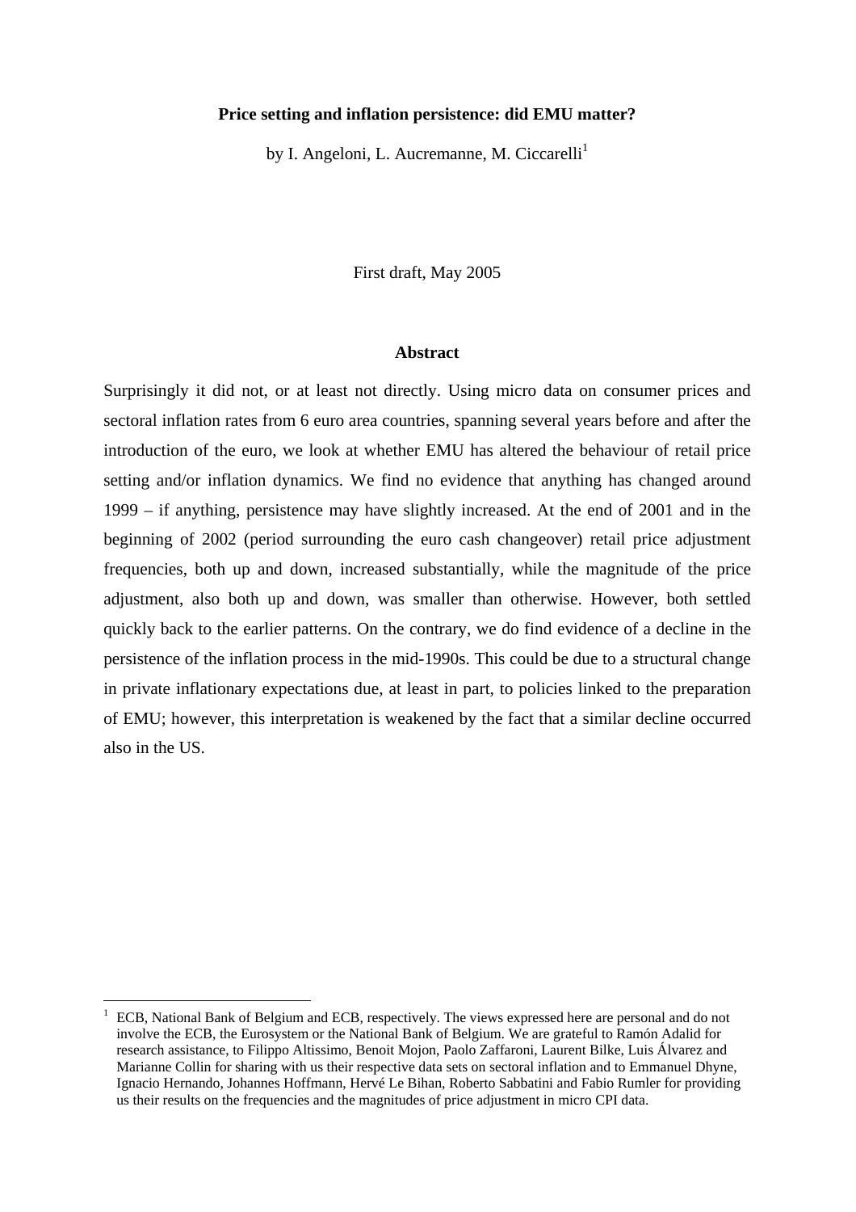**Price setting and inflation persistence: did EMU matter?**

by I. Angeloni, L. Aucremanne, M. Ciccarelli[1]

First draft, May 2005

**Abstract**

Surprisingly it did not, or at least not directly. Using micro data on consumer prices and sectoral inflation rates from 6 euro area countries, spanning several years before and after the introduction of the euro, we look at whether EMU has altered the behaviour of retail price setting and/or inflation dynamics. We find no evidence that anything has changed around 1999 – if anything, persistence may have slightly increased. At the end of 2001 and in the beginning of 2002 (period surrounding the euro cash changeover) retail price adjustment frequencies, both up and down, increased substantially, while the magnitude of the price adjustment, also both up and down, was smaller than otherwise. However, both settled quickly back to the earlier patterns. On the contrary, we do find evidence of a decline in the persistence of the inflation process in the mid-1990s. This could be due to a structural change in private inflationary expectations due, at least in part, to policies linked to the preparation of EMU; however, this interpretation is weakened by the fact that a similar decline occurred also in the US.

[1] ECB, National Bank of Belgium and ECB, respectively. The views expressed here are personal and do not involve the ECB, the Eurosystem or the National Bank of Belgium. We are grateful to Ramón Adalid for research assistance, to Filippo Altissimo, Benoit Mojon, Paolo Zaffaroni, Laurent Bilke, Luis Álvarez and Marianne Collin for sharing with us their respective data sets on sectoral inflation and to Emmanuel Dhyne, Ignacio Hernando, Johannes Hoffmann, Hervé Le Bihan, Roberto Sabbatini and Fabio Rumler for providing us their results on the frequencies and the magnitudes of price adjustment in micro CPI data.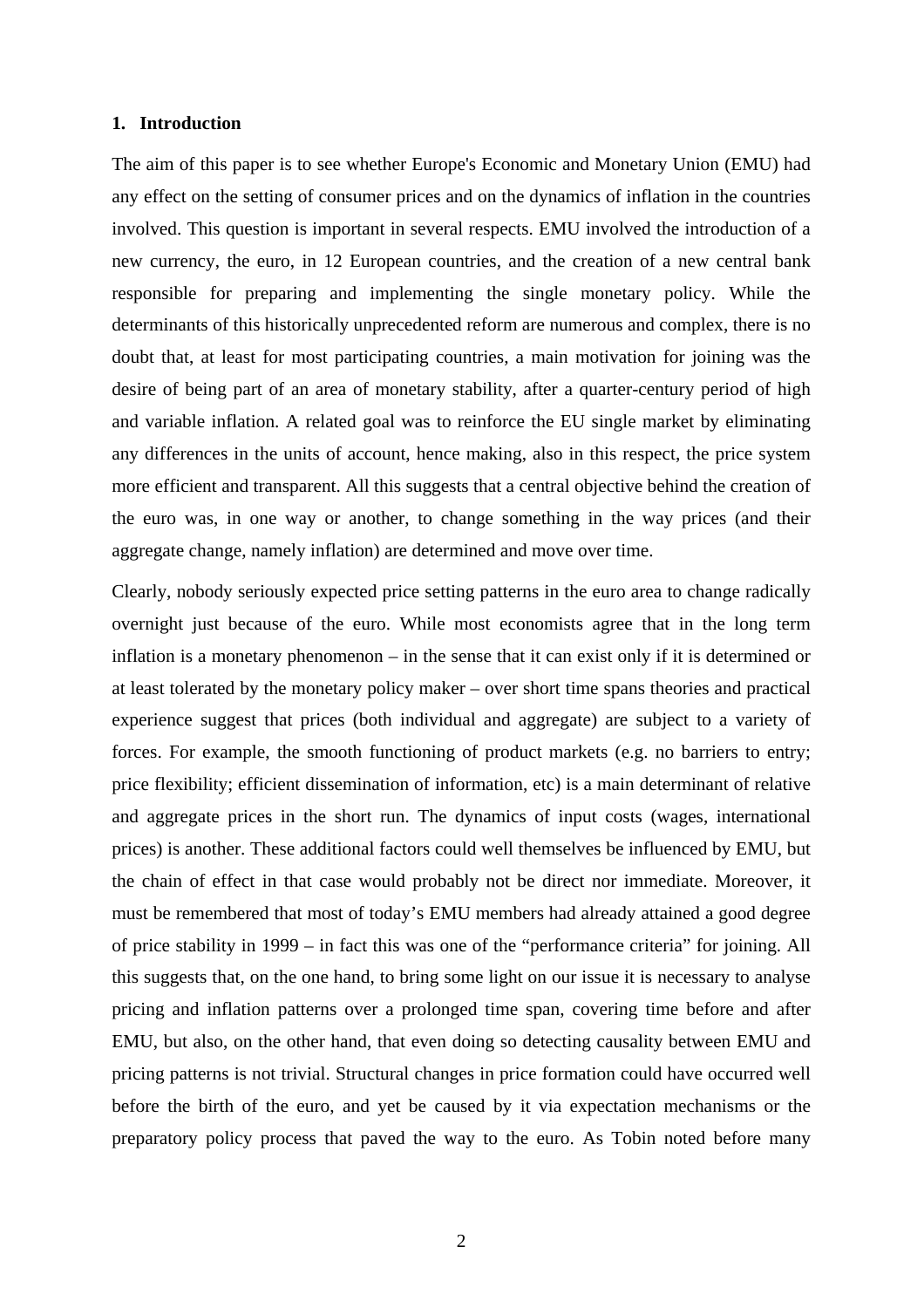## 1. Introduction

The aim of this paper is to see whether Europe's Economic and Monetary Union (EMU) had any effect on the setting of consumer prices and on the dynamics of inflation in the countries involved. This question is important in several respects. EMU involved the introduction of a new currency, the euro, in 12 European countries, and the creation of a new central bank responsible for preparing and implementing the single monetary policy. While the determinants of this historically unprecedented reform are numerous and complex, there is no doubt that, at least for most participating countries, a main motivation for joining was the desire of being part of an area of monetary stability, after a quarter-century period of high and variable inflation. A related goal was to reinforce the EU single market by eliminating any differences in the units of account, hence making, also in this respect, the price system more efficient and transparent. All this suggests that a central objective behind the creation of the euro was, in one way or another, to change something in the way prices (and their aggregate change, namely inflation) are determined and move over time.

Clearly, nobody seriously expected price setting patterns in the euro area to change radically overnight just because of the euro. While most economists agree that in the long term inflation is a monetary phenomenon – in the sense that it can exist only if it is determined or at least tolerated by the monetary policy maker – over short time spans theories and practical experience suggest that prices (both individual and aggregate) are subject to a variety of forces. For example, the smooth functioning of product markets (e.g. no barriers to entry; price flexibility; efficient dissemination of information, etc) is a main determinant of relative and aggregate prices in the short run. The dynamics of input costs (wages, international prices) is another. These additional factors could well themselves be influenced by EMU, but the chain of effect in that case would probably not be direct nor immediate. Moreover, it must be remembered that most of today's EMU members had already attained a good degree of price stability in 1999 – in fact this was one of the "performance criteria" for joining. All this suggests that, on the one hand, to bring some light on our issue it is necessary to analyse pricing and inflation patterns over a prolonged time span, covering time before and after EMU, but also, on the other hand, that even doing so detecting causality between EMU and pricing patterns is not trivial. Structural changes in price formation could have occurred well before the birth of the euro, and yet be caused by it via expectation mechanisms or the preparatory policy process that paved the way to the euro. As Tobin noted before many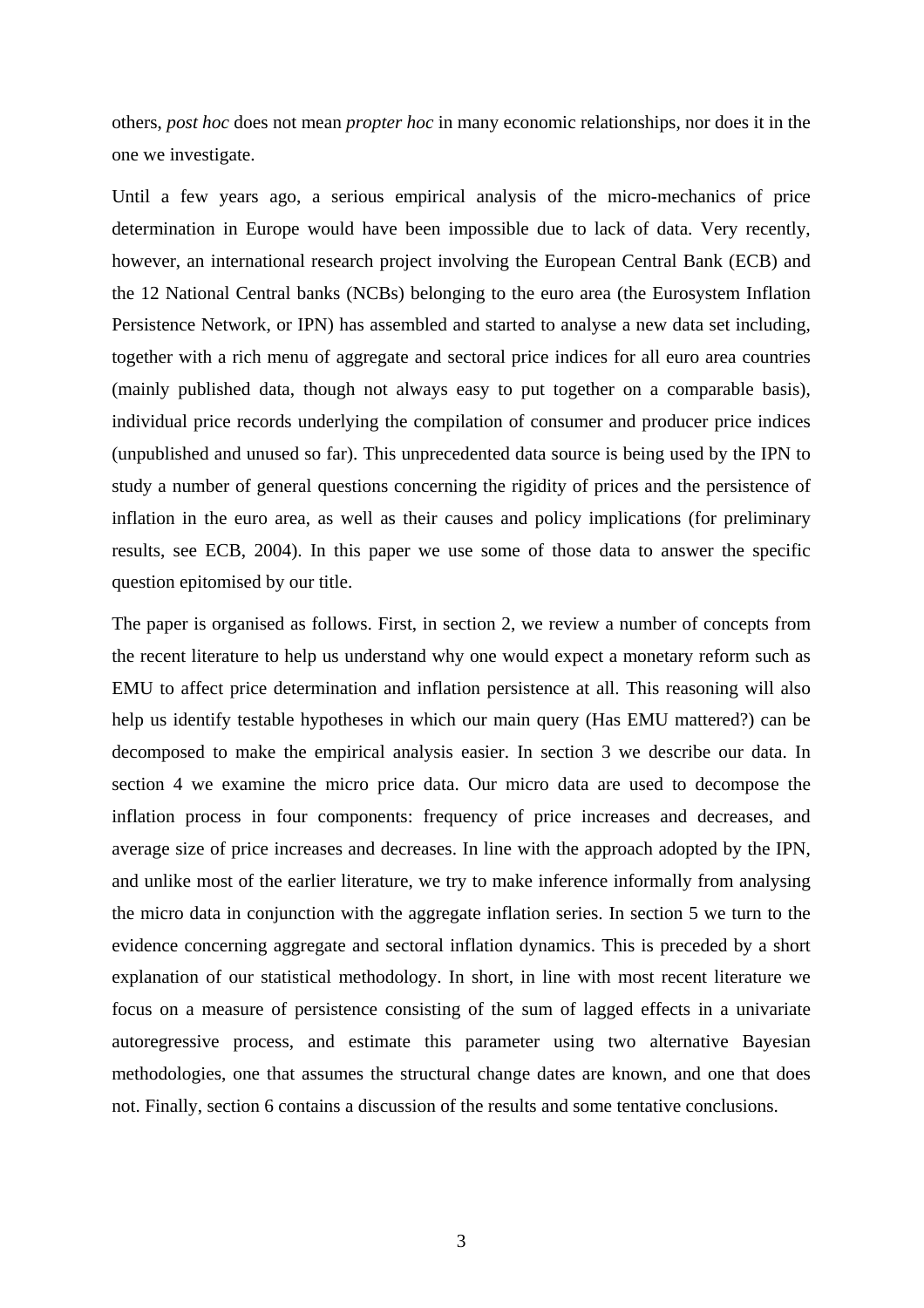others, *post hoc* does not mean *propter hoc* in many economic relationships, nor does it in the one we investigate.

Until a few years ago, a serious empirical analysis of the micro-mechanics of price determination in Europe would have been impossible due to lack of data. Very recently, however, an international research project involving the European Central Bank (ECB) and the 12 National Central banks (NCBs) belonging to the euro area (the Eurosystem Inflation Persistence Network, or IPN) has assembled and started to analyse a new data set including, together with a rich menu of aggregate and sectoral price indices for all euro area countries (mainly published data, though not always easy to put together on a comparable basis), individual price records underlying the compilation of consumer and producer price indices (unpublished and unused so far). This unprecedented data source is being used by the IPN to study a number of general questions concerning the rigidity of prices and the persistence of inflation in the euro area, as well as their causes and policy implications (for preliminary results, see ECB, 2004). In this paper we use some of those data to answer the specific question epitomised by our title.

The paper is organised as follows. First, in section 2, we review a number of concepts from the recent literature to help us understand why one would expect a monetary reform such as EMU to affect price determination and inflation persistence at all. This reasoning will also help us identify testable hypotheses in which our main query (Has EMU mattered?) can be decomposed to make the empirical analysis easier. In section 3 we describe our data. In section 4 we examine the micro price data. Our micro data are used to decompose the inflation process in four components: frequency of price increases and decreases, and average size of price increases and decreases. In line with the approach adopted by the IPN, and unlike most of the earlier literature, we try to make inference informally from analysing the micro data in conjunction with the aggregate inflation series. In section 5 we turn to the evidence concerning aggregate and sectoral inflation dynamics. This is preceded by a short explanation of our statistical methodology. In short, in line with most recent literature we focus on a measure of persistence consisting of the sum of lagged effects in a univariate autoregressive process, and estimate this parameter using two alternative Bayesian methodologies, one that assumes the structural change dates are known, and one that does not. Finally, section 6 contains a discussion of the results and some tentative conclusions.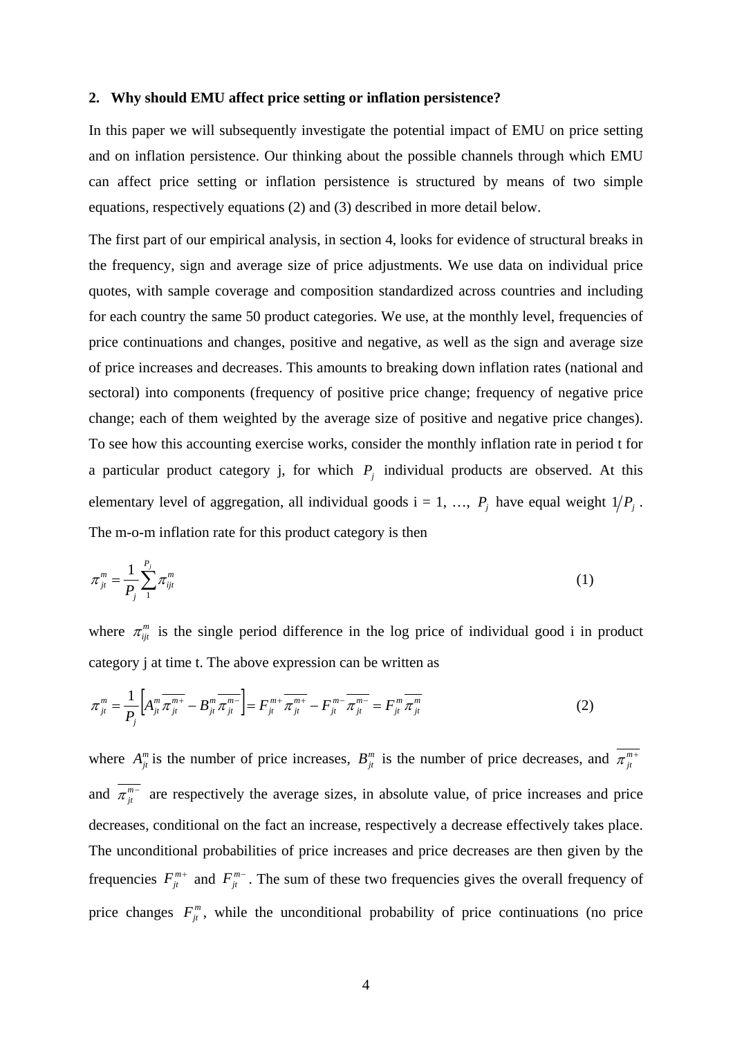## 2. Why should EMU affect price setting or inflation persistence?

In this paper we will subsequently investigate the potential impact of EMU on price setting and on inflation persistence. Our thinking about the possible channels through which EMU can affect price setting or inflation persistence is structured by means of two simple equations, respectively equations (2) and (3) described in more detail below.

The first part of our empirical analysis, in section 4, looks for evidence of structural breaks in the frequency, sign and average size of price adjustments. We use data on individual price quotes, with sample coverage and composition standardized across countries and including for each country the same 50 product categories. We use, at the monthly level, frequencies of price continuations and changes, positive and negative, as well as the sign and average size of price increases and decreases. This amounts to breaking down inflation rates (national and sectoral) into components (frequency of positive price change; frequency of negative price change; each of them weighted by the average size of positive and negative price changes). To see how this accounting exercise works, consider the monthly inflation rate in period t for a particular product category j, for which $P_j$ individual products are observed. At this elementary level of aggregation, all individual goods i = 1, …, $P_j$ have equal weight $1/P_j$. The m-o-m inflation rate for this product category is then

$$\pi_{jt}^{m} = \frac{1}{P_j}\sum_{1}^{P_j}\pi_{ijt}^{m} \tag{1}$$

where $\pi_{ijt}^{m}$ is the single period difference in the log price of individual good i in product category j at time t. The above expression can be written as

$$\pi_{jt}^{m} = \frac{1}{P_j}\left[A_{jt}^{m}\overline{\pi_{jt}^{m+}} - B_{jt}^{m}\overline{\pi_{jt}^{m-}}\right] = F_{jt}^{m+}\overline{\pi_{jt}^{m+}} - F_{jt}^{m-}\overline{\pi_{jt}^{m-}} = F_{jt}^{m}\overline{\pi_{jt}^{m}} \tag{2}$$

where $A_{jt}^{m}$ is the number of price increases, $B_{jt}^{m}$ is the number of price decreases, and $\overline{\pi_{jt}^{m+}}$ and $\overline{\pi_{jt}^{m-}}$ are respectively the average sizes, in absolute value, of price increases and price decreases, conditional on the fact an increase, respectively a decrease effectively takes place. The unconditional probabilities of price increases and price decreases are then given by the frequencies $F_{jt}^{m+}$ and $F_{jt}^{m-}$. The sum of these two frequencies gives the overall frequency of price changes $F_{jt}^{m}$, while the unconditional probability of price continuations (no price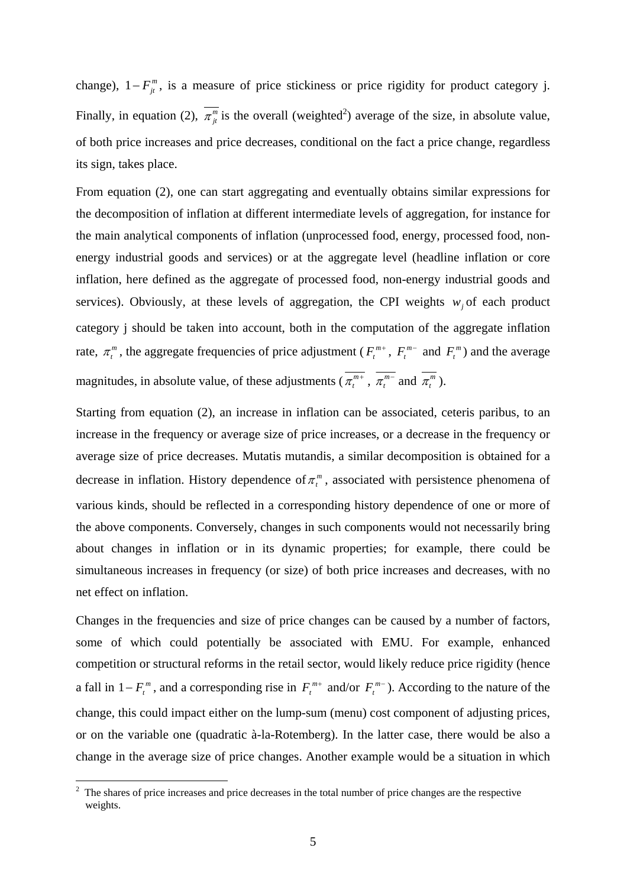change), $1-F_{jt}^{m}$, is a measure of price stickiness or price rigidity for product category j. Finally, in equation (2), $\overline{\pi_{jt}^{m}}$ is the overall (weighted[2]) average of the size, in absolute value, of both price increases and price decreases, conditional on the fact a price change, regardless its sign, takes place.

From equation (2), one can start aggregating and eventually obtains similar expressions for the decomposition of inflation at different intermediate levels of aggregation, for instance for the main analytical components of inflation (unprocessed food, energy, processed food, non-energy industrial goods and services) or at the aggregate level (headline inflation or core inflation, here defined as the aggregate of processed food, non-energy industrial goods and services). Obviously, at these levels of aggregation, the CPI weights $w_j$ of each product category j should be taken into account, both in the computation of the aggregate inflation rate, $\pi_t^m$, the aggregate frequencies of price adjustment ($F_t^{m+}$, $F_t^{m-}$ and $F_t^m$) and the average magnitudes, in absolute value, of these adjustments ($\overline{\pi_t^{m+}}$, $\overline{\pi_t^{m-}}$ and $\overline{\pi_t^{m}}$).

Starting from equation (2), an increase in inflation can be associated, ceteris paribus, to an increase in the frequency or average size of price increases, or a decrease in the frequency or average size of price decreases. Mutatis mutandis, a similar decomposition is obtained for a decrease in inflation. History dependence of $\pi_t^m$, associated with persistence phenomena of various kinds, should be reflected in a corresponding history dependence of one or more of the above components. Conversely, changes in such components would not necessarily bring about changes in inflation or in its dynamic properties; for example, there could be simultaneous increases in frequency (or size) of both price increases and decreases, with no net effect on inflation.

Changes in the frequencies and size of price changes can be caused by a number of factors, some of which could potentially be associated with EMU. For example, enhanced competition or structural reforms in the retail sector, would likely reduce price rigidity (hence a fall in $1-F_t^m$, and a corresponding rise in $F_t^{m+}$ and/or $F_t^{m-}$). According to the nature of the change, this could impact either on the lump-sum (menu) cost component of adjusting prices, or on the variable one (quadratic à-la-Rotemberg). In the latter case, there would be also a change in the average size of price changes. Another example would be a situation in which

[2] The shares of price increases and price decreases in the total number of price changes are the respective weights.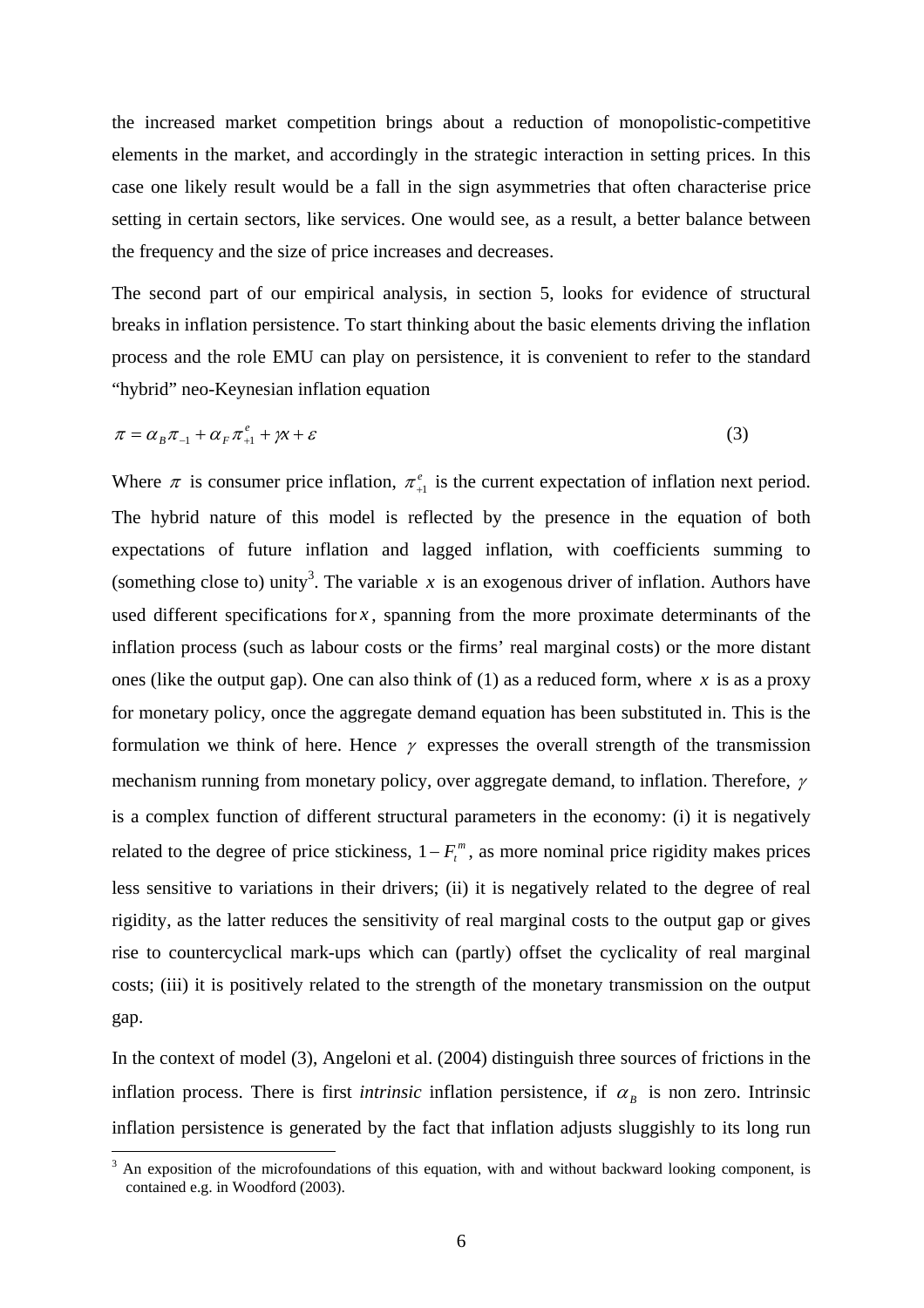the increased market competition brings about a reduction of monopolistic-competitive elements in the market, and accordingly in the strategic interaction in setting prices. In this case one likely result would be a fall in the sign asymmetries that often characterise price setting in certain sectors, like services. One would see, as a result, a better balance between the frequency and the size of price increases and decreases.

The second part of our empirical analysis, in section 5, looks for evidence of structural breaks in inflation persistence. To start thinking about the basic elements driving the inflation process and the role EMU can play on persistence, it is convenient to refer to the standard "hybrid" neo-Keynesian inflation equation

$$\pi = \alpha_B \pi_{-1} + \alpha_F \pi^e_{+1} + \gamma x + \varepsilon \tag{3}$$

Where $\pi$ is consumer price inflation, $\pi^e_{+1}$ is the current expectation of inflation next period. The hybrid nature of this model is reflected by the presence in the equation of both expectations of future inflation and lagged inflation, with coefficients summing to (something close to) unity[3]. The variable $x$ is an exogenous driver of inflation. Authors have used different specifications for $x$, spanning from the more proximate determinants of the inflation process (such as labour costs or the firms' real marginal costs) or the more distant ones (like the output gap). One can also think of (1) as a reduced form, where $x$ is as a proxy for monetary policy, once the aggregate demand equation has been substituted in. This is the formulation we think of here. Hence $\gamma$ expresses the overall strength of the transmission mechanism running from monetary policy, over aggregate demand, to inflation. Therefore, $\gamma$ is a complex function of different structural parameters in the economy: (i) it is negatively related to the degree of price stickiness, $1 - F_t^m$, as more nominal price rigidity makes prices less sensitive to variations in their drivers; (ii) it is negatively related to the degree of real rigidity, as the latter reduces the sensitivity of real marginal costs to the output gap or gives rise to countercyclical mark-ups which can (partly) offset the cyclicality of real marginal costs; (iii) it is positively related to the strength of the monetary transmission on the output gap.

In the context of model (3), Angeloni et al. (2004) distinguish three sources of frictions in the inflation process. There is first *intrinsic* inflation persistence, if $\alpha_B$ is non zero. Intrinsic inflation persistence is generated by the fact that inflation adjusts sluggishly to its long run

[3] An exposition of the microfoundations of this equation, with and without backward looking component, is contained e.g. in Woodford (2003).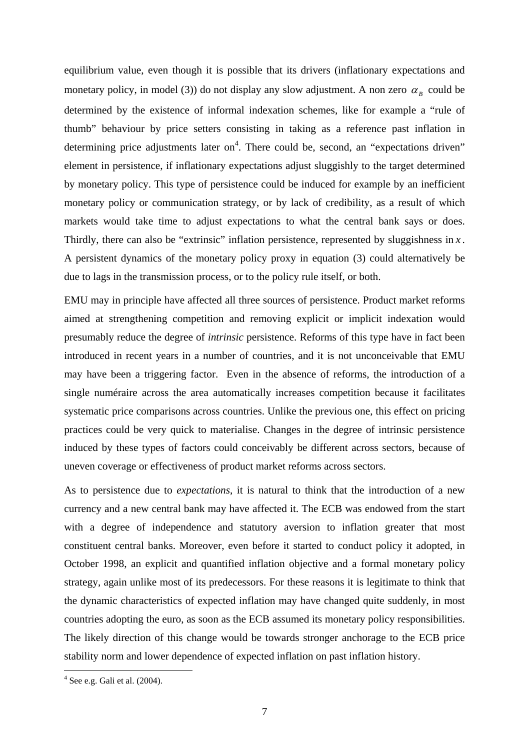equilibrium value, even though it is possible that its drivers (inflationary expectations and monetary policy, in model (3)) do not display any slow adjustment. A non zero $\alpha_B$ could be determined by the existence of informal indexation schemes, like for example a "rule of thumb" behaviour by price setters consisting in taking as a reference past inflation in determining price adjustments later on[4]. There could be, second, an "expectations driven" element in persistence, if inflationary expectations adjust sluggishly to the target determined by monetary policy. This type of persistence could be induced for example by an inefficient monetary policy or communication strategy, or by lack of credibility, as a result of which markets would take time to adjust expectations to what the central bank says or does. Thirdly, there can also be "extrinsic" inflation persistence, represented by sluggishness in $x$. A persistent dynamics of the monetary policy proxy in equation (3) could alternatively be due to lags in the transmission process, or to the policy rule itself, or both.

EMU may in principle have affected all three sources of persistence. Product market reforms aimed at strengthening competition and removing explicit or implicit indexation would presumably reduce the degree of *intrinsic* persistence. Reforms of this type have in fact been introduced in recent years in a number of countries, and it is not unconceivable that EMU may have been a triggering factor. Even in the absence of reforms, the introduction of a single numéraire across the area automatically increases competition because it facilitates systematic price comparisons across countries. Unlike the previous one, this effect on pricing practices could be very quick to materialise. Changes in the degree of intrinsic persistence induced by these types of factors could conceivably be different across sectors, because of uneven coverage or effectiveness of product market reforms across sectors.

As to persistence due to *expectations*, it is natural to think that the introduction of a new currency and a new central bank may have affected it. The ECB was endowed from the start with a degree of independence and statutory aversion to inflation greater that most constituent central banks. Moreover, even before it started to conduct policy it adopted, in October 1998, an explicit and quantified inflation objective and a formal monetary policy strategy, again unlike most of its predecessors. For these reasons it is legitimate to think that the dynamic characteristics of expected inflation may have changed quite suddenly, in most countries adopting the euro, as soon as the ECB assumed its monetary policy responsibilities. The likely direction of this change would be towards stronger anchorage to the ECB price stability norm and lower dependence of expected inflation on past inflation history.

[4] See e.g. Gali et al. (2004).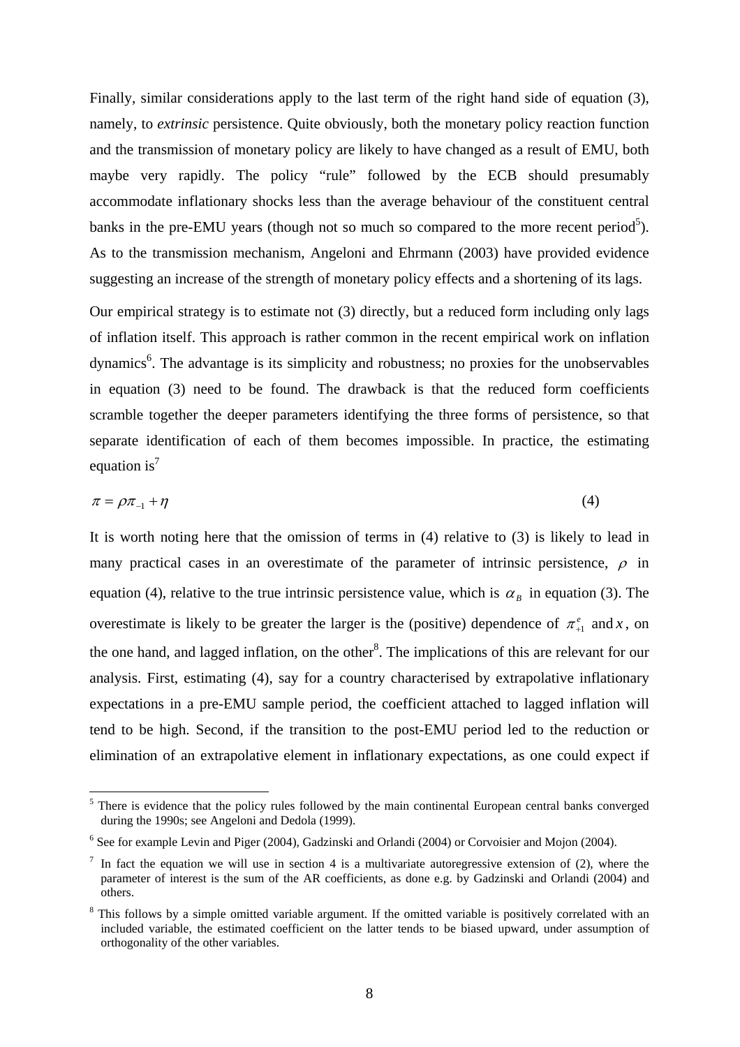Finally, similar considerations apply to the last term of the right hand side of equation (3), namely, to *extrinsic* persistence. Quite obviously, both the monetary policy reaction function and the transmission of monetary policy are likely to have changed as a result of EMU, both maybe very rapidly. The policy "rule" followed by the ECB should presumably accommodate inflationary shocks less than the average behaviour of the constituent central banks in the pre-EMU years (though not so much so compared to the more recent period[5]). As to the transmission mechanism, Angeloni and Ehrmann (2003) have provided evidence suggesting an increase of the strength of monetary policy effects and a shortening of its lags.

Our empirical strategy is to estimate not (3) directly, but a reduced form including only lags of inflation itself. This approach is rather common in the recent empirical work on inflation dynamics[6]. The advantage is its simplicity and robustness; no proxies for the unobservables in equation (3) need to be found. The drawback is that the reduced form coefficients scramble together the deeper parameters identifying the three forms of persistence, so that separate identification of each of them becomes impossible. In practice, the estimating equation is[7]

$$\pi = \rho\pi_{-1} + \eta \tag{4}$$

It is worth noting here that the omission of terms in (4) relative to (3) is likely to lead in many practical cases in an overestimate of the parameter of intrinsic persistence, $\rho$ in equation (4), relative to the true intrinsic persistence value, which is $\alpha_B$ in equation (3). The overestimate is likely to be greater the larger is the (positive) dependence of $\pi^e_{+1}$ and $x$, on the one hand, and lagged inflation, on the other[8]. The implications of this are relevant for our analysis. First, estimating (4), say for a country characterised by extrapolative inflationary expectations in a pre-EMU sample period, the coefficient attached to lagged inflation will tend to be high. Second, if the transition to the post-EMU period led to the reduction or elimination of an extrapolative element in inflationary expectations, as one could expect if

---

[5] There is evidence that the policy rules followed by the main continental European central banks converged during the 1990s; see Angeloni and Dedola (1999).

[6] See for example Levin and Piger (2004), Gadzinski and Orlandi (2004) or Corvoisier and Mojon (2004).

[7] In fact the equation we will use in section 4 is a multivariate autoregressive extension of (2), where the parameter of interest is the sum of the AR coefficients, as done e.g. by Gadzinski and Orlandi (2004) and others.

[8] This follows by a simple omitted variable argument. If the omitted variable is positively correlated with an included variable, the estimated coefficient on the latter tends to be biased upward, under assumption of orthogonality of the other variables.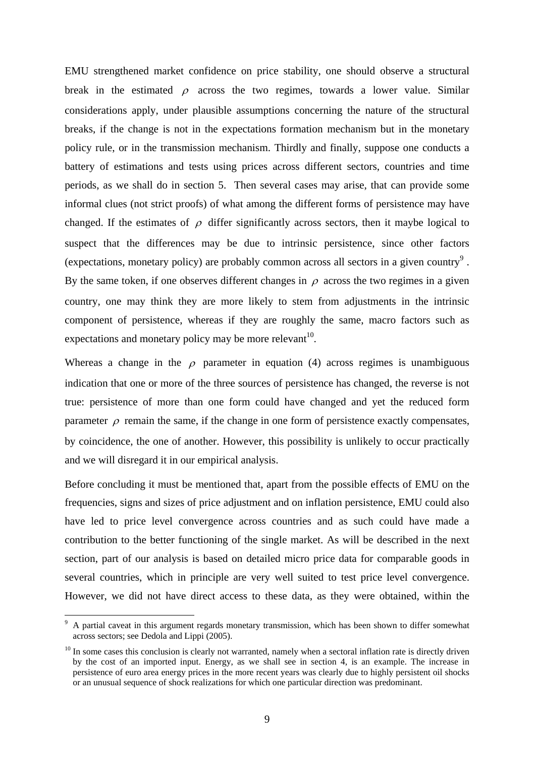EMU strengthened market confidence on price stability, one should observe a structural break in the estimated $\rho$ across the two regimes, towards a lower value. Similar considerations apply, under plausible assumptions concerning the nature of the structural breaks, if the change is not in the expectations formation mechanism but in the monetary policy rule, or in the transmission mechanism. Thirdly and finally, suppose one conducts a battery of estimations and tests using prices across different sectors, countries and time periods, as we shall do in section 5. Then several cases may arise, that can provide some informal clues (not strict proofs) of what among the different forms of persistence may have changed. If the estimates of $\rho$ differ significantly across sectors, then it maybe logical to suspect that the differences may be due to intrinsic persistence, since other factors (expectations, monetary policy) are probably common across all sectors in a given country[9]. By the same token, if one observes different changes in $\rho$ across the two regimes in a given country, one may think they are more likely to stem from adjustments in the intrinsic component of persistence, whereas if they are roughly the same, macro factors such as expectations and monetary policy may be more relevant[10].

Whereas a change in the $\rho$ parameter in equation (4) across regimes is unambiguous indication that one or more of the three sources of persistence has changed, the reverse is not true: persistence of more than one form could have changed and yet the reduced form parameter $\rho$ remain the same, if the change in one form of persistence exactly compensates, by coincidence, the one of another. However, this possibility is unlikely to occur practically and we will disregard it in our empirical analysis.

Before concluding it must be mentioned that, apart from the possible effects of EMU on the frequencies, signs and sizes of price adjustment and on inflation persistence, EMU could also have led to price level convergence across countries and as such could have made a contribution to the better functioning of the single market. As will be described in the next section, part of our analysis is based on detailed micro price data for comparable goods in several countries, which in principle are very well suited to test price level convergence. However, we did not have direct access to these data, as they were obtained, within the

[9] A partial caveat in this argument regards monetary transmission, which has been shown to differ somewhat across sectors; see Dedola and Lippi (2005).

[10] In some cases this conclusion is clearly not warranted, namely when a sectoral inflation rate is directly driven by the cost of an imported input. Energy, as we shall see in section 4, is an example. The increase in persistence of euro area energy prices in the more recent years was clearly due to highly persistent oil shocks or an unusual sequence of shock realizations for which one particular direction was predominant.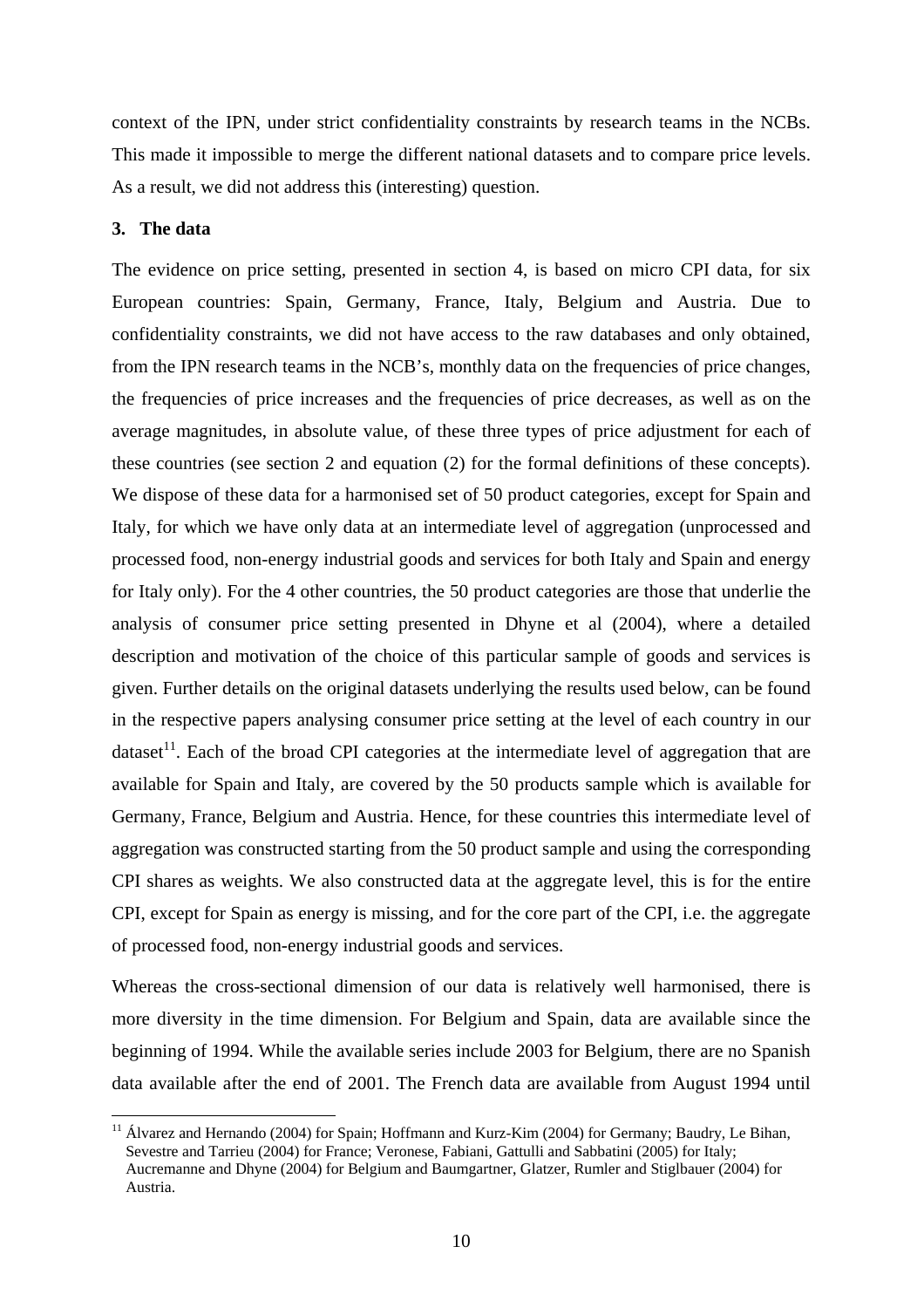context of the IPN, under strict confidentiality constraints by research teams in the NCBs. This made it impossible to merge the different national datasets and to compare price levels. As a result, we did not address this (interesting) question.

## 3. The data

The evidence on price setting, presented in section 4, is based on micro CPI data, for six European countries: Spain, Germany, France, Italy, Belgium and Austria. Due to confidentiality constraints, we did not have access to the raw databases and only obtained, from the IPN research teams in the NCB's, monthly data on the frequencies of price changes, the frequencies of price increases and the frequencies of price decreases, as well as on the average magnitudes, in absolute value, of these three types of price adjustment for each of these countries (see section 2 and equation (2) for the formal definitions of these concepts). We dispose of these data for a harmonised set of 50 product categories, except for Spain and Italy, for which we have only data at an intermediate level of aggregation (unprocessed and processed food, non-energy industrial goods and services for both Italy and Spain and energy for Italy only). For the 4 other countries, the 50 product categories are those that underlie the analysis of consumer price setting presented in Dhyne et al (2004), where a detailed description and motivation of the choice of this particular sample of goods and services is given. Further details on the original datasets underlying the results used below, can be found in the respective papers analysing consumer price setting at the level of each country in our dataset[11]. Each of the broad CPI categories at the intermediate level of aggregation that are available for Spain and Italy, are covered by the 50 products sample which is available for Germany, France, Belgium and Austria. Hence, for these countries this intermediate level of aggregation was constructed starting from the 50 product sample and using the corresponding CPI shares as weights. We also constructed data at the aggregate level, this is for the entire CPI, except for Spain as energy is missing, and for the core part of the CPI, i.e. the aggregate of processed food, non-energy industrial goods and services.

Whereas the cross-sectional dimension of our data is relatively well harmonised, there is more diversity in the time dimension. For Belgium and Spain, data are available since the beginning of 1994. While the available series include 2003 for Belgium, there are no Spanish data available after the end of 2001. The French data are available from August 1994 until

[11] Álvarez and Hernando (2004) for Spain; Hoffmann and Kurz-Kim (2004) for Germany; Baudry, Le Bihan, Sevestre and Tarrieu (2004) for France; Veronese, Fabiani, Gattulli and Sabbatini (2005) for Italy; Aucremanne and Dhyne (2004) for Belgium and Baumgartner, Glatzer, Rumler and Stiglbauer (2004) for Austria.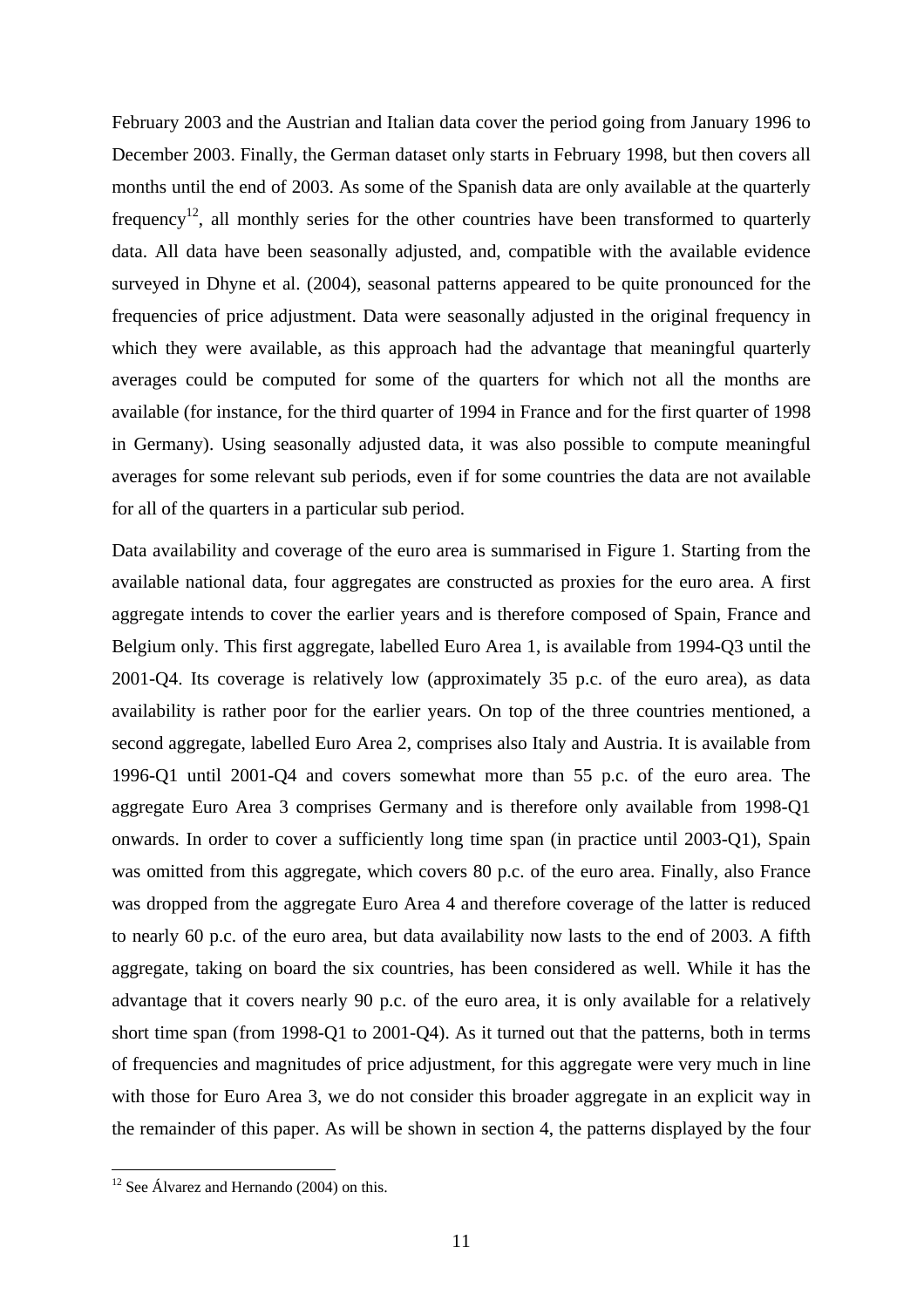February 2003 and the Austrian and Italian data cover the period going from January 1996 to December 2003. Finally, the German dataset only starts in February 1998, but then covers all months until the end of 2003. As some of the Spanish data are only available at the quarterly frequency[12], all monthly series for the other countries have been transformed to quarterly data. All data have been seasonally adjusted, and, compatible with the available evidence surveyed in Dhyne et al. (2004), seasonal patterns appeared to be quite pronounced for the frequencies of price adjustment. Data were seasonally adjusted in the original frequency in which they were available, as this approach had the advantage that meaningful quarterly averages could be computed for some of the quarters for which not all the months are available (for instance, for the third quarter of 1994 in France and for the first quarter of 1998 in Germany). Using seasonally adjusted data, it was also possible to compute meaningful averages for some relevant sub periods, even if for some countries the data are not available for all of the quarters in a particular sub period.

Data availability and coverage of the euro area is summarised in Figure 1. Starting from the available national data, four aggregates are constructed as proxies for the euro area. A first aggregate intends to cover the earlier years and is therefore composed of Spain, France and Belgium only. This first aggregate, labelled Euro Area 1, is available from 1994-Q3 until the 2001-Q4. Its coverage is relatively low (approximately 35 p.c. of the euro area), as data availability is rather poor for the earlier years. On top of the three countries mentioned, a second aggregate, labelled Euro Area 2, comprises also Italy and Austria. It is available from 1996-Q1 until 2001-Q4 and covers somewhat more than 55 p.c. of the euro area. The aggregate Euro Area 3 comprises Germany and is therefore only available from 1998-Q1 onwards. In order to cover a sufficiently long time span (in practice until 2003-Q1), Spain was omitted from this aggregate, which covers 80 p.c. of the euro area. Finally, also France was dropped from the aggregate Euro Area 4 and therefore coverage of the latter is reduced to nearly 60 p.c. of the euro area, but data availability now lasts to the end of 2003. A fifth aggregate, taking on board the six countries, has been considered as well. While it has the advantage that it covers nearly 90 p.c. of the euro area, it is only available for a relatively short time span (from 1998-Q1 to 2001-Q4). As it turned out that the patterns, both in terms of frequencies and magnitudes of price adjustment, for this aggregate were very much in line with those for Euro Area 3, we do not consider this broader aggregate in an explicit way in the remainder of this paper. As will be shown in section 4, the patterns displayed by the four

[12] See Álvarez and Hernando (2004) on this.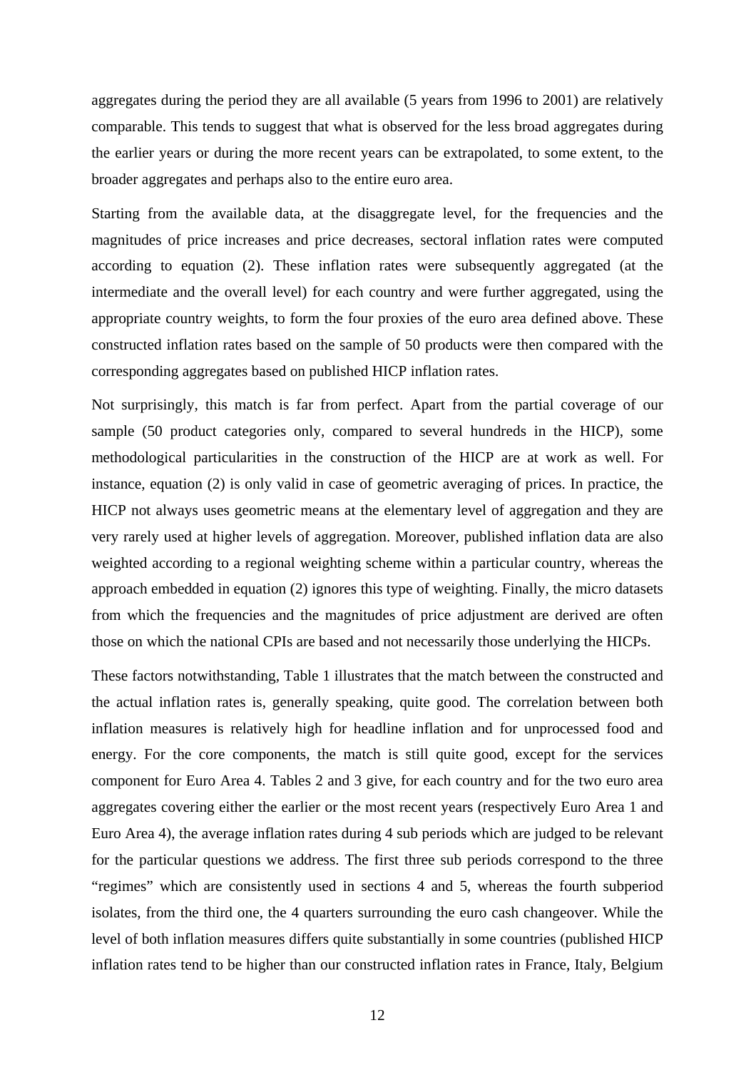aggregates during the period they are all available (5 years from 1996 to 2001) are relatively comparable. This tends to suggest that what is observed for the less broad aggregates during the earlier years or during the more recent years can be extrapolated, to some extent, to the broader aggregates and perhaps also to the entire euro area.

Starting from the available data, at the disaggregate level, for the frequencies and the magnitudes of price increases and price decreases, sectoral inflation rates were computed according to equation (2). These inflation rates were subsequently aggregated (at the intermediate and the overall level) for each country and were further aggregated, using the appropriate country weights, to form the four proxies of the euro area defined above. These constructed inflation rates based on the sample of 50 products were then compared with the corresponding aggregates based on published HICP inflation rates.

Not surprisingly, this match is far from perfect. Apart from the partial coverage of our sample (50 product categories only, compared to several hundreds in the HICP), some methodological particularities in the construction of the HICP are at work as well. For instance, equation (2) is only valid in case of geometric averaging of prices. In practice, the HICP not always uses geometric means at the elementary level of aggregation and they are very rarely used at higher levels of aggregation. Moreover, published inflation data are also weighted according to a regional weighting scheme within a particular country, whereas the approach embedded in equation (2) ignores this type of weighting. Finally, the micro datasets from which the frequencies and the magnitudes of price adjustment are derived are often those on which the national CPIs are based and not necessarily those underlying the HICPs.

These factors notwithstanding, Table 1 illustrates that the match between the constructed and the actual inflation rates is, generally speaking, quite good. The correlation between both inflation measures is relatively high for headline inflation and for unprocessed food and energy. For the core components, the match is still quite good, except for the services component for Euro Area 4. Tables 2 and 3 give, for each country and for the two euro area aggregates covering either the earlier or the most recent years (respectively Euro Area 1 and Euro Area 4), the average inflation rates during 4 sub periods which are judged to be relevant for the particular questions we address. The first three sub periods correspond to the three "regimes" which are consistently used in sections 4 and 5, whereas the fourth subperiod isolates, from the third one, the 4 quarters surrounding the euro cash changeover. While the level of both inflation measures differs quite substantially in some countries (published HICP inflation rates tend to be higher than our constructed inflation rates in France, Italy, Belgium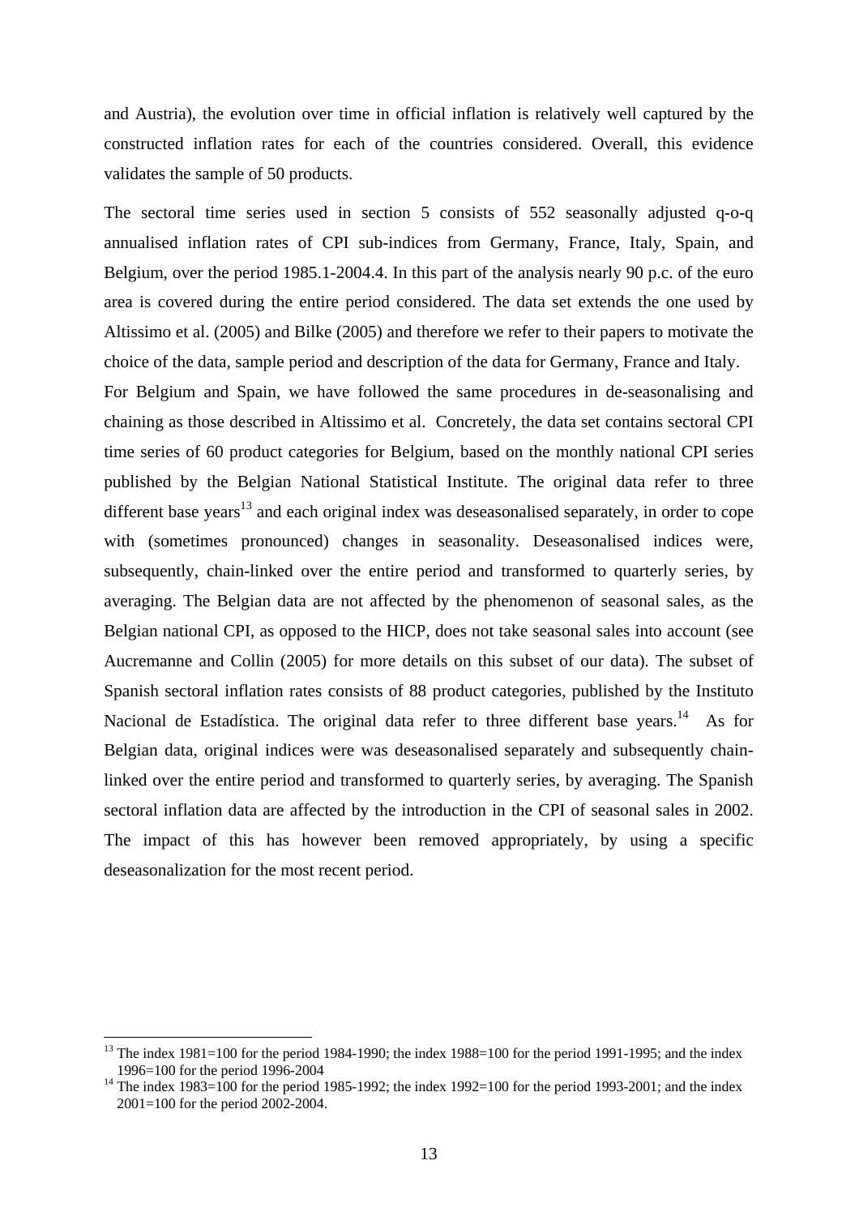and Austria), the evolution over time in official inflation is relatively well captured by the constructed inflation rates for each of the countries considered. Overall, this evidence validates the sample of 50 products.

The sectoral time series used in section 5 consists of 552 seasonally adjusted q-o-q annualised inflation rates of CPI sub-indices from Germany, France, Italy, Spain, and Belgium, over the period 1985.1-2004.4. In this part of the analysis nearly 90 p.c. of the euro area is covered during the entire period considered. The data set extends the one used by Altissimo et al. (2005) and Bilke (2005) and therefore we refer to their papers to motivate the choice of the data, sample period and description of the data for Germany, France and Italy.
For Belgium and Spain, we have followed the same procedures in de-seasonalising and chaining as those described in Altissimo et al. Concretely, the data set contains sectoral CPI time series of 60 product categories for Belgium, based on the monthly national CPI series published by the Belgian National Statistical Institute. The original data refer to three different base years[13] and each original index was deseasonalised separately, in order to cope with (sometimes pronounced) changes in seasonality. Deseasonalised indices were, subsequently, chain-linked over the entire period and transformed to quarterly series, by averaging. The Belgian data are not affected by the phenomenon of seasonal sales, as the Belgian national CPI, as opposed to the HICP, does not take seasonal sales into account (see Aucremanne and Collin (2005) for more details on this subset of our data). The subset of Spanish sectoral inflation rates consists of 88 product categories, published by the Instituto Nacional de Estadística. The original data refer to three different base years.[14] As for Belgian data, original indices were was deseasonalised separately and subsequently chain-linked over the entire period and transformed to quarterly series, by averaging. The Spanish sectoral inflation data are affected by the introduction in the CPI of seasonal sales in 2002. The impact of this has however been removed appropriately, by using a specific deseasonalization for the most recent period.

---

[13] The index 1981=100 for the period 1984-1990; the index 1988=100 for the period 1991-1995; and the index 1996=100 for the period 1996-2004

[14] The index 1983=100 for the period 1985-1992; the index 1992=100 for the period 1993-2001; and the index 2001=100 for the period 2002-2004.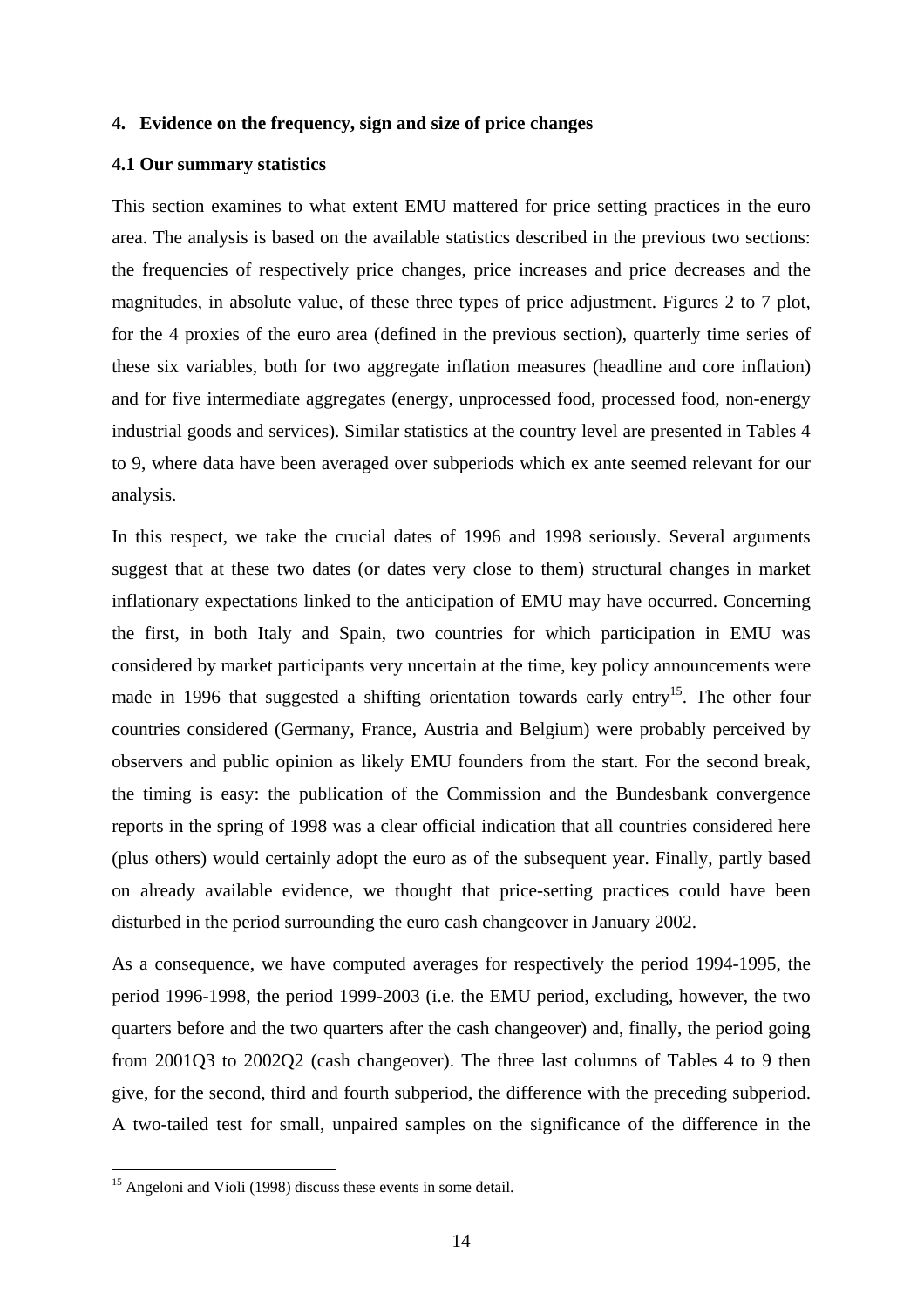## 4. Evidence on the frequency, sign and size of price changes

### 4.1 Our summary statistics

This section examines to what extent EMU mattered for price setting practices in the euro area. The analysis is based on the available statistics described in the previous two sections: the frequencies of respectively price changes, price increases and price decreases and the magnitudes, in absolute value, of these three types of price adjustment. Figures 2 to 7 plot, for the 4 proxies of the euro area (defined in the previous section), quarterly time series of these six variables, both for two aggregate inflation measures (headline and core inflation) and for five intermediate aggregates (energy, unprocessed food, processed food, non-energy industrial goods and services). Similar statistics at the country level are presented in Tables 4 to 9, where data have been averaged over subperiods which ex ante seemed relevant for our analysis.

In this respect, we take the crucial dates of 1996 and 1998 seriously. Several arguments suggest that at these two dates (or dates very close to them) structural changes in market inflationary expectations linked to the anticipation of EMU may have occurred. Concerning the first, in both Italy and Spain, two countries for which participation in EMU was considered by market participants very uncertain at the time, key policy announcements were made in 1996 that suggested a shifting orientation towards early entry[15]. The other four countries considered (Germany, France, Austria and Belgium) were probably perceived by observers and public opinion as likely EMU founders from the start. For the second break, the timing is easy: the publication of the Commission and the Bundesbank convergence reports in the spring of 1998 was a clear official indication that all countries considered here (plus others) would certainly adopt the euro as of the subsequent year. Finally, partly based on already available evidence, we thought that price-setting practices could have been disturbed in the period surrounding the euro cash changeover in January 2002.

As a consequence, we have computed averages for respectively the period 1994-1995, the period 1996-1998, the period 1999-2003 (i.e. the EMU period, excluding, however, the two quarters before and the two quarters after the cash changeover) and, finally, the period going from 2001Q3 to 2002Q2 (cash changeover). The three last columns of Tables 4 to 9 then give, for the second, third and fourth subperiod, the difference with the preceding subperiod. A two-tailed test for small, unpaired samples on the significance of the difference in the

[15] Angeloni and Violi (1998) discuss these events in some detail.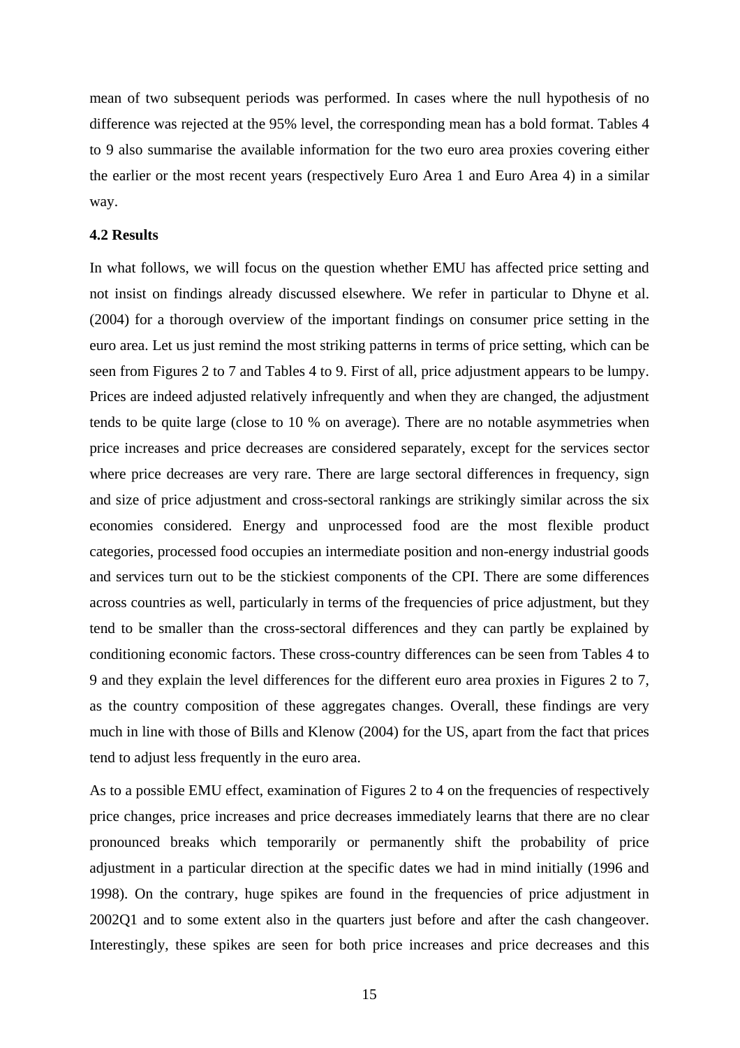mean of two subsequent periods was performed. In cases where the null hypothesis of no difference was rejected at the 95% level, the corresponding mean has a bold format. Tables 4 to 9 also summarise the available information for the two euro area proxies covering either the earlier or the most recent years (respectively Euro Area 1 and Euro Area 4) in a similar way.

### 4.2 Results

In what follows, we will focus on the question whether EMU has affected price setting and not insist on findings already discussed elsewhere. We refer in particular to Dhyne et al. (2004) for a thorough overview of the important findings on consumer price setting in the euro area. Let us just remind the most striking patterns in terms of price setting, which can be seen from Figures 2 to 7 and Tables 4 to 9. First of all, price adjustment appears to be lumpy. Prices are indeed adjusted relatively infrequently and when they are changed, the adjustment tends to be quite large (close to 10 % on average). There are no notable asymmetries when price increases and price decreases are considered separately, except for the services sector where price decreases are very rare. There are large sectoral differences in frequency, sign and size of price adjustment and cross-sectoral rankings are strikingly similar across the six economies considered. Energy and unprocessed food are the most flexible product categories, processed food occupies an intermediate position and non-energy industrial goods and services turn out to be the stickiest components of the CPI. There are some differences across countries as well, particularly in terms of the frequencies of price adjustment, but they tend to be smaller than the cross-sectoral differences and they can partly be explained by conditioning economic factors. These cross-country differences can be seen from Tables 4 to 9 and they explain the level differences for the different euro area proxies in Figures 2 to 7, as the country composition of these aggregates changes. Overall, these findings are very much in line with those of Bills and Klenow (2004) for the US, apart from the fact that prices tend to adjust less frequently in the euro area.

As to a possible EMU effect, examination of Figures 2 to 4 on the frequencies of respectively price changes, price increases and price decreases immediately learns that there are no clear pronounced breaks which temporarily or permanently shift the probability of price adjustment in a particular direction at the specific dates we had in mind initially (1996 and 1998). On the contrary, huge spikes are found in the frequencies of price adjustment in 2002Q1 and to some extent also in the quarters just before and after the cash changeover. Interestingly, these spikes are seen for both price increases and price decreases and this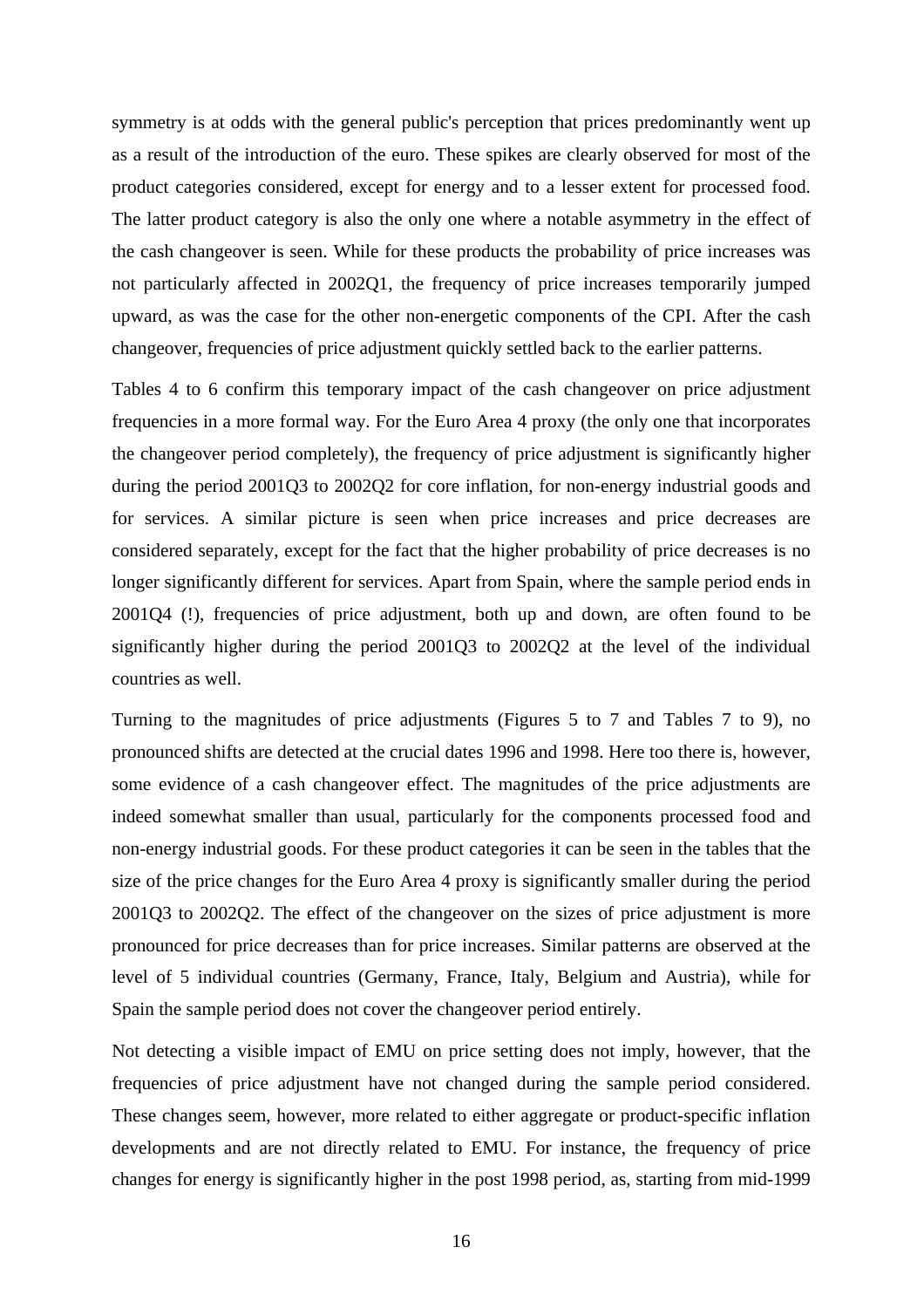symmetry is at odds with the general public's perception that prices predominantly went up as a result of the introduction of the euro. These spikes are clearly observed for most of the product categories considered, except for energy and to a lesser extent for processed food. The latter product category is also the only one where a notable asymmetry in the effect of the cash changeover is seen. While for these products the probability of price increases was not particularly affected in 2002Q1, the frequency of price increases temporarily jumped upward, as was the case for the other non-energetic components of the CPI. After the cash changeover, frequencies of price adjustment quickly settled back to the earlier patterns.

Tables 4 to 6 confirm this temporary impact of the cash changeover on price adjustment frequencies in a more formal way. For the Euro Area 4 proxy (the only one that incorporates the changeover period completely), the frequency of price adjustment is significantly higher during the period 2001Q3 to 2002Q2 for core inflation, for non-energy industrial goods and for services. A similar picture is seen when price increases and price decreases are considered separately, except for the fact that the higher probability of price decreases is no longer significantly different for services. Apart from Spain, where the sample period ends in 2001Q4 (!), frequencies of price adjustment, both up and down, are often found to be significantly higher during the period 2001Q3 to 2002Q2 at the level of the individual countries as well.

Turning to the magnitudes of price adjustments (Figures 5 to 7 and Tables 7 to 9), no pronounced shifts are detected at the crucial dates 1996 and 1998. Here too there is, however, some evidence of a cash changeover effect. The magnitudes of the price adjustments are indeed somewhat smaller than usual, particularly for the components processed food and non-energy industrial goods. For these product categories it can be seen in the tables that the size of the price changes for the Euro Area 4 proxy is significantly smaller during the period 2001Q3 to 2002Q2. The effect of the changeover on the sizes of price adjustment is more pronounced for price decreases than for price increases. Similar patterns are observed at the level of 5 individual countries (Germany, France, Italy, Belgium and Austria), while for Spain the sample period does not cover the changeover period entirely.

Not detecting a visible impact of EMU on price setting does not imply, however, that the frequencies of price adjustment have not changed during the sample period considered. These changes seem, however, more related to either aggregate or product-specific inflation developments and are not directly related to EMU. For instance, the frequency of price changes for energy is significantly higher in the post 1998 period, as, starting from mid-1999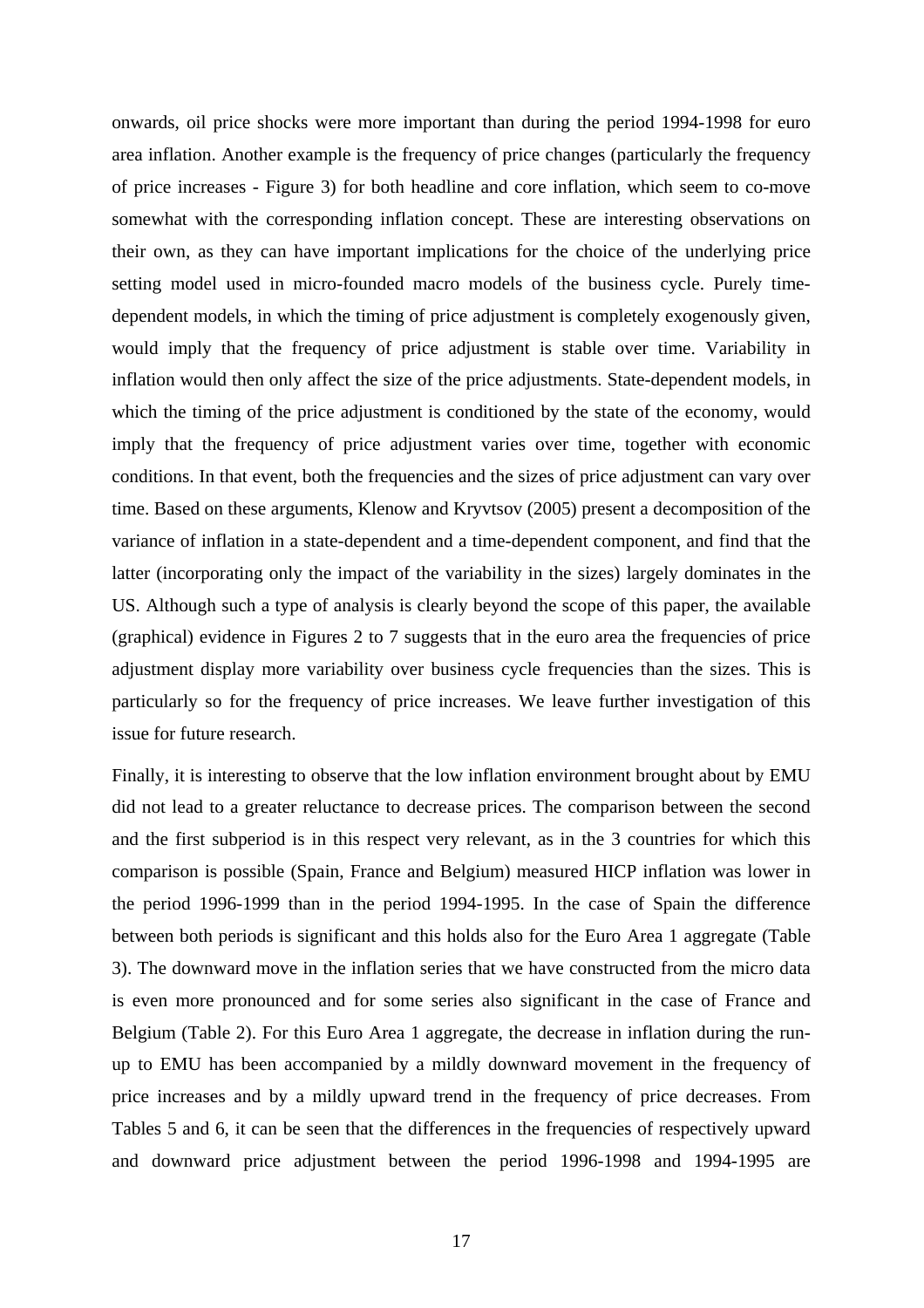onwards, oil price shocks were more important than during the period 1994-1998 for euro area inflation. Another example is the frequency of price changes (particularly the frequency of price increases - Figure 3) for both headline and core inflation, which seem to co-move somewhat with the corresponding inflation concept. These are interesting observations on their own, as they can have important implications for the choice of the underlying price setting model used in micro-founded macro models of the business cycle. Purely time-dependent models, in which the timing of price adjustment is completely exogenously given, would imply that the frequency of price adjustment is stable over time. Variability in inflation would then only affect the size of the price adjustments. State-dependent models, in which the timing of the price adjustment is conditioned by the state of the economy, would imply that the frequency of price adjustment varies over time, together with economic conditions. In that event, both the frequencies and the sizes of price adjustment can vary over time. Based on these arguments, Klenow and Kryvtsov (2005) present a decomposition of the variance of inflation in a state-dependent and a time-dependent component, and find that the latter (incorporating only the impact of the variability in the sizes) largely dominates in the US. Although such a type of analysis is clearly beyond the scope of this paper, the available (graphical) evidence in Figures 2 to 7 suggests that in the euro area the frequencies of price adjustment display more variability over business cycle frequencies than the sizes. This is particularly so for the frequency of price increases. We leave further investigation of this issue for future research.

Finally, it is interesting to observe that the low inflation environment brought about by EMU did not lead to a greater reluctance to decrease prices. The comparison between the second and the first subperiod is in this respect very relevant, as in the 3 countries for which this comparison is possible (Spain, France and Belgium) measured HICP inflation was lower in the period 1996-1999 than in the period 1994-1995. In the case of Spain the difference between both periods is significant and this holds also for the Euro Area 1 aggregate (Table 3). The downward move in the inflation series that we have constructed from the micro data is even more pronounced and for some series also significant in the case of France and Belgium (Table 2). For this Euro Area 1 aggregate, the decrease in inflation during the run-up to EMU has been accompanied by a mildly downward movement in the frequency of price increases and by a mildly upward trend in the frequency of price decreases. From Tables 5 and 6, it can be seen that the differences in the frequencies of respectively upward and downward price adjustment between the period 1996-1998 and 1994-1995 are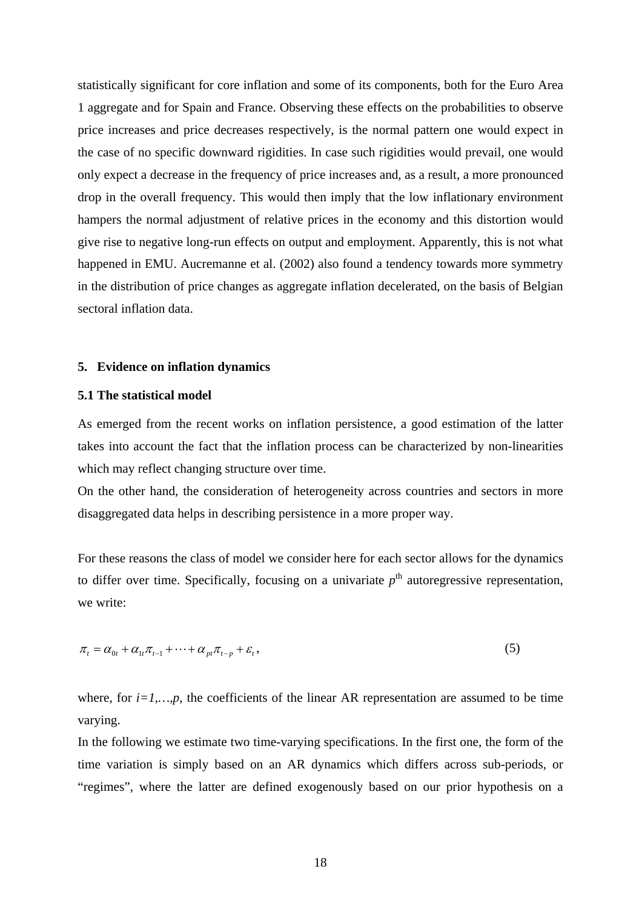statistically significant for core inflation and some of its components, both for the Euro Area 1 aggregate and for Spain and France. Observing these effects on the probabilities to observe price increases and price decreases respectively, is the normal pattern one would expect in the case of no specific downward rigidities. In case such rigidities would prevail, one would only expect a decrease in the frequency of price increases and, as a result, a more pronounced drop in the overall frequency. This would then imply that the low inflationary environment hampers the normal adjustment of relative prices in the economy and this distortion would give rise to negative long-run effects on output and employment. Apparently, this is not what happened in EMU. Aucremanne et al. (2002) also found a tendency towards more symmetry in the distribution of price changes as aggregate inflation decelerated, on the basis of Belgian sectoral inflation data.

## 5. Evidence on inflation dynamics

### 5.1 The statistical model

As emerged from the recent works on inflation persistence, a good estimation of the latter takes into account the fact that the inflation process can be characterized by non-linearities which may reflect changing structure over time.

On the other hand, the consideration of heterogeneity across countries and sectors in more disaggregated data helps in describing persistence in a more proper way.

For these reasons the class of model we consider here for each sector allows for the dynamics to differ over time. Specifically, focusing on a univariate $p^{\text{th}}$ autoregressive representation, we write:

$$\pi_t = \alpha_{0t} + \alpha_{1t}\pi_{t-1} + \cdots + \alpha_{pt}\pi_{t-p} + \varepsilon_t \,, \tag{5}$$

where, for $i=1,\ldots,p$, the coefficients of the linear AR representation are assumed to be time varying.

In the following we estimate two time-varying specifications. In the first one, the form of the time variation is simply based on an AR dynamics which differs across sub-periods, or "regimes", where the latter are defined exogenously based on our prior hypothesis on a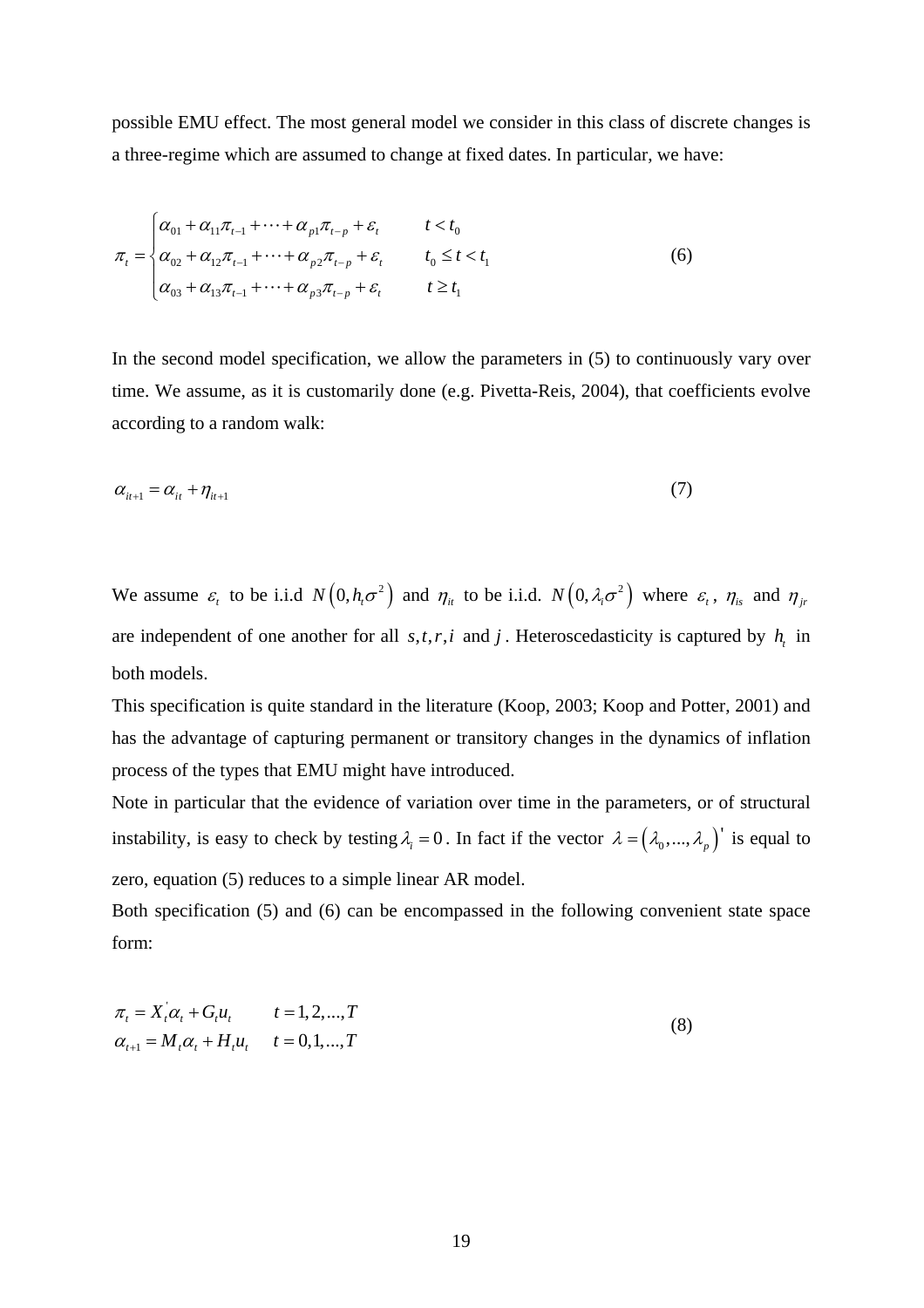possible EMU effect. The most general model we consider in this class of discrete changes is a three-regime which are assumed to change at fixed dates. In particular, we have:

$$
\pi_t = \begin{cases} \alpha_{01} + \alpha_{11}\pi_{t-1} + \cdots + \alpha_{p1}\pi_{t-p} + \varepsilon_t & t < t_0 \\ \alpha_{02} + \alpha_{12}\pi_{t-1} + \cdots + \alpha_{p2}\pi_{t-p} + \varepsilon_t & t_0 \leq t < t_1 \\ \alpha_{03} + \alpha_{13}\pi_{t-1} + \cdots + \alpha_{p3}\pi_{t-p} + \varepsilon_t & t \geq t_1 \end{cases} \tag{6}
$$

In the second model specification, we allow the parameters in (5) to continuously vary over time. We assume, as it is customarily done (e.g. Pivetta-Reis, 2004), that coefficients evolve according to a random walk:

$$
\alpha_{it+1} = \alpha_{it} + \eta_{it+1} \tag{7}
$$

We assume $\varepsilon_t$ to be i.i.d $N\left(0, h_t\sigma^2\right)$ and $\eta_{it}$ to be i.i.d. $N\left(0, \lambda_i\sigma^2\right)$ where $\varepsilon_t$, $\eta_{is}$ and $\eta_{jr}$ are independent of one another for all $s, t, r, i$ and $j$. Heteroscedasticity is captured by $h_t$ in both models.

This specification is quite standard in the literature (Koop, 2003; Koop and Potter, 2001) and has the advantage of capturing permanent or transitory changes in the dynamics of inflation process of the types that EMU might have introduced.

Note in particular that the evidence of variation over time in the parameters, or of structural instability, is easy to check by testing $\lambda_i = 0$. In fact if the vector $\lambda = \left(\lambda_0, ..., \lambda_p\right)'$ is equal to zero, equation (5) reduces to a simple linear AR model.

Both specification (5) and (6) can be encompassed in the following convenient state space form:

$$
\begin{aligned} \pi_t &= X_t^{'}\alpha_t + G_t u_t \qquad t = 1, 2, ..., T \\ \alpha_{t+1} &= M_t\alpha_t + H_t u_t \qquad t = 0, 1, ..., T \end{aligned} \tag{8}
$$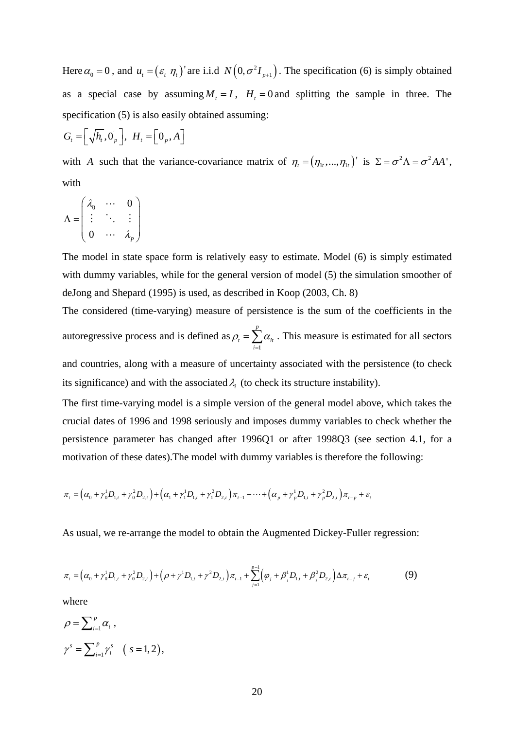Here $\alpha_0 = 0$, and $u_t = (\varepsilon_t \; \eta_t)'$ are i.i.d $N\left(0, \sigma^2 I_{p+1}\right)$. The specification (6) is simply obtained as a special case by assuming $M_t = I$, $H_t = 0$ and splitting the sample in three. The specification (5) is also easily obtained assuming:

$G_t = \left[\sqrt{h_t}, 0_p^{'}\right], \; H_t = \left[0_p, A\right]$

with $A$ such that the variance-covariance matrix of $\eta_t = (\eta_{1t}, ..., \eta_{1t})'$ is $\Sigma = \sigma^2 \Lambda = \sigma^2 AA'$, with

$$\Lambda = \begin{pmatrix} \lambda_0 & \cdots & 0 \\ \vdots & \ddots & \vdots \\ 0 & \cdots & \lambda_p \end{pmatrix}$$

The model in state space form is relatively easy to estimate. Model (6) is simply estimated with dummy variables, while for the general version of model (5) the simulation smoother of deJong and Shepard (1995) is used, as described in Koop (2003, Ch. 8)

The considered (time-varying) measure of persistence is the sum of the coefficients in the autoregressive process and is defined as $\rho_t = \sum_{i=1}^{p} \alpha_{it}$. This measure is estimated for all sectors and countries, along with a measure of uncertainty associated with the persistence (to check its significance) and with the associated $\lambda_i$ (to check its structure instability).

The first time-varying model is a simple version of the general model above, which takes the crucial dates of 1996 and 1998 seriously and imposes dummy variables to check whether the persistence parameter has changed after 1996Q1 or after 1998Q3 (see section 4.1, for a motivation of these dates).The model with dummy variables is therefore the following:

$$\pi_t = \left(\alpha_0 + \gamma_0^1 D_{1,t} + \gamma_0^2 D_{2,t}\right) + \left(\alpha_1 + \gamma_1^1 D_{1,t} + \gamma_1^2 D_{2,t}\right)\pi_{t-1} + \cdots + \left(\alpha_p + \gamma_p^1 D_{1,t} + \gamma_p^2 D_{2,t}\right)\pi_{t-p} + \varepsilon_t$$

As usual, we re-arrange the model to obtain the Augmented Dickey-Fuller regression:

$$\pi_t = \left(\alpha_0 + \gamma_0^1 D_{1,t} + \gamma_0^2 D_{2,t}\right) + \left(\rho + \gamma^1 D_{1,t} + \gamma^2 D_{2,t}\right)\pi_{t-1} + \sum_{j=1}^{p-1}\left(\varphi_j + \beta_j^1 D_{1,t} + \beta_j^2 D_{2,t}\right)\Delta\pi_{t-j} + \varepsilon_t \qquad (9)$$

where

$\rho = \sum_{i=1}^{p} \alpha_i$,

$\gamma^s = \sum_{i=1}^{p} \gamma_i^s \quad (s = 1, 2)$,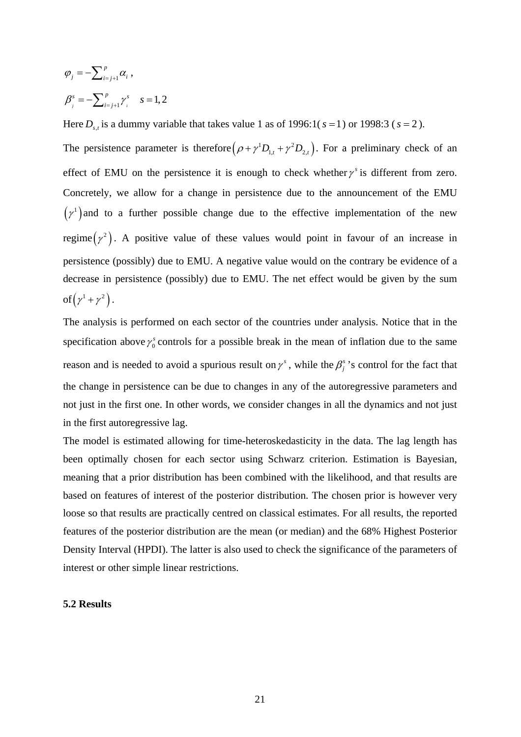$$\varphi_j = -\sum\nolimits_{i=j+1}^{p} \alpha_i \ ,$$

$$\beta_j^s = -\sum\nolimits_{i=j+1}^{p} \gamma_i^s \quad s = 1, 2$$

Here $D_{s,t}$ is a dummy variable that takes value 1 as of 1996:1( $s = 1$) or 1998:3 ( $s = 2$ ).

The persistence parameter is therefore $\left(\rho + \gamma^1 D_{1,t} + \gamma^2 D_{2,t}\right)$. For a preliminary check of an effect of EMU on the persistence it is enough to check whether $\gamma^s$ is different from zero. Concretely, we allow for a change in persistence due to the announcement of the EMU $\left(\gamma^1\right)$ and to a further possible change due to the effective implementation of the new regime $\left(\gamma^2\right)$. A positive value of these values would point in favour of an increase in persistence (possibly) due to EMU. A negative value would on the contrary be evidence of a decrease in persistence (possibly) due to EMU. The net effect would be given by the sum of $\left(\gamma^1 + \gamma^2\right)$.

The analysis is performed on each sector of the countries under analysis. Notice that in the specification above $\gamma_0^s$ controls for a possible break in the mean of inflation due to the same reason and is needed to avoid a spurious result on $\gamma^s$, while the $\beta_j^s$'s control for the fact that the change in persistence can be due to changes in any of the autoregressive parameters and not just in the first one. In other words, we consider changes in all the dynamics and not just in the first autoregressive lag.

The model is estimated allowing for time-heteroskedasticity in the data. The lag length has been optimally chosen for each sector using Schwarz criterion. Estimation is Bayesian, meaning that a prior distribution has been combined with the likelihood, and that results are based on features of interest of the posterior distribution. The chosen prior is however very loose so that results are practically centred on classical estimates. For all results, the reported features of the posterior distribution are the mean (or median) and the 68% Highest Posterior Density Interval (HPDI). The latter is also used to check the significance of the parameters of interest or other simple linear restrictions.

### 5.2 Results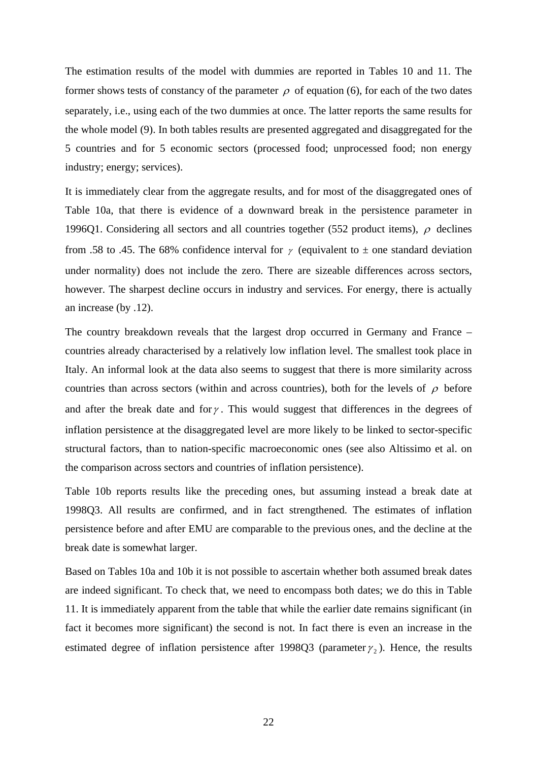The estimation results of the model with dummies are reported in Tables 10 and 11. The former shows tests of constancy of the parameter $\rho$ of equation (6), for each of the two dates separately, i.e., using each of the two dummies at once. The latter reports the same results for the whole model (9). In both tables results are presented aggregated and disaggregated for the 5 countries and for 5 economic sectors (processed food; unprocessed food; non energy industry; energy; services).

It is immediately clear from the aggregate results, and for most of the disaggregated ones of Table 10a, that there is evidence of a downward break in the persistence parameter in 1996Q1. Considering all sectors and all countries together (552 product items), $\rho$ declines from .58 to .45. The 68% confidence interval for $\gamma$ (equivalent to ± one standard deviation under normality) does not include the zero. There are sizeable differences across sectors, however. The sharpest decline occurs in industry and services. For energy, there is actually an increase (by .12).

The country breakdown reveals that the largest drop occurred in Germany and France – countries already characterised by a relatively low inflation level. The smallest took place in Italy. An informal look at the data also seems to suggest that there is more similarity across countries than across sectors (within and across countries), both for the levels of $\rho$ before and after the break date and for $\gamma$. This would suggest that differences in the degrees of inflation persistence at the disaggregated level are more likely to be linked to sector-specific structural factors, than to nation-specific macroeconomic ones (see also Altissimo et al. on the comparison across sectors and countries of inflation persistence).

Table 10b reports results like the preceding ones, but assuming instead a break date at 1998Q3. All results are confirmed, and in fact strengthened. The estimates of inflation persistence before and after EMU are comparable to the previous ones, and the decline at the break date is somewhat larger.

Based on Tables 10a and 10b it is not possible to ascertain whether both assumed break dates are indeed significant. To check that, we need to encompass both dates; we do this in Table 11. It is immediately apparent from the table that while the earlier date remains significant (in fact it becomes more significant) the second is not. In fact there is even an increase in the estimated degree of inflation persistence after 1998Q3 (parameter $\gamma_2$). Hence, the results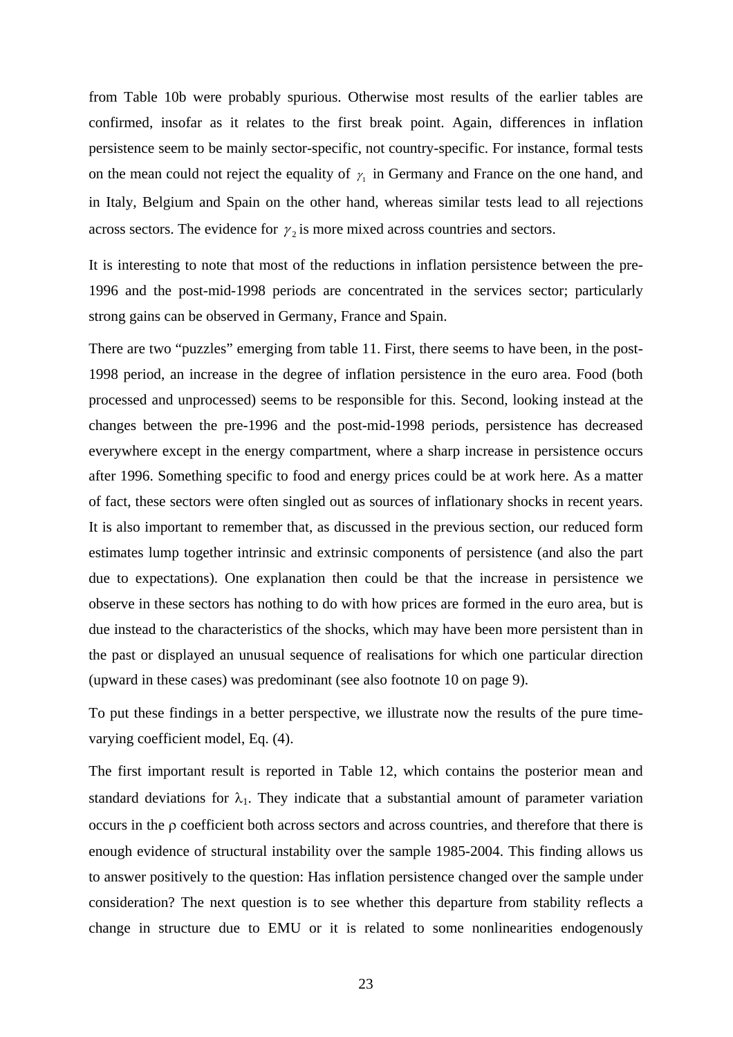from Table 10b were probably spurious. Otherwise most results of the earlier tables are confirmed, insofar as it relates to the first break point. Again, differences in inflation persistence seem to be mainly sector-specific, not country-specific. For instance, formal tests on the mean could not reject the equality of $\gamma_1$ in Germany and France on the one hand, and in Italy, Belgium and Spain on the other hand, whereas similar tests lead to all rejections across sectors. The evidence for $\gamma_2$ is more mixed across countries and sectors.

It is interesting to note that most of the reductions in inflation persistence between the pre-1996 and the post-mid-1998 periods are concentrated in the services sector; particularly strong gains can be observed in Germany, France and Spain.

There are two "puzzles" emerging from table 11. First, there seems to have been, in the post-1998 period, an increase in the degree of inflation persistence in the euro area. Food (both processed and unprocessed) seems to be responsible for this. Second, looking instead at the changes between the pre-1996 and the post-mid-1998 periods, persistence has decreased everywhere except in the energy compartment, where a sharp increase in persistence occurs after 1996. Something specific to food and energy prices could be at work here. As a matter of fact, these sectors were often singled out as sources of inflationary shocks in recent years. It is also important to remember that, as discussed in the previous section, our reduced form estimates lump together intrinsic and extrinsic components of persistence (and also the part due to expectations). One explanation then could be that the increase in persistence we observe in these sectors has nothing to do with how prices are formed in the euro area, but is due instead to the characteristics of the shocks, which may have been more persistent than in the past or displayed an unusual sequence of realisations for which one particular direction (upward in these cases) was predominant (see also footnote 10 on page 9).

To put these findings in a better perspective, we illustrate now the results of the pure time-varying coefficient model, Eq. (4).

The first important result is reported in Table 12, which contains the posterior mean and standard deviations for $\lambda_1$. They indicate that a substantial amount of parameter variation occurs in the $\rho$ coefficient both across sectors and across countries, and therefore that there is enough evidence of structural instability over the sample 1985-2004. This finding allows us to answer positively to the question: Has inflation persistence changed over the sample under consideration? The next question is to see whether this departure from stability reflects a change in structure due to EMU or it is related to some nonlinearities endogenously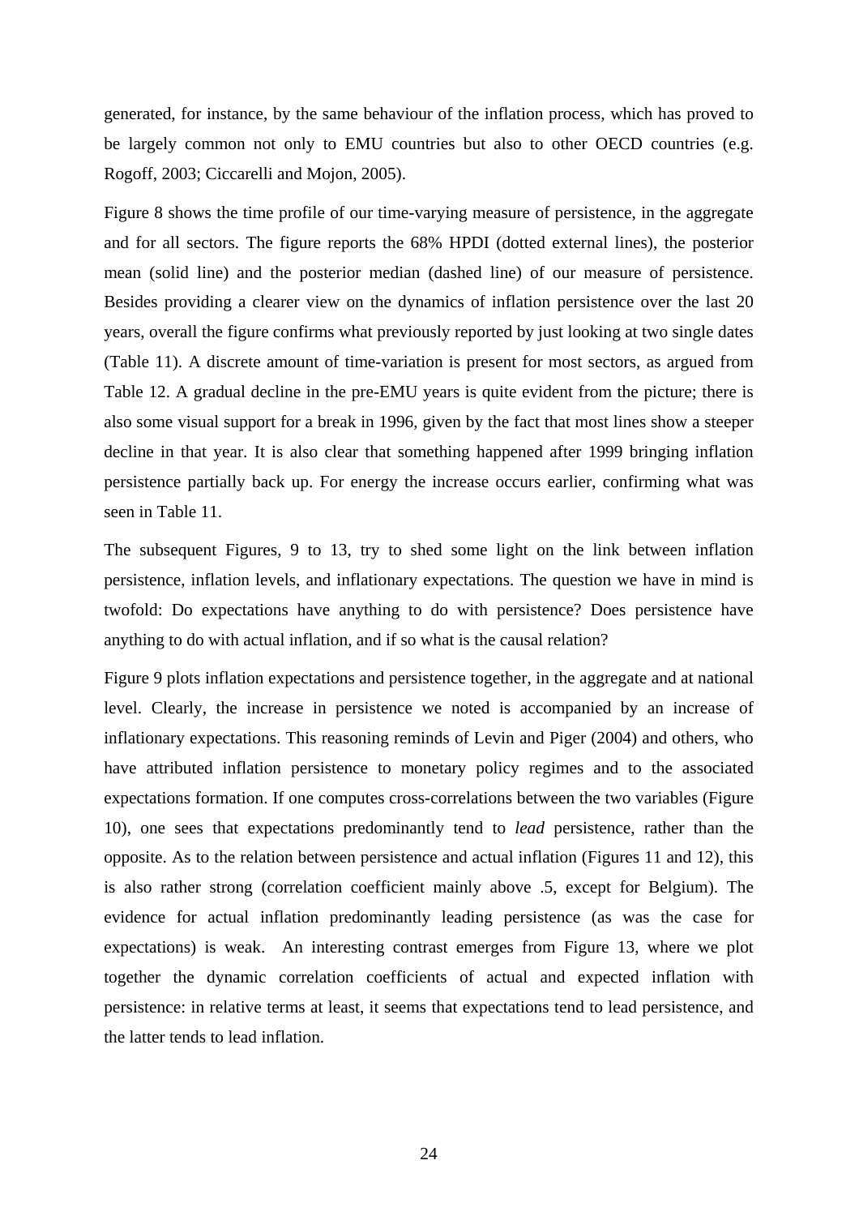generated, for instance, by the same behaviour of the inflation process, which has proved to be largely common not only to EMU countries but also to other OECD countries (e.g. Rogoff, 2003; Ciccarelli and Mojon, 2005).

Figure 8 shows the time profile of our time-varying measure of persistence, in the aggregate and for all sectors. The figure reports the 68% HPDI (dotted external lines), the posterior mean (solid line) and the posterior median (dashed line) of our measure of persistence. Besides providing a clearer view on the dynamics of inflation persistence over the last 20 years, overall the figure confirms what previously reported by just looking at two single dates (Table 11). A discrete amount of time-variation is present for most sectors, as argued from Table 12. A gradual decline in the pre-EMU years is quite evident from the picture; there is also some visual support for a break in 1996, given by the fact that most lines show a steeper decline in that year. It is also clear that something happened after 1999 bringing inflation persistence partially back up. For energy the increase occurs earlier, confirming what was seen in Table 11.

The subsequent Figures, 9 to 13, try to shed some light on the link between inflation persistence, inflation levels, and inflationary expectations. The question we have in mind is twofold: Do expectations have anything to do with persistence? Does persistence have anything to do with actual inflation, and if so what is the causal relation?

Figure 9 plots inflation expectations and persistence together, in the aggregate and at national level. Clearly, the increase in persistence we noted is accompanied by an increase of inflationary expectations. This reasoning reminds of Levin and Piger (2004) and others, who have attributed inflation persistence to monetary policy regimes and to the associated expectations formation. If one computes cross-correlations between the two variables (Figure 10), one sees that expectations predominantly tend to *lead* persistence, rather than the opposite. As to the relation between persistence and actual inflation (Figures 11 and 12), this is also rather strong (correlation coefficient mainly above .5, except for Belgium). The evidence for actual inflation predominantly leading persistence (as was the case for expectations) is weak. An interesting contrast emerges from Figure 13, where we plot together the dynamic correlation coefficients of actual and expected inflation with persistence: in relative terms at least, it seems that expectations tend to lead persistence, and the latter tends to lead inflation.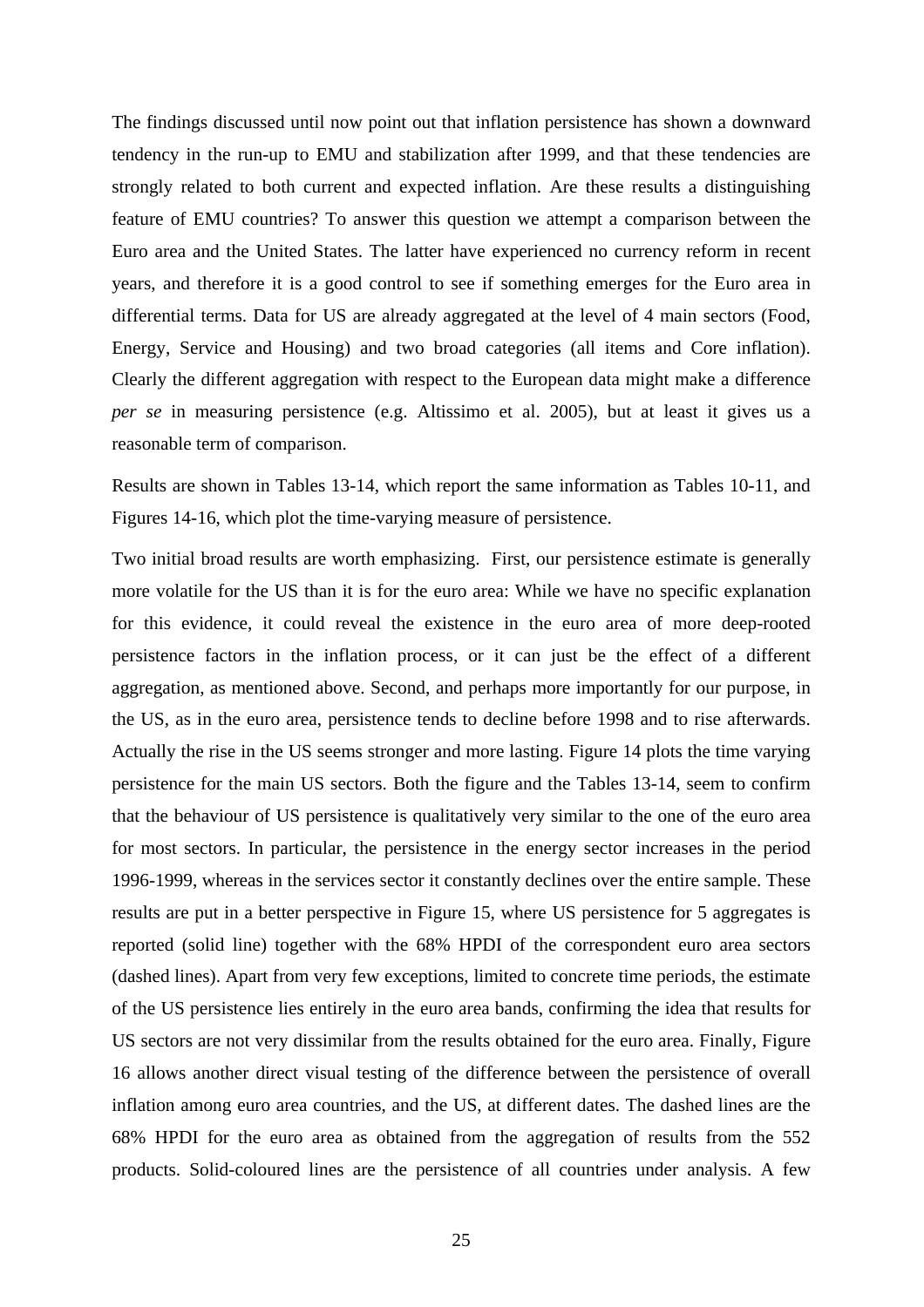The findings discussed until now point out that inflation persistence has shown a downward tendency in the run-up to EMU and stabilization after 1999, and that these tendencies are strongly related to both current and expected inflation. Are these results a distinguishing feature of EMU countries? To answer this question we attempt a comparison between the Euro area and the United States. The latter have experienced no currency reform in recent years, and therefore it is a good control to see if something emerges for the Euro area in differential terms. Data for US are already aggregated at the level of 4 main sectors (Food, Energy, Service and Housing) and two broad categories (all items and Core inflation). Clearly the different aggregation with respect to the European data might make a difference *per se* in measuring persistence (e.g. Altissimo et al. 2005), but at least it gives us a reasonable term of comparison.

Results are shown in Tables 13-14, which report the same information as Tables 10-11, and Figures 14-16, which plot the time-varying measure of persistence.

Two initial broad results are worth emphasizing. First, our persistence estimate is generally more volatile for the US than it is for the euro area: While we have no specific explanation for this evidence, it could reveal the existence in the euro area of more deep-rooted persistence factors in the inflation process, or it can just be the effect of a different aggregation, as mentioned above. Second, and perhaps more importantly for our purpose, in the US, as in the euro area, persistence tends to decline before 1998 and to rise afterwards. Actually the rise in the US seems stronger and more lasting. Figure 14 plots the time varying persistence for the main US sectors. Both the figure and the Tables 13-14, seem to confirm that the behaviour of US persistence is qualitatively very similar to the one of the euro area for most sectors. In particular, the persistence in the energy sector increases in the period 1996-1999, whereas in the services sector it constantly declines over the entire sample. These results are put in a better perspective in Figure 15, where US persistence for 5 aggregates is reported (solid line) together with the 68% HPDI of the correspondent euro area sectors (dashed lines). Apart from very few exceptions, limited to concrete time periods, the estimate of the US persistence lies entirely in the euro area bands, confirming the idea that results for US sectors are not very dissimilar from the results obtained for the euro area. Finally, Figure 16 allows another direct visual testing of the difference between the persistence of overall inflation among euro area countries, and the US, at different dates. The dashed lines are the 68% HPDI for the euro area as obtained from the aggregation of results from the 552 products. Solid-coloured lines are the persistence of all countries under analysis. A few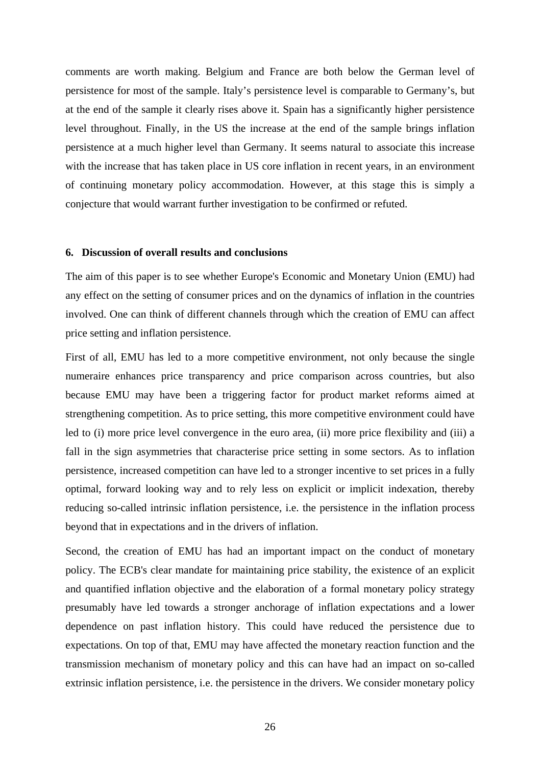comments are worth making. Belgium and France are both below the German level of persistence for most of the sample. Italy's persistence level is comparable to Germany's, but at the end of the sample it clearly rises above it. Spain has a significantly higher persistence level throughout. Finally, in the US the increase at the end of the sample brings inflation persistence at a much higher level than Germany. It seems natural to associate this increase with the increase that has taken place in US core inflation in recent years, in an environment of continuing monetary policy accommodation. However, at this stage this is simply a conjecture that would warrant further investigation to be confirmed or refuted.

## 6. Discussion of overall results and conclusions

The aim of this paper is to see whether Europe's Economic and Monetary Union (EMU) had any effect on the setting of consumer prices and on the dynamics of inflation in the countries involved. One can think of different channels through which the creation of EMU can affect price setting and inflation persistence.

First of all, EMU has led to a more competitive environment, not only because the single numeraire enhances price transparency and price comparison across countries, but also because EMU may have been a triggering factor for product market reforms aimed at strengthening competition. As to price setting, this more competitive environment could have led to (i) more price level convergence in the euro area, (ii) more price flexibility and (iii) a fall in the sign asymmetries that characterise price setting in some sectors. As to inflation persistence, increased competition can have led to a stronger incentive to set prices in a fully optimal, forward looking way and to rely less on explicit or implicit indexation, thereby reducing so-called intrinsic inflation persistence, i.e. the persistence in the inflation process beyond that in expectations and in the drivers of inflation.

Second, the creation of EMU has had an important impact on the conduct of monetary policy. The ECB's clear mandate for maintaining price stability, the existence of an explicit and quantified inflation objective and the elaboration of a formal monetary policy strategy presumably have led towards a stronger anchorage of inflation expectations and a lower dependence on past inflation history. This could have reduced the persistence due to expectations. On top of that, EMU may have affected the monetary reaction function and the transmission mechanism of monetary policy and this can have had an impact on so-called extrinsic inflation persistence, i.e. the persistence in the drivers. We consider monetary policy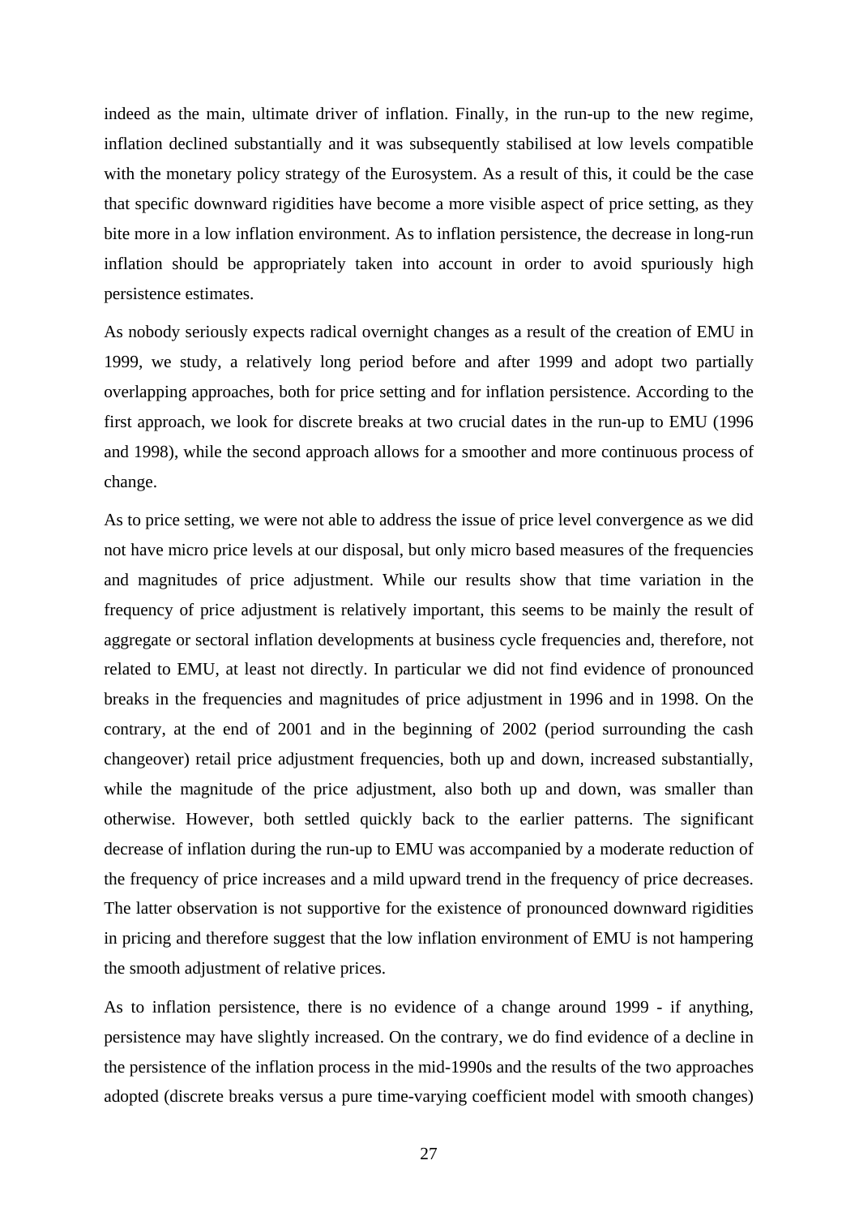indeed as the main, ultimate driver of inflation. Finally, in the run-up to the new regime, inflation declined substantially and it was subsequently stabilised at low levels compatible with the monetary policy strategy of the Eurosystem. As a result of this, it could be the case that specific downward rigidities have become a more visible aspect of price setting, as they bite more in a low inflation environment. As to inflation persistence, the decrease in long-run inflation should be appropriately taken into account in order to avoid spuriously high persistence estimates.

As nobody seriously expects radical overnight changes as a result of the creation of EMU in 1999, we study, a relatively long period before and after 1999 and adopt two partially overlapping approaches, both for price setting and for inflation persistence. According to the first approach, we look for discrete breaks at two crucial dates in the run-up to EMU (1996 and 1998), while the second approach allows for a smoother and more continuous process of change.

As to price setting, we were not able to address the issue of price level convergence as we did not have micro price levels at our disposal, but only micro based measures of the frequencies and magnitudes of price adjustment. While our results show that time variation in the frequency of price adjustment is relatively important, this seems to be mainly the result of aggregate or sectoral inflation developments at business cycle frequencies and, therefore, not related to EMU, at least not directly. In particular we did not find evidence of pronounced breaks in the frequencies and magnitudes of price adjustment in 1996 and in 1998. On the contrary, at the end of 2001 and in the beginning of 2002 (period surrounding the cash changeover) retail price adjustment frequencies, both up and down, increased substantially, while the magnitude of the price adjustment, also both up and down, was smaller than otherwise. However, both settled quickly back to the earlier patterns. The significant decrease of inflation during the run-up to EMU was accompanied by a moderate reduction of the frequency of price increases and a mild upward trend in the frequency of price decreases. The latter observation is not supportive for the existence of pronounced downward rigidities in pricing and therefore suggest that the low inflation environment of EMU is not hampering the smooth adjustment of relative prices.

As to inflation persistence, there is no evidence of a change around 1999 - if anything, persistence may have slightly increased. On the contrary, we do find evidence of a decline in the persistence of the inflation process in the mid-1990s and the results of the two approaches adopted (discrete breaks versus a pure time-varying coefficient model with smooth changes)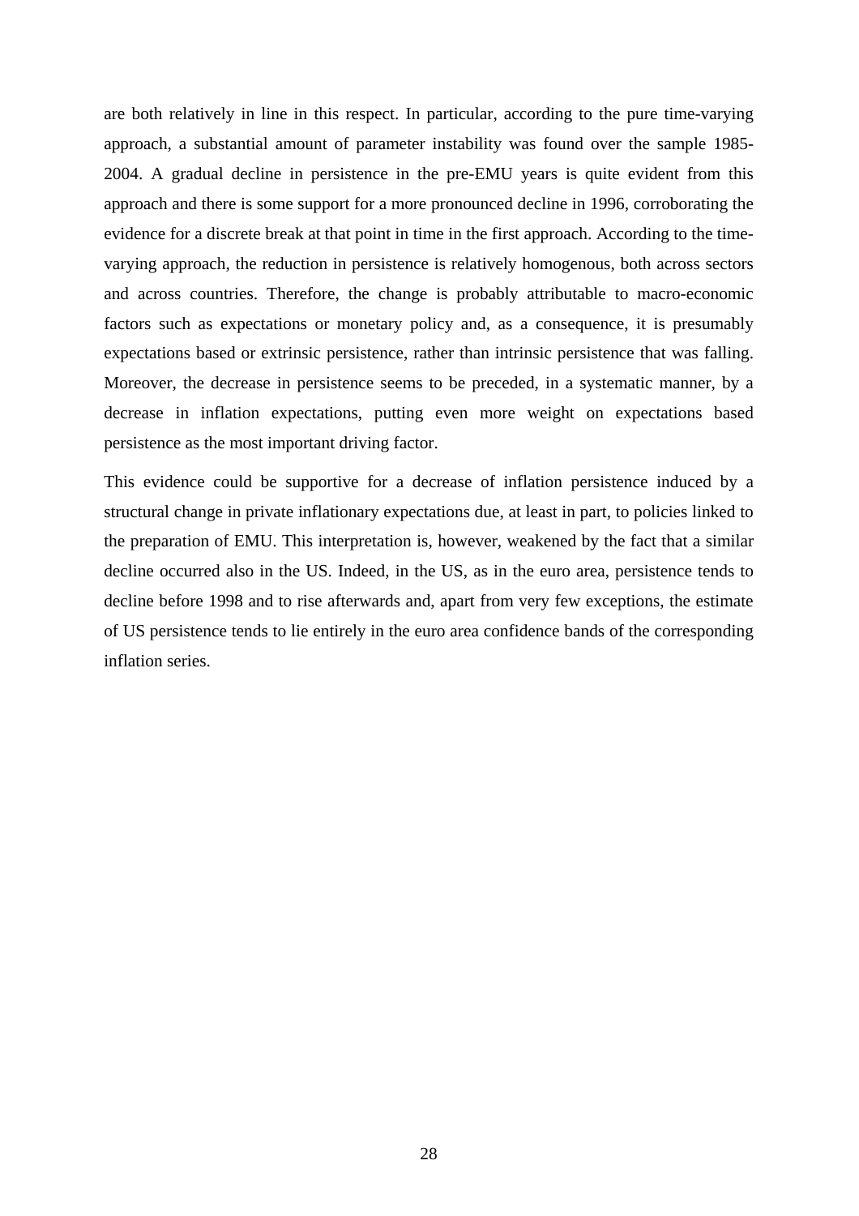are both relatively in line in this respect. In particular, according to the pure time-varying approach, a substantial amount of parameter instability was found over the sample 1985-2004. A gradual decline in persistence in the pre-EMU years is quite evident from this approach and there is some support for a more pronounced decline in 1996, corroborating the evidence for a discrete break at that point in time in the first approach. According to the time-varying approach, the reduction in persistence is relatively homogenous, both across sectors and across countries. Therefore, the change is probably attributable to macro-economic factors such as expectations or monetary policy and, as a consequence, it is presumably expectations based or extrinsic persistence, rather than intrinsic persistence that was falling. Moreover, the decrease in persistence seems to be preceded, in a systematic manner, by a decrease in inflation expectations, putting even more weight on expectations based persistence as the most important driving factor.

This evidence could be supportive for a decrease of inflation persistence induced by a structural change in private inflationary expectations due, at least in part, to policies linked to the preparation of EMU. This interpretation is, however, weakened by the fact that a similar decline occurred also in the US. Indeed, in the US, as in the euro area, persistence tends to decline before 1998 and to rise afterwards and, apart from very few exceptions, the estimate of US persistence tends to lie entirely in the euro area confidence bands of the corresponding inflation series.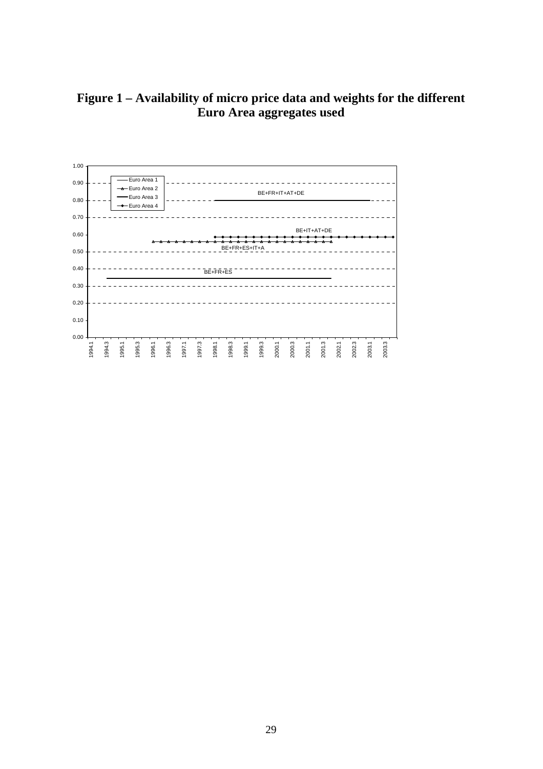# Figure 1 – Availability of micro price data and weights for the different Euro Area aggregates used

1.00
0.90
0.80
0.70
0.60
0.50
0.40
0.30
0.20
0.10
0.00

Euro Area 1
Euro Area 2
Euro Area 3
Euro Area 4

BE+FR+IT+AT+DE
BE+IT+AT+DE
BE+FR+ES+IT+A
BE+FR+ES

1994.1
1994.3
1995.1
1995.3
1996.1
1996.3
1997.1
1997.3
1998.1
1998.3
1999.1
1999.3
2000.1
2000.3
2001.1
2001.3
2002.1
2002.3
2003.1
2003.3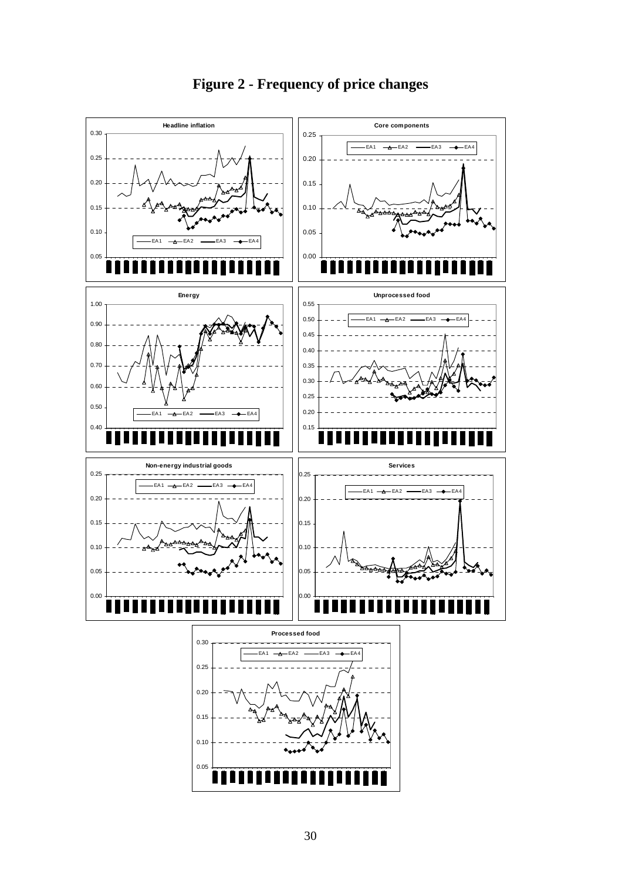# Figure 2 - Frequency of price changes

Headline inflation

0.30
0.25
0.20
0.15
0.10
0.05

EA1 EA2 EA3 EA4

Core components

0.25
0.20
0.15
0.10
0.05
0.00

EA1 EA2 EA3 EA4

Energy

1.00
0.90
0.80
0.70
0.60
0.50
0.40

EA1 EA2 EA3 EA4

Unprocessed food

0.55
0.50
0.45
0.40
0.35
0.30
0.25
0.20
0.15

EA1 EA2 EA3 EA4

Non-energy industrial goods

0.25
0.20
0.15
0.10
0.05
0.00

EA1 EA2 EA3 EA4

Services

0.25
0.20
0.15
0.10
0.05
0.00

EA1 EA2 EA3 EA4

Processed food

0.30
0.25
0.20
0.15
0.10
0.05

EA1 EA2 EA3 EA4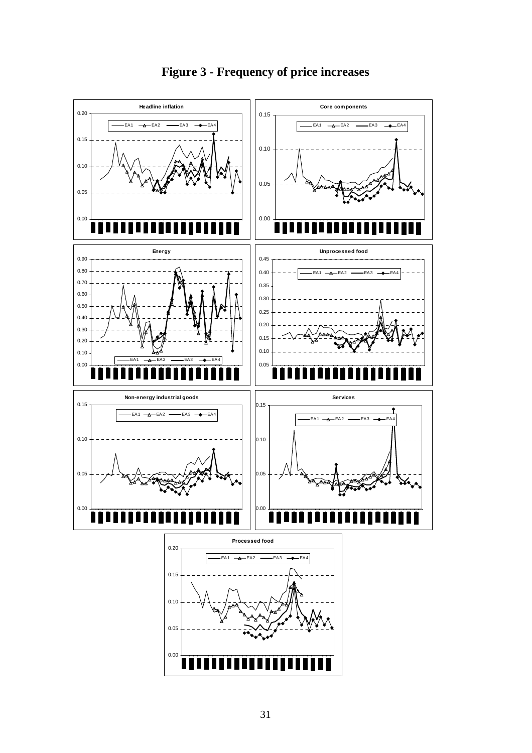# Figure 3 - Frequency of price increases

Headline inflation

0.20
0.15
0.10
0.05
0.00

EA1 EA2 EA3 EA4

Core components

0.15
0.10
0.05
0.00

EA1 EA2 EA3 EA4

Energy

0.90
0.80
0.70
0.60
0.50
0.40
0.30
0.20
0.10
0.00

EA1 EA2 EA3 EA4

Unprocessed food

0.45
0.40
0.35
0.30
0.25
0.20
0.15
0.10
0.05

EA1 EA2 EA3 EA4

Non-energy industrial goods

0.15
0.10
0.05
0.00

EA1 EA2 EA3 EA4

Services

0.15
0.10
0.05
0.00

EA1 EA2 EA3 EA4

Processed food

0.20
0.15
0.10
0.05
0.00

EA1 EA2 EA3 EA4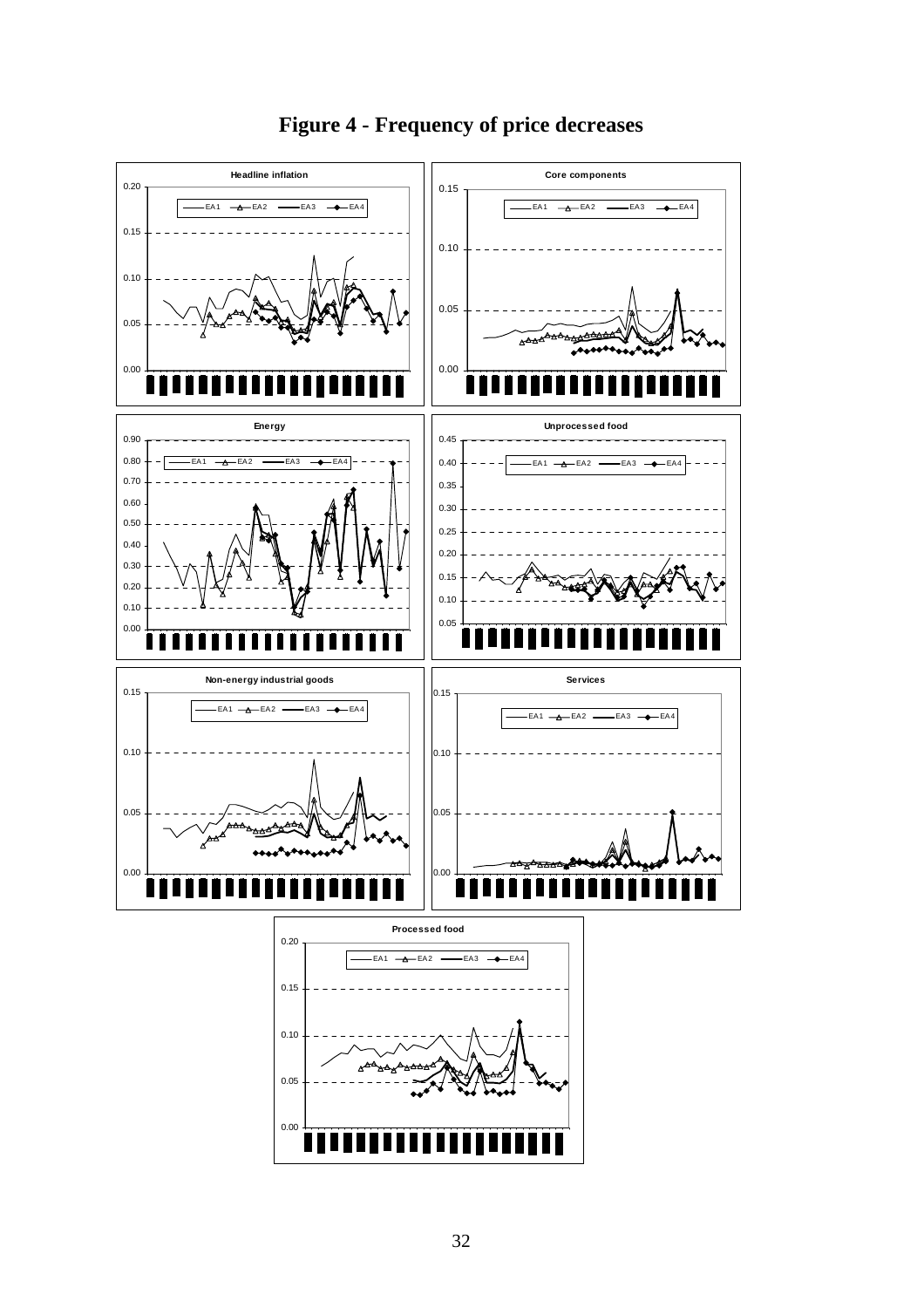# Figure 4 - Frequency of price decreases

Headline inflation

0.20
0.15
0.10
0.05
0.00

EA1 EA2 EA3 EA4

Core components

0.15
0.10
0.05
0.00

EA1 EA2 EA3 EA4

Energy

0.90
0.80
0.70
0.60
0.50
0.40
0.30
0.20
0.10
0.00

EA1 EA2 EA3 EA4

Unprocessed food

0.45
0.40
0.35
0.30
0.25
0.20
0.15
0.10
0.05

EA1 EA2 EA3 EA4

Non-energy industrial goods

0.15
0.10
0.05
0.00

EA1 EA2 EA3 EA4

Services

0.15
0.10
0.05
0.00

EA1 EA2 EA3 EA4

Processed food

0.20
0.15
0.10
0.05
0.00

EA1 EA2 EA3 EA4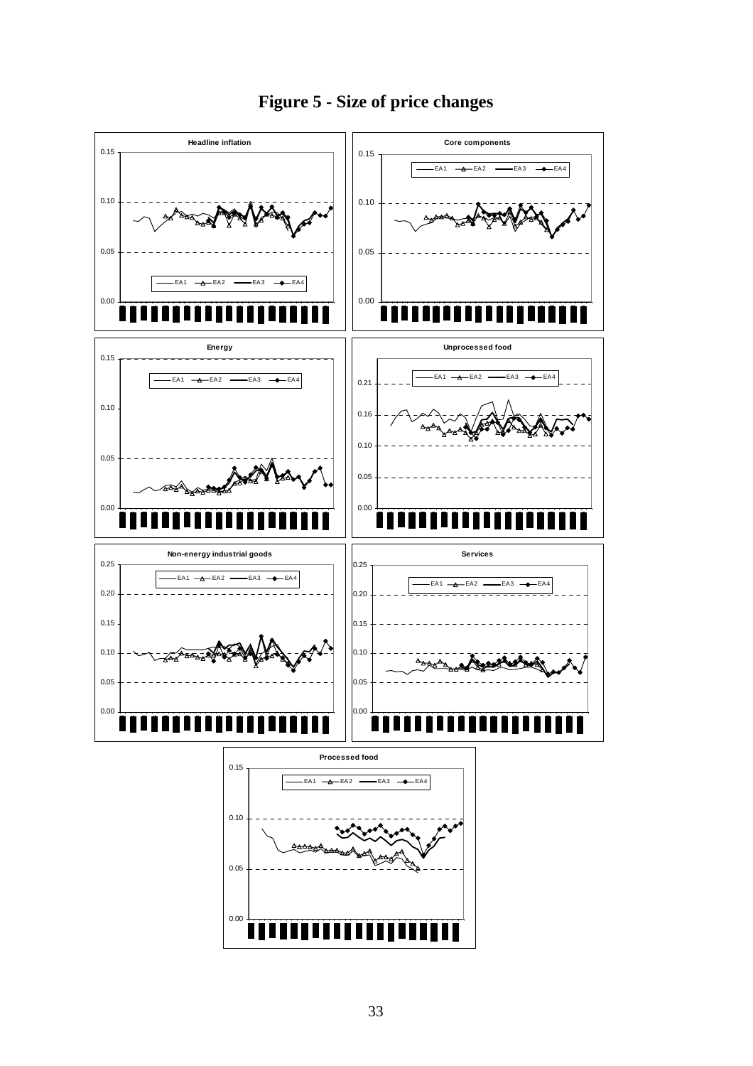# Figure 5 - Size of price changes

Headline inflation

0.15
0.10
0.05
0.00

EA1 EA2 EA3 EA4

Core components

0.15
0.10
0.05
0.00

EA1 EA2 EA3 EA4

Energy

0.15
0.10
0.05
0.00

EA1 EA2 EA3 EA4

Unprocessed food

0.21
0.16
0.10
0.05
0.00

EA1 EA2 EA3 EA4

Non-energy industrial goods

0.25
0.20
0.15
0.10
0.05
0.00

EA1 EA2 EA3 EA4

Services

0.25
0.20
0.15
0.10
0.05
0.00

EA1 EA2 EA3 EA4

Processed food

0.15
0.10
0.05
0.00

EA1 EA2 EA3 EA4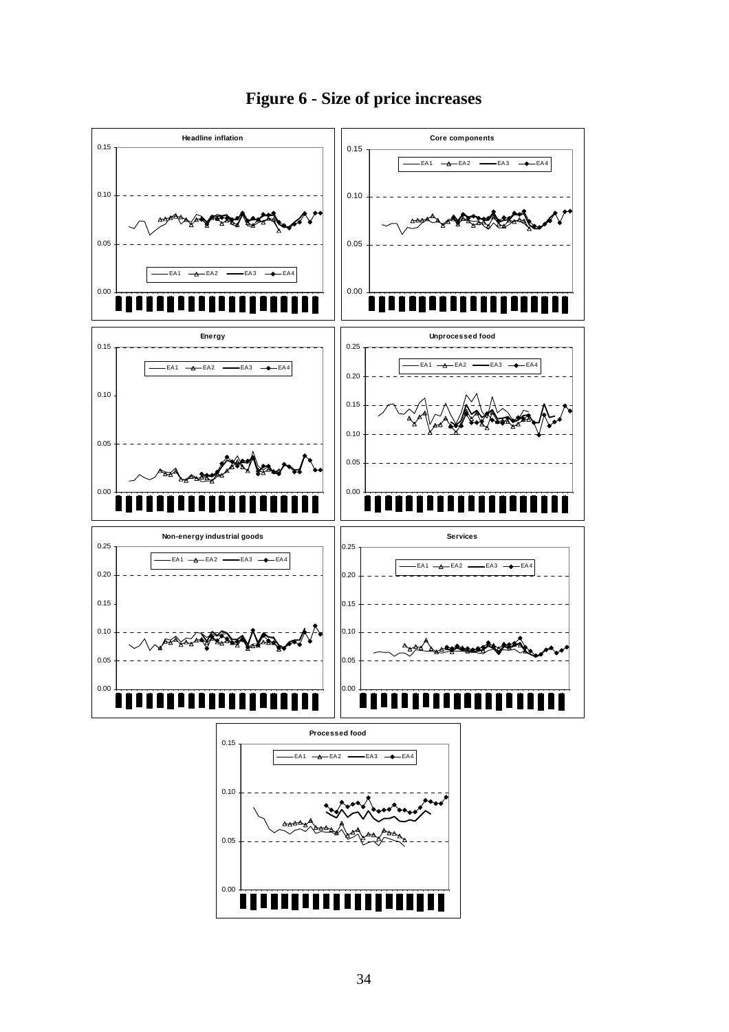# Figure 6 - Size of price increases

**Headline inflation**

0.15
0.10
0.05
0.00

EA1 EA2 EA3 EA4

**Core components**

0.15
0.10
0.05
0.00

EA1 EA2 EA3 EA4

**Energy**

0.15
0.10
0.05
0.00

EA1 EA2 EA3 EA4

**Unprocessed food**

0.25
0.20
0.15
0.10
0.05
0.00

EA1 EA2 EA3 EA4

**Non-energy industrial goods**

0.25
0.20
0.15
0.10
0.05
0.00

EA1 EA2 EA3 EA4

**Services**

0.25
0.20
0.15
0.10
0.05
0.00

EA1 EA2 EA3 EA4

**Processed food**

0.15
0.10
0.05
0.00

EA1 EA2 EA3 EA4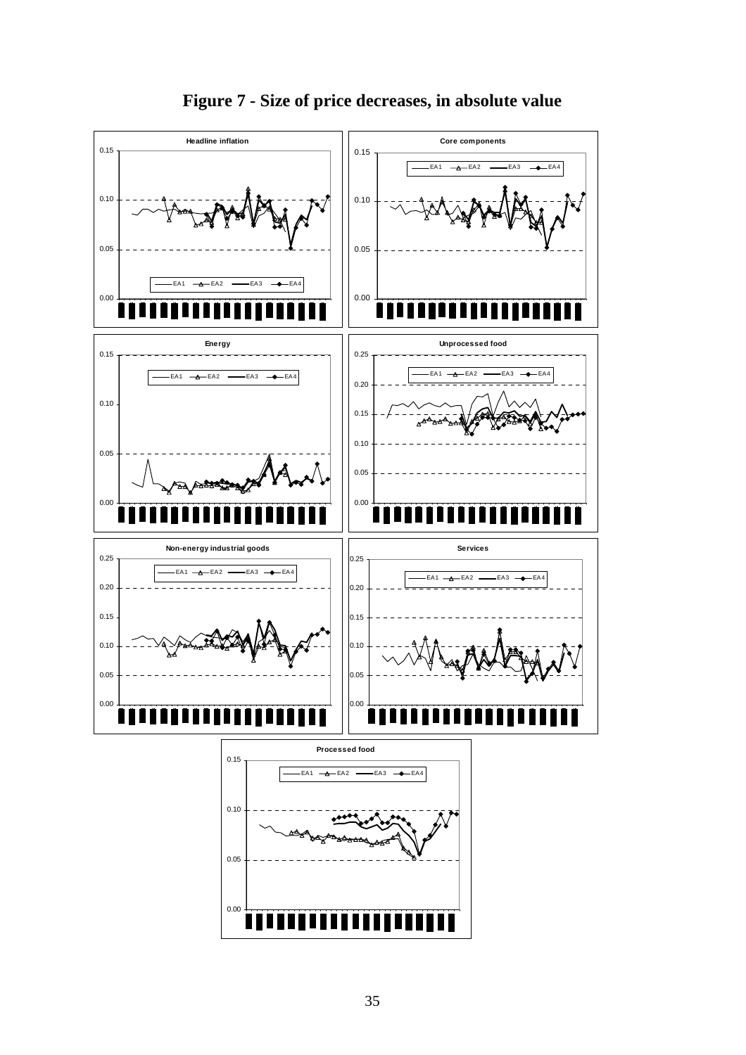# Figure 7 - Size of price decreases, in absolute value

Headline inflation

0.15
0.10
0.05
0.00

EA1 EA2 EA3 EA4

Core components

0.15
0.10
0.05
0.00

EA1 EA2 EA3 EA4

Energy

0.15
0.10
0.05
0.00

EA1 EA2 EA3 EA4

Unprocessed food

0.25
0.20
0.15
0.10
0.05
0.00

EA1 EA2 EA3 EA4

Non-energy industrial goods

0.25
0.20
0.15
0.10
0.05
0.00

EA1 EA2 EA3 EA4

Services

0.25
0.20
0.15
0.10
0.05
0.00

EA1 EA2 EA3 EA4

Processed food

0.15
0.10
0.05
0.00

EA1 EA2 EA3 EA4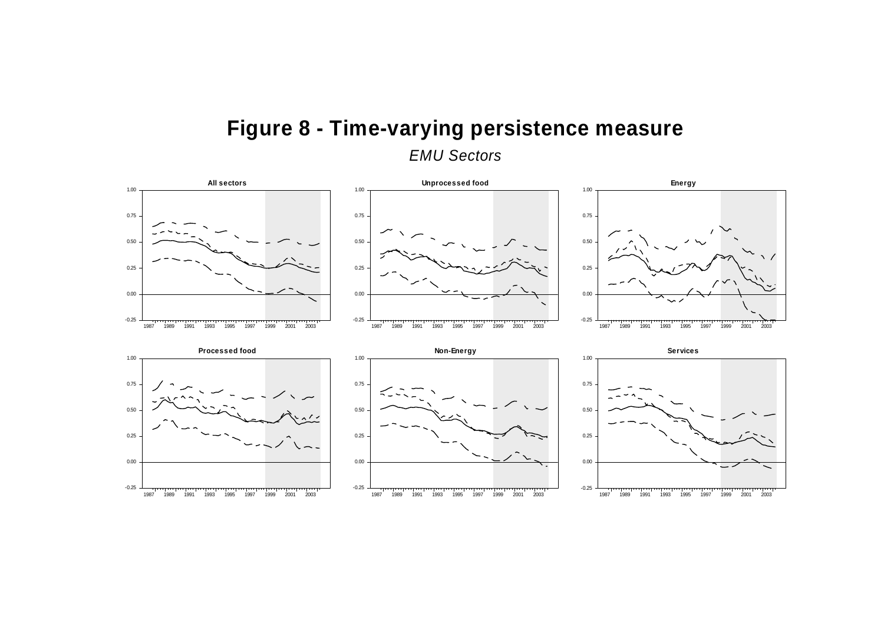# Figure 8 - Time-varying persistence measure

*EMU Sectors*

**All sectors**

1.00
0.75
0.50
0.25
0.00
-0.25

1987 1989 1991 1993 1995 1997 1999 2001 2003

**Unprocessed food**

1.00
0.75
0.50
0.25
0.00
-0.25

1987 1989 1991 1993 1995 1997 1999 2001 2003

**Energy**

1.00
0.75
0.50
0.25
0.00
-0.25

1987 1989 1991 1993 1995 1997 1999 2001 2003

**Processed food**

1.00
0.75
0.50
0.25
0.00
-0.25

1987 1989 1991 1993 1995 1997 1999 2001 2003

**Non-Energy**

1.00
0.75
0.50
0.25
0.00
-0.25

1987 1989 1991 1993 1995 1997 1999 2001 2003

**Services**

1.00
0.75
0.50
0.25
0.00
-0.25

1987 1989 1991 1993 1995 1997 1999 2001 2003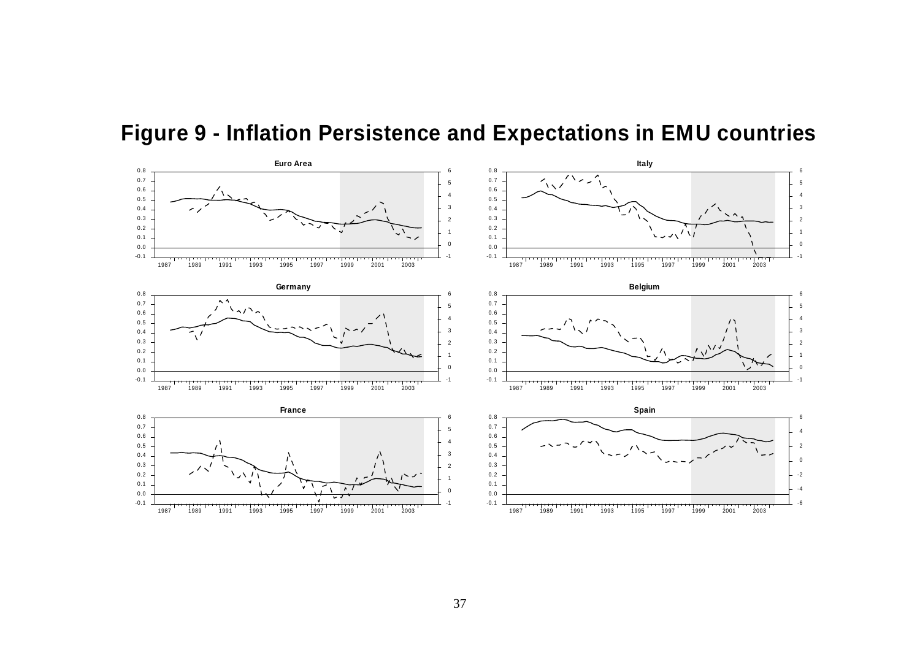# Figure 9 - Inflation Persistence and Expectations in EMU countries

Euro Area

0.8
0.7
0.6
0.5
0.4
0.3
0.2
0.1
0.0
-0.1

6
5
4
3
2
1
0
-1

1987 1989 1991 1993 1995 1997 1999 2001 2003

Italy

0.8
0.7
0.6
0.5
0.4
0.3
0.2
0.1
0.0
-0.1

6
5
4
3
2
1
0
-1

1987 1989 1991 1993 1995 1997 1999 2001 2003

Germany

0.8
0.7
0.6
0.5
0.4
0.3
0.2
0.1
0.0
-0.1

6
5
4
3
2
1
0
-1

1987 1989 1991 1993 1995 1997 1999 2001 2003

Belgium

0.8
0.7
0.6
0.5
0.4
0.3
0.2
0.1
0.0
-0.1

6
5
4
3
2
1
0
-1

1987 1989 1991 1993 1995 1997 1999 2001 2003

France

0.8
0.7
0.6
0.5
0.4
0.3
0.2
0.1
0.0
-0.1

6
5
4
3
2
1
0
-1

1987 1989 1991 1993 1995 1997 1999 2001 2003

Spain

0.8
0.7
0.6
0.5
0.4
0.3
0.2
0.1
0.0
-0.1

6
4
2
0
-2
-4
-6

1987 1989 1991 1993 1995 1997 1999 2001 2003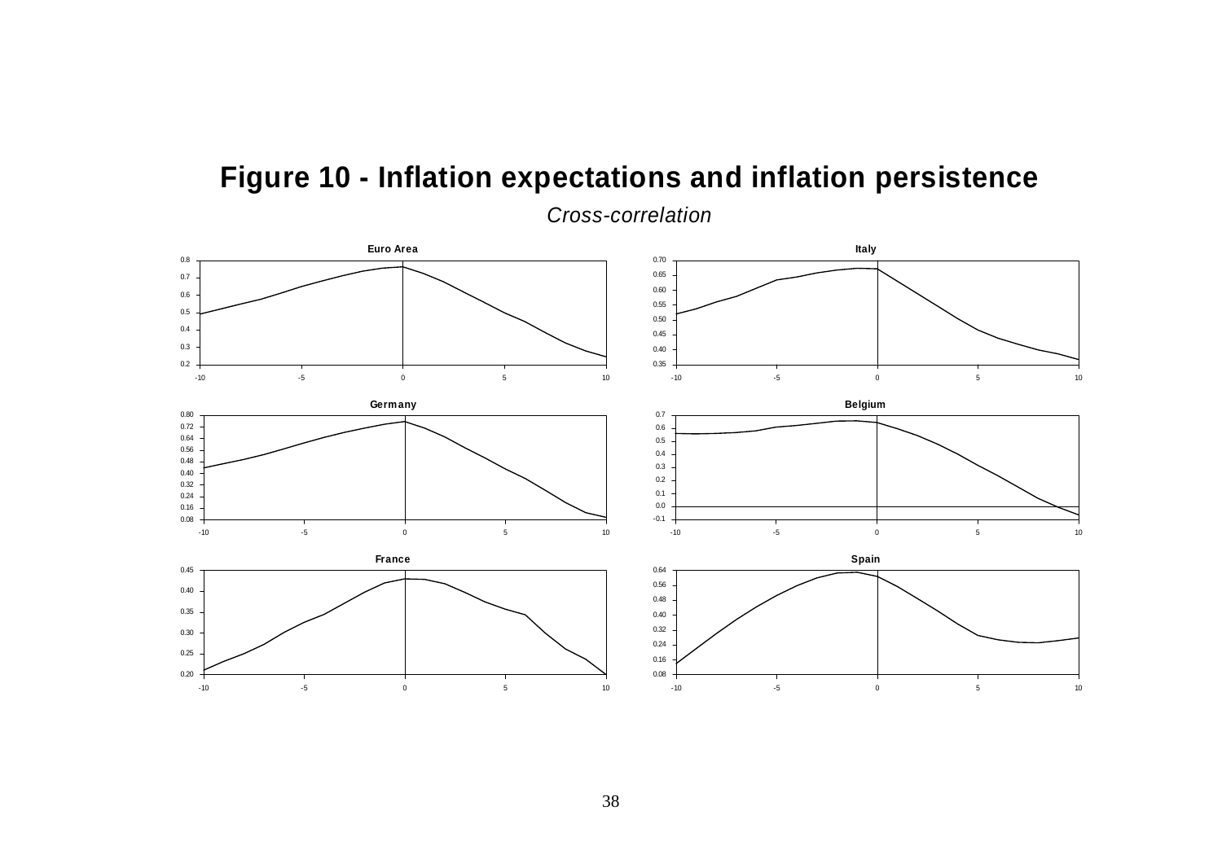# Figure 10 - Inflation expectations and inflation persistence

*Cross-correlation*

**Euro Area**

0.8
0.7
0.6
0.5
0.4
0.3
0.2

-10 -5 0 5 10

**Italy**

0.70
0.65
0.60
0.55
0.50
0.45
0.40
0.35

-10 -5 0 5 10

**Germany**

0.80
0.72
0.64
0.56
0.48
0.40
0.32
0.24
0.16
0.08

-10 -5 0 5 10

**Belgium**

0.7
0.6
0.5
0.4
0.3
0.2
0.1
0.0
-0.1

-10 -5 0 5 10

**France**

0.45
0.40
0.35
0.30
0.25
0.20

-10 -5 0 5 10

**Spain**

0.64
0.56
0.48
0.40
0.32
0.24
0.16
0.08

-10 -5 0 5 10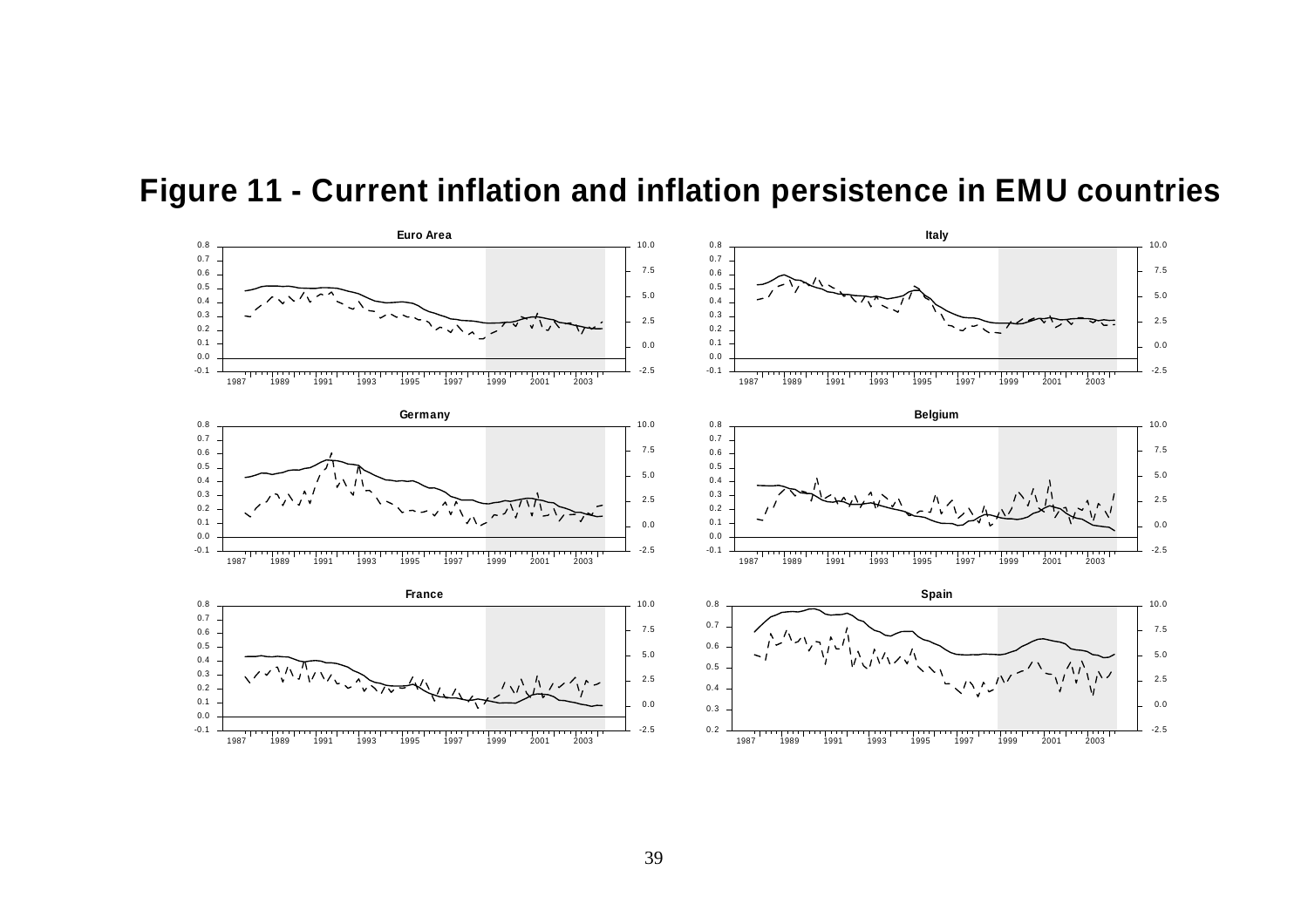# Figure 11 - Current inflation and inflation persistence in EMU countries

Euro Area

0.8
0.7
0.6
0.5
0.4
0.3
0.2
0.1
0.0
-0.1

10.0
7.5
5.0
2.5
0.0
-2.5

1987 1989 1991 1993 1995 1997 1999 2001 2003

Italy

0.8
0.7
0.6
0.5
0.4
0.3
0.2
0.1
0.0
-0.1

10.0
7.5
5.0
2.5
0.0
-2.5

1987 1989 1991 1993 1995 1997 1999 2001 2003

Germany

0.8
0.7
0.6
0.5
0.4
0.3
0.2
0.1
0.0
-0.1

10.0
7.5
5.0
2.5
0.0
-2.5

1987 1989 1991 1993 1995 1997 1999 2001 2003

Belgium

0.8
0.7
0.6
0.5
0.4
0.3
0.2
0.1
0.0
-0.1

10.0
7.5
5.0
2.5
0.0
-2.5

1987 1989 1991 1993 1995 1997 1999 2001 2003

France

0.8
0.7
0.6
0.5
0.4
0.3
0.2
0.1
0.0
-0.1

10.0
7.5
5.0
2.5
0.0
-2.5

1987 1989 1991 1993 1995 1997 1999 2001 2003

Spain

0.8
0.7
0.6
0.5
0.4
0.3
0.2

10.0
7.5
5.0
2.5
0.0
-2.5

1987 1989 1991 1993 1995 1997 1999 2001 2003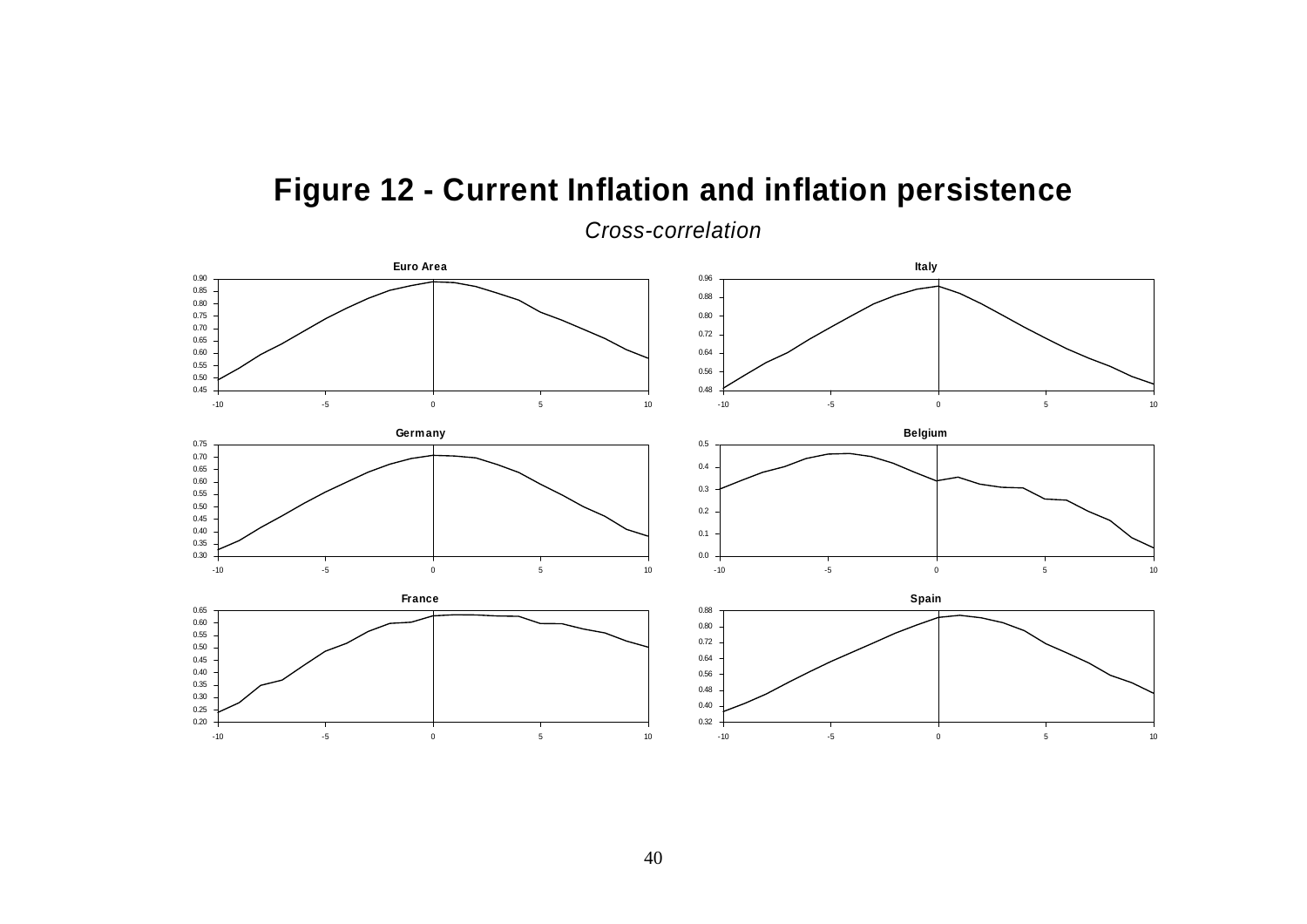# Figure 12 - Current Inflation and inflation persistence

*Cross-correlation*

Euro Area

0.90
0.85
0.80
0.75
0.70
0.65
0.60
0.55
0.50
0.45

-10 -5 0 5 10

Italy

0.96
0.88
0.80
0.72
0.64
0.56
0.48

-10 -5 0 5 10

Germany

0.75
0.70
0.65
0.60
0.55
0.50
0.45
0.40
0.35
0.30

-10 -5 0 5 10

Belgium

0.5
0.4
0.3
0.2
0.1
0.0

-10 -5 0 5 10

France

0.65
0.60
0.55
0.50
0.45
0.40
0.35
0.30
0.25
0.20

-10 -5 0 5 10

Spain

0.88
0.80
0.72
0.64
0.56
0.48
0.40
0.32

-10 -5 0 5 10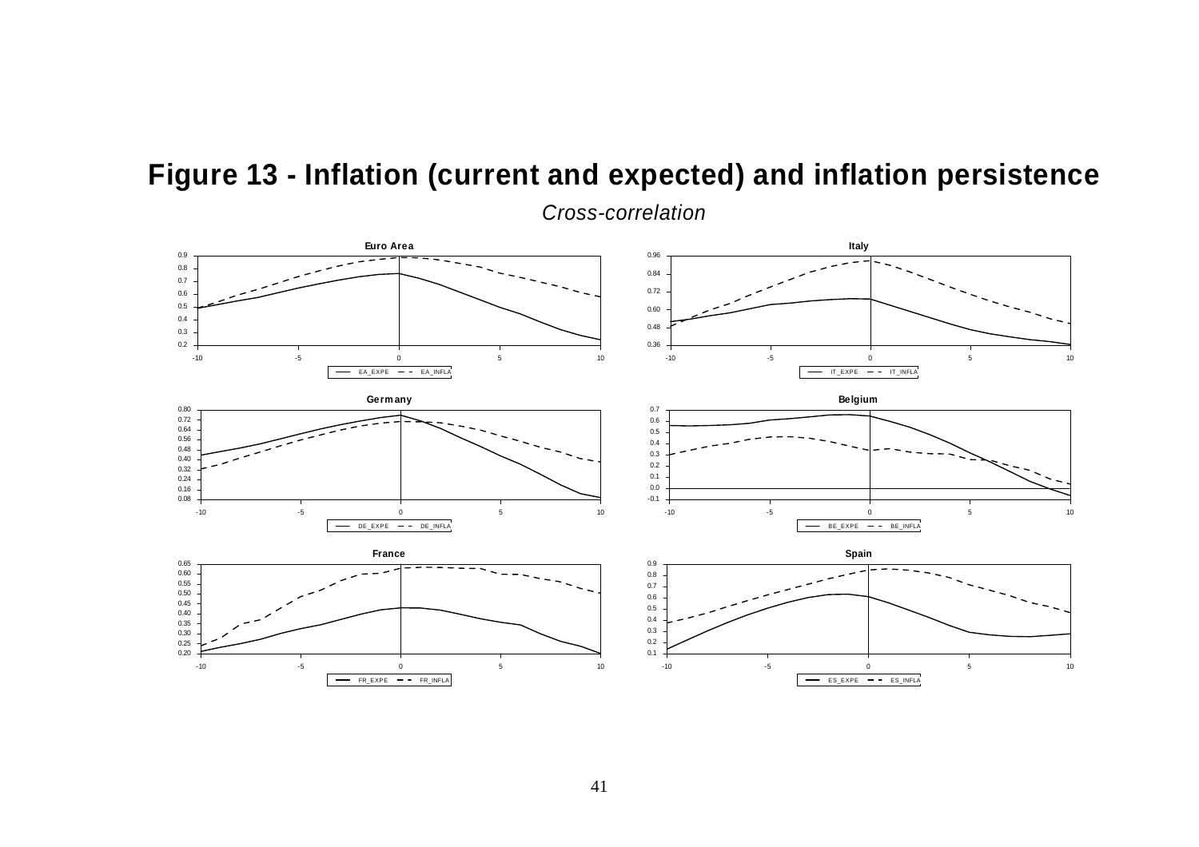# Figure 13 - Inflation (current and expected) and inflation persistence

*Cross-correlation*

**Euro Area**

0.9
0.8
0.7
0.6
0.5
0.4
0.3
0.2

-10 -5 0 5 10

EA_EXPE EA_INFLA

**Italy**

0.96
0.84
0.72
0.60
0.48
0.36

-10 -5 0 5 10

IT_EXPE IT_INFLA

**Germany**

0.80
0.72
0.64
0.56
0.48
0.40
0.32
0.24
0.16
0.08

-10 -5 0 5 10

DE_EXPE DE_INFLA

**Belgium**

0.7
0.6
0.5
0.4
0.3
0.2
0.1
0.0
-0.1

-10 -5 0 5 10

BE_EXPE BE_INFLA

**France**

0.65
0.60
0.55
0.50
0.45
0.40
0.35
0.30
0.25
0.20

-10 -5 0 5 10

FR_EXPE FR_INFLA

**Spain**

0.9
0.8
0.7
0.6
0.5
0.4
0.3
0.2
0.1

-10 -5 0 5 10

ES_EXPE ES_INFLA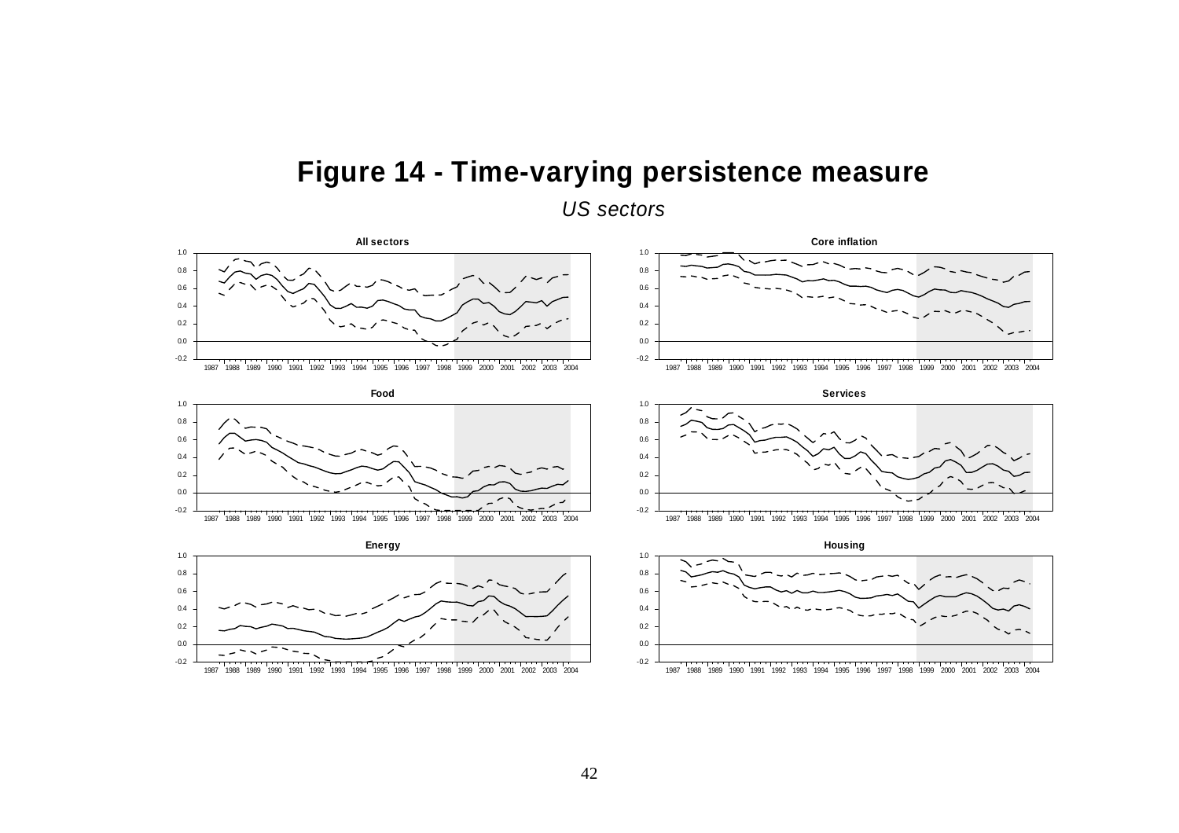# Figure 14 - Time-varying persistence measure

*US sectors*

**All sectors**

1.0
0.8
0.6
0.4
0.2
0.0
-0.2

1987 1988 1989 1990 1991 1992 1993 1994 1995 1996 1997 1998 1999 2000 2001 2002 2003 2004

**Core inflation**

1.0
0.8
0.6
0.4
0.2
0.0
-0.2

1987 1988 1989 1990 1991 1992 1993 1994 1995 1996 1997 1998 1999 2000 2001 2002 2003 2004

**Food**

1.0
0.8
0.6
0.4
0.2
0.0
-0.2

1987 1988 1989 1990 1991 1992 1993 1994 1995 1996 1997 1998 1999 2000 2001 2002 2003 2004

**Services**

1.0
0.8
0.6
0.4
0.2
0.0
-0.2

1987 1988 1989 1990 1991 1992 1993 1994 1995 1996 1997 1998 1999 2000 2001 2002 2003 2004

**Energy**

1.0
0.8
0.6
0.4
0.2
0.0
-0.2

1987 1988 1989 1990 1991 1992 1993 1994 1995 1996 1997 1998 1999 2000 2001 2002 2003 2004

**Housing**

1.0
0.8
0.6
0.4
0.2
0.0
-0.2

1987 1988 1989 1990 1991 1992 1993 1994 1995 1996 1997 1998 1999 2000 2001 2002 2003 2004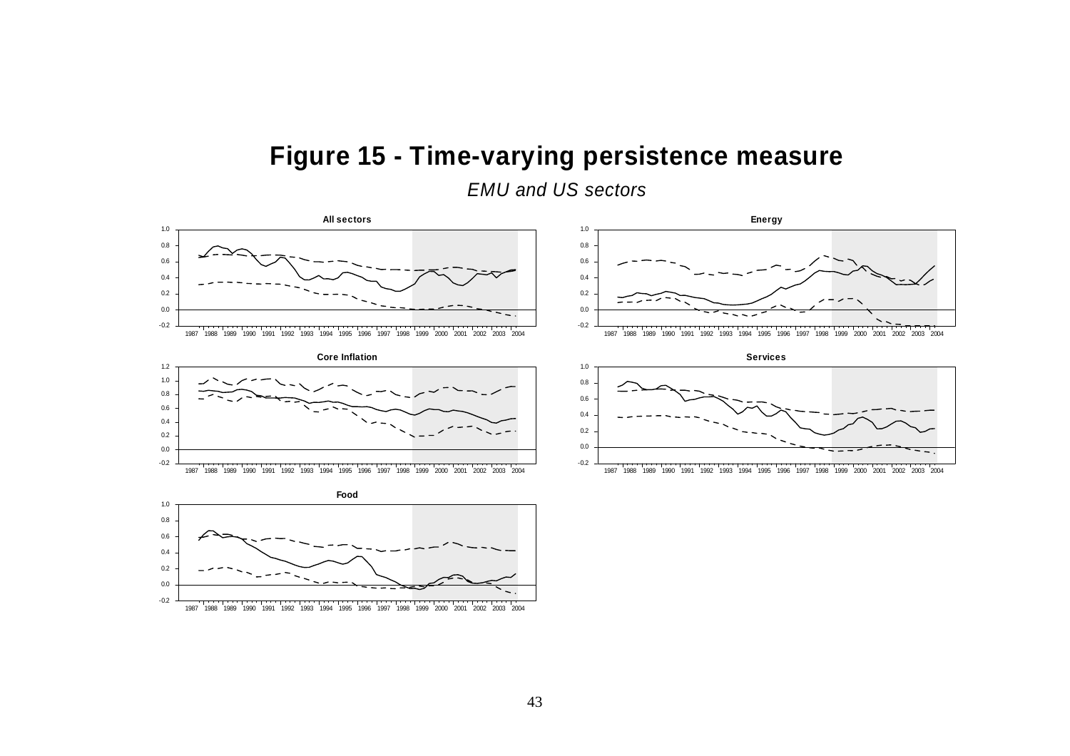# Figure 15 - Time-varying persistence measure

*EMU and US sectors*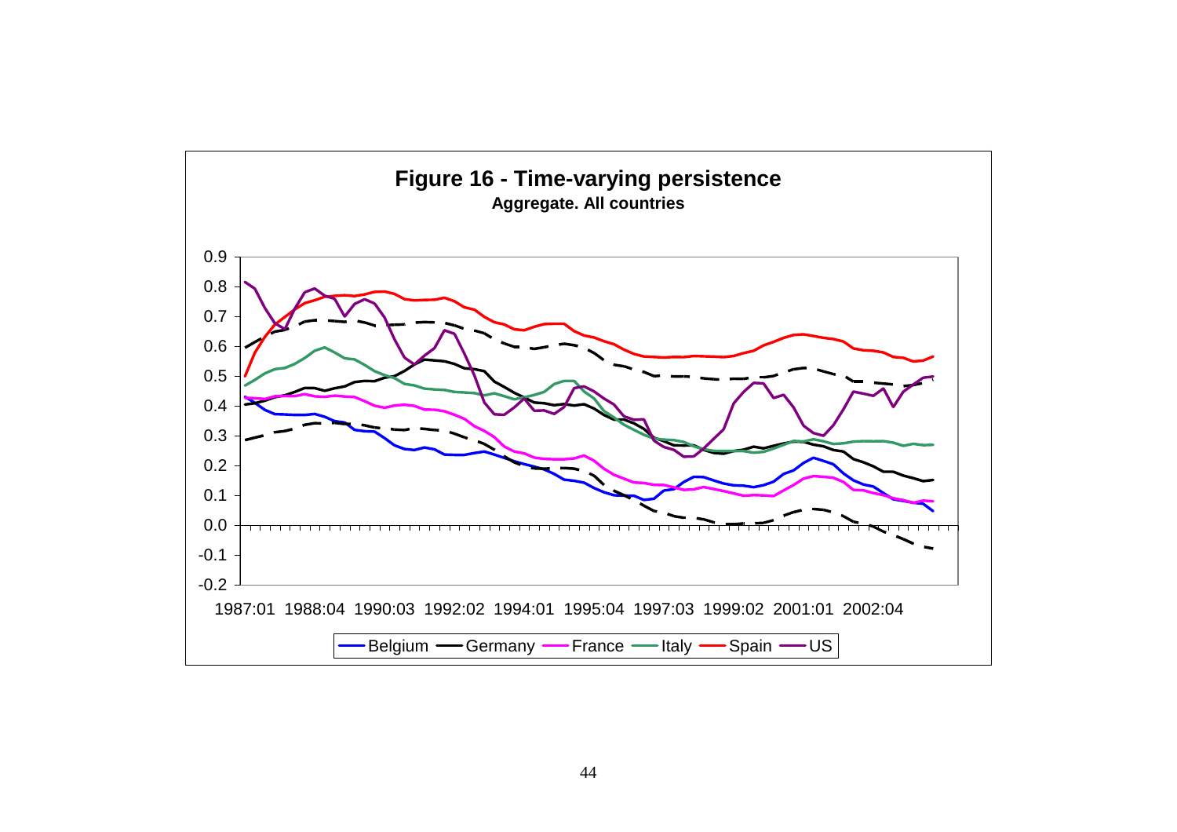**Figure 16 - Time-varying persistence**

**Aggregate. All countries**

0.9
0.8
0.7
0.6
0.5
0.4
0.3
0.2
0.1
0.0
-0.1
-0.2

1987:01 1988:04 1990:03 1992:02 1994:01 1995:04 1997:03 1999:02 2001:01 2002:04

Belgium Germany France Italy Spain US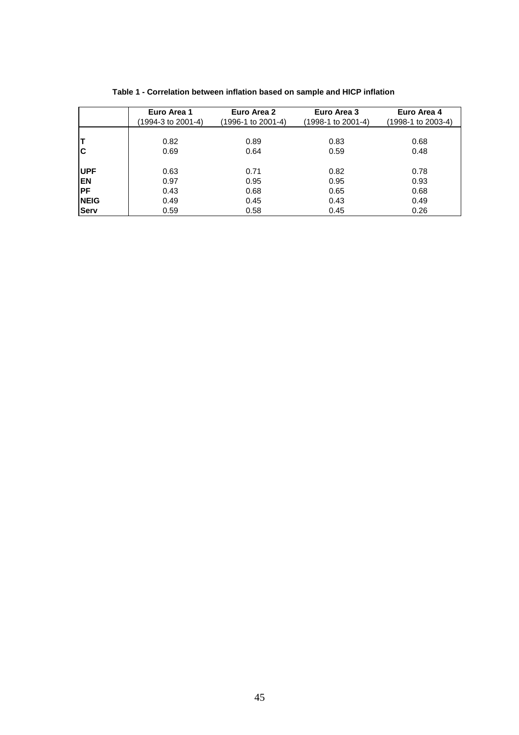**Table 1 - Correlation between inflation based on sample and HICP inflation**

| | Euro Area 1 (1994-3 to 2001-4) | Euro Area 2 (1996-1 to 2001-4) | Euro Area 3 (1998-1 to 2001-4) | Euro Area 4 (1998-1 to 2003-4) |
|---|---|---|---|---|
| **T** | 0.82 | 0.89 | 0.83 | 0.68 |
| **C** | 0.69 | 0.64 | 0.59 | 0.48 |
| **UPF** | 0.63 | 0.71 | 0.82 | 0.78 |
| **EN** | 0.97 | 0.95 | 0.95 | 0.93 |
| **PF** | 0.43 | 0.68 | 0.65 | 0.68 |
| **NEIG** | 0.49 | 0.45 | 0.43 | 0.49 |
| **Serv** | 0.59 | 0.58 | 0.45 | 0.26 |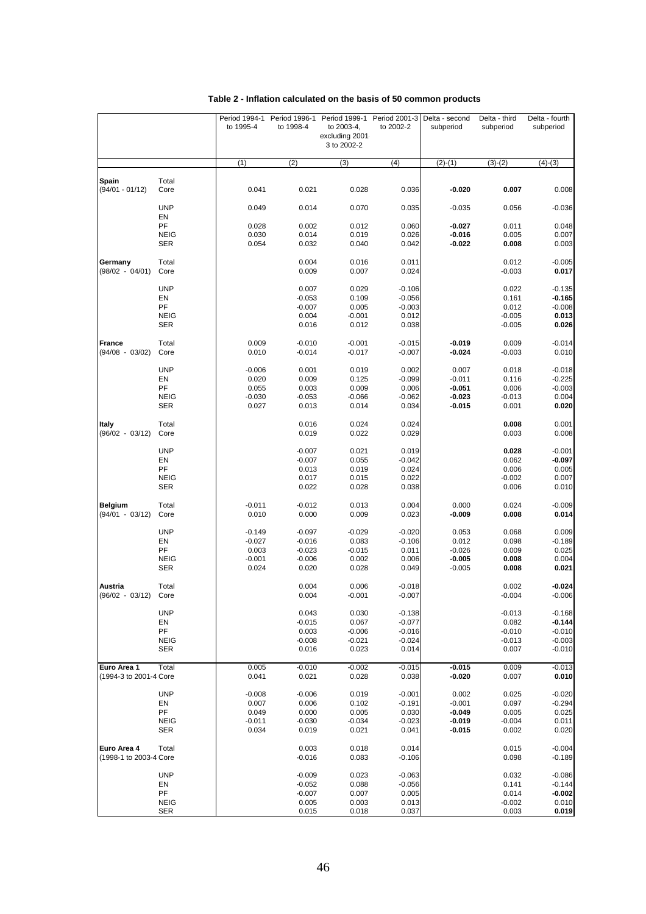**Table 2 - Inflation calculated on the basis of 50 common products**

| | | Period 1994-1 to 1995-4 | Period 1996-1 to 1998-4 | Period 1999-1 to 2003-4, excluding 2001-3 to 2002-2 | Period 2001-3 to 2002-2 | Delta - second subperiod | Delta - third subperiod | Delta - fourth subperiod |
|---|---|---|---|---|---|---|---|---|
| | | (1) | (2) | (3) | (4) | (2)-(1) | (3)-(2) | (4)-(3) |
| **Spain** | Total | | | | | | | |
| (94/01 - 01/12) | Core | 0.041 | 0.021 | 0.028 | 0.036 | **-0.020** | **0.007** | 0.008 |
| | UNP | 0.049 | 0.014 | 0.070 | 0.035 | -0.035 | 0.056 | -0.036 |
| | EN | | | | | | | |
| | PF | 0.028 | 0.002 | 0.012 | 0.060 | **-0.027** | 0.011 | 0.048 |
| | NEIG | 0.030 | 0.014 | 0.019 | 0.026 | **-0.016** | 0.005 | 0.007 |
| | SER | 0.054 | 0.032 | 0.040 | 0.042 | **-0.022** | **0.008** | 0.003 |
| **Germany** | Total | | 0.004 | 0.016 | 0.011 | | 0.012 | -0.005 |
| (98/02 - 04/01) | Core | | 0.009 | 0.007 | 0.024 | | -0.003 | **0.017** |
| | UNP | | 0.007 | 0.029 | -0.106 | | 0.022 | -0.135 |
| | EN | | -0.053 | 0.109 | -0.056 | | 0.161 | **-0.165** |
| | PF | | -0.007 | 0.005 | -0.003 | | 0.012 | -0.008 |
| | NEIG | | 0.004 | -0.001 | 0.012 | | -0.005 | **0.013** |
| | SER | | 0.016 | 0.012 | 0.038 | | -0.005 | **0.026** |
| **France** | Total | 0.009 | -0.010 | -0.001 | -0.015 | **-0.019** | 0.009 | -0.014 |
| (94/08 - 03/02) | Core | 0.010 | -0.014 | -0.017 | -0.007 | **-0.024** | -0.003 | 0.010 |
| | UNP | -0.006 | 0.001 | 0.019 | 0.002 | 0.007 | 0.018 | -0.018 |
| | EN | 0.020 | 0.009 | 0.125 | -0.099 | -0.011 | 0.116 | -0.225 |
| | PF | 0.055 | 0.003 | 0.009 | 0.006 | **-0.051** | 0.006 | -0.003 |
| | NEIG | -0.030 | -0.053 | -0.066 | -0.062 | **-0.023** | -0.013 | 0.004 |
| | SER | 0.027 | 0.013 | 0.014 | 0.034 | **-0.015** | 0.001 | **0.020** |
| **Italy** | Total | | 0.016 | 0.024 | 0.024 | | **0.008** | 0.001 |
| (96/02 - 03/12) | Core | | 0.019 | 0.022 | 0.029 | | 0.003 | 0.008 |
| | UNP | | -0.007 | 0.021 | 0.019 | | **0.028** | -0.001 |
| | EN | | -0.007 | 0.055 | -0.042 | | 0.062 | **-0.097** |
| | PF | | 0.013 | 0.019 | 0.024 | | 0.006 | 0.005 |
| | NEIG | | 0.017 | 0.015 | 0.022 | | -0.002 | 0.007 |
| | SER | | 0.022 | 0.028 | 0.038 | | 0.006 | 0.010 |
| **Belgium** | Total | -0.011 | -0.012 | 0.013 | 0.004 | 0.000 | 0.024 | -0.009 |
| (94/01 - 03/12) | Core | 0.010 | 0.000 | 0.009 | 0.023 | **-0.009** | **0.008** | **0.014** |
| | UNP | -0.149 | -0.097 | -0.029 | -0.020 | 0.053 | 0.068 | 0.009 |
| | EN | -0.027 | -0.016 | 0.083 | -0.106 | 0.012 | 0.098 | -0.189 |
| | PF | 0.003 | -0.023 | -0.015 | 0.011 | -0.026 | 0.009 | 0.025 |
| | NEIG | -0.001 | -0.006 | 0.002 | 0.006 | **-0.005** | **0.008** | 0.004 |
| | SER | 0.024 | 0.020 | 0.028 | 0.049 | -0.005 | **0.008** | **0.021** |
| **Austria** | Total | | 0.004 | 0.006 | -0.018 | | 0.002 | **-0.024** |
| (96/02 - 03/12) | Core | | 0.004 | -0.001 | -0.007 | | -0.004 | -0.006 |
| | UNP | | 0.043 | 0.030 | -0.138 | | -0.013 | -0.168 |
| | EN | | -0.015 | 0.067 | -0.077 | | 0.082 | **-0.144** |
| | PF | | 0.003 | -0.006 | -0.016 | | -0.010 | -0.010 |
| | NEIG | | -0.008 | -0.021 | -0.024 | | -0.013 | -0.003 |
| | SER | | 0.016 | 0.023 | 0.014 | | 0.007 | -0.010 |
| **Euro Area 1** | Total | 0.005 | -0.010 | -0.002 | -0.015 | **-0.015** | 0.009 | -0.013 |
| (1994-3 to 2001-4) | Core | 0.041 | 0.021 | 0.028 | 0.038 | **-0.020** | 0.007 | **0.010** |
| | UNP | -0.008 | -0.006 | 0.019 | -0.001 | 0.002 | 0.025 | -0.020 |
| | EN | 0.007 | 0.006 | 0.102 | -0.191 | -0.001 | 0.097 | -0.294 |
| | PF | 0.049 | 0.000 | 0.005 | 0.030 | **-0.049** | 0.005 | 0.025 |
| | NEIG | -0.011 | -0.030 | -0.034 | -0.023 | **-0.019** | -0.004 | 0.011 |
| | SER | 0.034 | 0.019 | 0.021 | 0.041 | **-0.015** | 0.002 | 0.020 |
| **Euro Area 4** | Total | | 0.003 | 0.018 | 0.014 | | 0.015 | -0.004 |
| (1998-1 to 2003-4) | Core | | -0.016 | 0.083 | -0.106 | | 0.098 | -0.189 |
| | UNP | | -0.009 | 0.023 | -0.063 | | 0.032 | -0.086 |
| | EN | | -0.052 | 0.088 | -0.056 | | 0.141 | -0.144 |
| | PF | | -0.007 | 0.007 | 0.005 | | 0.014 | **-0.002** |
| | NEIG | | 0.005 | 0.003 | 0.013 | | -0.002 | 0.010 |
| | SER | | 0.015 | 0.018 | 0.037 | | 0.003 | **0.019** |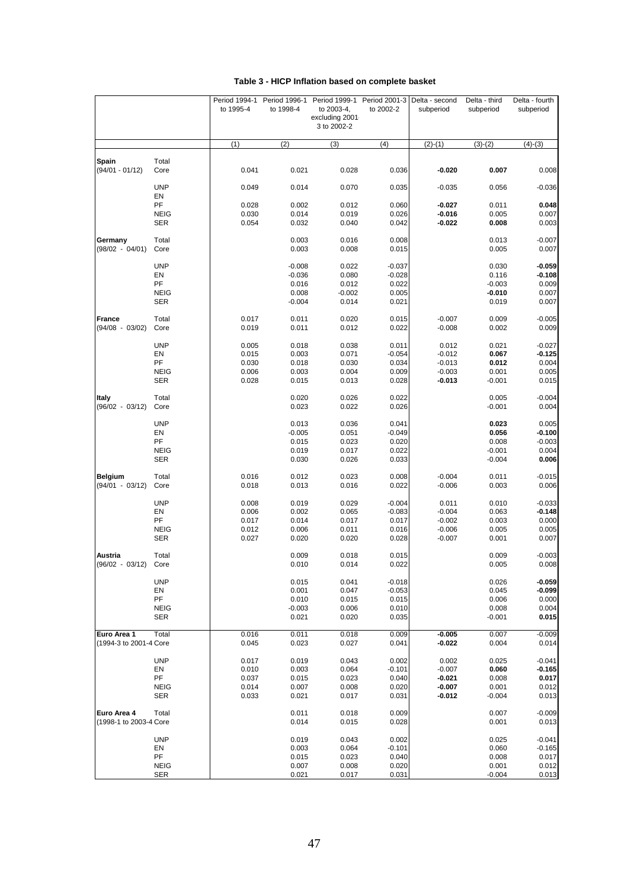# Table 3 - HICP Inflation based on complete basket

| | | Period 1994-1 to 1995-4 | Period 1996-1 to 1998-4 | Period 1999-1 to 2003-4, excluding 2001-3 to 2002-2 | Period 2001-3 to 2002-2 | Delta - second subperiod | Delta - third subperiod | Delta - fourth subperiod |
|---|---|---|---|---|---|---|---|---|
| | | (1) | (2) | (3) | (4) | (2)-(1) | (3)-(2) | (4)-(3) |
| **Spain** | Total | | | | | | | |
| (94/01 - 01/12) | Core | 0.041 | 0.021 | 0.028 | 0.036 | **-0.020** | **0.007** | 0.008 |
| | UNP | 0.049 | 0.014 | 0.070 | 0.035 | -0.035 | 0.056 | -0.036 |
| | EN | | | | | | | |
| | PF | 0.028 | 0.002 | 0.012 | 0.060 | **-0.027** | 0.011 | **0.048** |
| | NEIG | 0.030 | 0.014 | 0.019 | 0.026 | **-0.016** | 0.005 | 0.007 |
| | SER | 0.054 | 0.032 | 0.040 | 0.042 | **-0.022** | **0.008** | 0.003 |
| **Germany** | Total | | 0.003 | 0.016 | 0.008 | | 0.013 | -0.007 |
| (98/02 - 04/01) | Core | | 0.003 | 0.008 | 0.015 | | 0.005 | 0.007 |
| | UNP | | -0.008 | 0.022 | -0.037 | | 0.030 | **-0.059** |
| | EN | | -0.036 | 0.080 | -0.028 | | 0.116 | **-0.108** |
| | PF | | 0.016 | 0.012 | 0.022 | | -0.003 | 0.009 |
| | NEIG | | 0.008 | -0.002 | 0.005 | | **-0.010** | 0.007 |
| | SER | | -0.004 | 0.014 | 0.021 | | 0.019 | 0.007 |
| **France** | Total | 0.017 | 0.011 | 0.020 | 0.015 | -0.007 | 0.009 | -0.005 |
| (94/08 - 03/02) | Core | 0.019 | 0.011 | 0.012 | 0.022 | -0.008 | 0.002 | 0.009 |
| | UNP | 0.005 | 0.018 | 0.038 | 0.011 | 0.012 | 0.021 | -0.027 |
| | EN | 0.015 | 0.003 | 0.071 | -0.054 | -0.012 | **0.067** | **-0.125** |
| | PF | 0.030 | 0.018 | 0.030 | 0.034 | -0.013 | **0.012** | 0.004 |
| | NEIG | 0.006 | 0.003 | 0.004 | 0.009 | -0.003 | 0.001 | 0.005 |
| | SER | 0.028 | 0.015 | 0.013 | 0.028 | **-0.013** | -0.001 | 0.015 |
| **Italy** | Total | | 0.020 | 0.026 | 0.022 | | 0.005 | -0.004 |
| (96/02 - 03/12) | Core | | 0.023 | 0.022 | 0.026 | | -0.001 | 0.004 |
| | UNP | | 0.013 | 0.036 | 0.041 | | **0.023** | 0.005 |
| | EN | | -0.005 | 0.051 | -0.049 | | **0.056** | **-0.100** |
| | PF | | 0.015 | 0.023 | 0.020 | | 0.008 | -0.003 |
| | NEIG | | 0.019 | 0.017 | 0.022 | | -0.001 | 0.004 |
| | SER | | 0.030 | 0.026 | 0.033 | | -0.004 | **0.006** |
| **Belgium** | Total | 0.016 | 0.012 | 0.023 | 0.008 | -0.004 | 0.011 | -0.015 |
| (94/01 - 03/12) | Core | 0.018 | 0.013 | 0.016 | 0.022 | -0.006 | 0.003 | 0.006 |
| | UNP | 0.008 | 0.019 | 0.029 | -0.004 | 0.011 | 0.010 | -0.033 |
| | EN | 0.006 | 0.002 | 0.065 | -0.083 | -0.004 | 0.063 | **-0.148** |
| | PF | 0.017 | 0.014 | 0.017 | 0.017 | -0.002 | 0.003 | 0.000 |
| | NEIG | 0.012 | 0.006 | 0.011 | 0.016 | -0.006 | 0.005 | 0.005 |
| | SER | 0.027 | 0.020 | 0.020 | 0.028 | -0.007 | 0.001 | 0.007 |
| **Austria** | Total | | 0.009 | 0.018 | 0.015 | | 0.009 | -0.003 |
| (96/02 - 03/12) | Core | | 0.010 | 0.014 | 0.022 | | 0.005 | 0.008 |
| | UNP | | 0.015 | 0.041 | -0.018 | | 0.026 | **-0.059** |
| | EN | | 0.001 | 0.047 | -0.053 | | 0.045 | **-0.099** |
| | PF | | 0.010 | 0.015 | 0.015 | | 0.006 | 0.000 |
| | NEIG | | -0.003 | 0.006 | 0.010 | | 0.008 | 0.004 |
| | SER | | 0.021 | 0.020 | 0.035 | | -0.001 | **0.015** |
| **Euro Area 1** | Total | 0.016 | 0.011 | 0.018 | 0.009 | **-0.005** | 0.007 | -0.009 |
| (1994-3 to 2001-4 | Core | 0.045 | 0.023 | 0.027 | 0.041 | **-0.022** | 0.004 | 0.014 |
| | UNP | 0.017 | 0.019 | 0.043 | 0.002 | 0.002 | 0.025 | -0.041 |
| | EN | 0.010 | 0.003 | 0.064 | -0.101 | -0.007 | **0.060** | **-0.165** |
| | PF | 0.037 | 0.015 | 0.023 | 0.040 | **-0.021** | 0.008 | **0.017** |
| | NEIG | 0.014 | 0.007 | 0.008 | 0.020 | **-0.007** | 0.001 | 0.012 |
| | SER | 0.033 | 0.021 | 0.017 | 0.031 | **-0.012** | -0.004 | 0.013 |
| **Euro Area 4** | Total | | 0.011 | 0.018 | 0.009 | | 0.007 | -0.009 |
| (1998-1 to 2003-4 | Core | | 0.014 | 0.015 | 0.028 | | 0.001 | 0.013 |
| | UNP | | 0.019 | 0.043 | 0.002 | | 0.025 | -0.041 |
| | EN | | 0.003 | 0.064 | -0.101 | | 0.060 | -0.165 |
| | PF | | 0.015 | 0.023 | 0.040 | | 0.008 | 0.017 |
| | NEIG | | 0.007 | 0.008 | 0.020 | | 0.001 | 0.012 |
| | SER | | 0.021 | 0.017 | 0.031 | | -0.004 | 0.013 |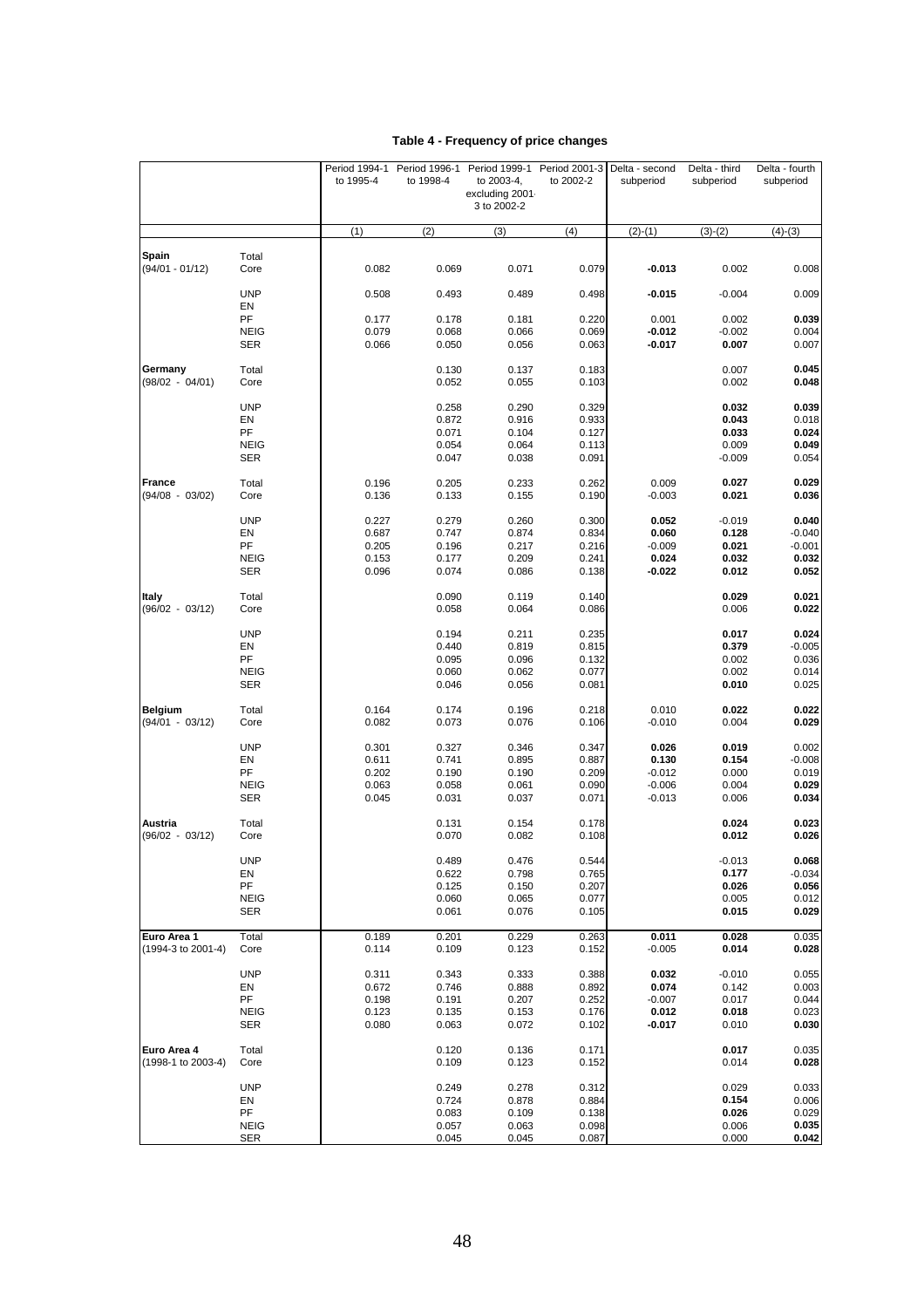**Table 4 - Frequency of price changes**

| | | Period 1994-1 to 1995-4 | Period 1996-1 to 1998-4 | Period 1999-1 to 2003-4, excluding 2001-3 to 2002-2 | Period 2001-3 to 2002-2 | Delta - second subperiod | Delta - third subperiod | Delta - fourth subperiod |
|---|---|---|---|---|---|---|---|---|
| | | (1) | (2) | (3) | (4) | (2)-(1) | (3)-(2) | (4)-(3) |
| **Spain** | Total | | | | | | | |
| (94/01 - 01/12) | Core | 0.082 | 0.069 | 0.071 | 0.079 | **-0.013** | 0.002 | 0.008 |
| | UNP | 0.508 | 0.493 | 0.489 | 0.498 | **-0.015** | -0.004 | 0.009 |
| | EN | | | | | | | |
| | PF | 0.177 | 0.178 | 0.181 | 0.220 | 0.001 | 0.002 | **0.039** |
| | NEIG | 0.079 | 0.068 | 0.066 | 0.069 | **-0.012** | -0.002 | 0.004 |
| | SER | 0.066 | 0.050 | 0.056 | 0.063 | **-0.017** | **0.007** | 0.007 |
| **Germany** | Total | | 0.130 | 0.137 | 0.183 | | 0.007 | **0.045** |
| (98/02 - 04/01) | Core | | 0.052 | 0.055 | 0.103 | | 0.002 | **0.048** |
| | UNP | | 0.258 | 0.290 | 0.329 | | **0.032** | **0.039** |
| | EN | | 0.872 | 0.916 | 0.933 | | **0.043** | 0.018 |
| | PF | | 0.071 | 0.104 | 0.127 | | **0.033** | **0.024** |
| | NEIG | | 0.054 | 0.064 | 0.113 | | 0.009 | **0.049** |
| | SER | | 0.047 | 0.038 | 0.091 | | -0.009 | 0.054 |
| **France** | Total | 0.196 | 0.205 | 0.233 | 0.262 | 0.009 | **0.027** | **0.029** |
| (94/08 - 03/02) | Core | 0.136 | 0.133 | 0.155 | 0.190 | -0.003 | **0.021** | **0.036** |
| | UNP | 0.227 | 0.279 | 0.260 | 0.300 | **0.052** | -0.019 | **0.040** |
| | EN | 0.687 | 0.747 | 0.874 | 0.834 | **0.060** | **0.128** | -0.040 |
| | PF | 0.205 | 0.196 | 0.217 | 0.216 | -0.009 | **0.021** | -0.001 |
| | NEIG | 0.153 | 0.177 | 0.209 | 0.241 | **0.024** | **0.032** | **0.032** |
| | SER | 0.096 | 0.074 | 0.086 | 0.138 | **-0.022** | **0.012** | **0.052** |
| **Italy** | Total | | 0.090 | 0.119 | 0.140 | | **0.029** | **0.021** |
| (96/02 - 03/12) | Core | | 0.058 | 0.064 | 0.086 | | 0.006 | **0.022** |
| | UNP | | 0.194 | 0.211 | 0.235 | | **0.017** | **0.024** |
| | EN | | 0.440 | 0.819 | 0.815 | | **0.379** | -0.005 |
| | PF | | 0.095 | 0.096 | 0.132 | | 0.002 | 0.036 |
| | NEIG | | 0.060 | 0.062 | 0.077 | | 0.002 | 0.014 |
| | SER | | 0.046 | 0.056 | 0.081 | | **0.010** | 0.025 |
| **Belgium** | Total | 0.164 | 0.174 | 0.196 | 0.218 | 0.010 | **0.022** | **0.022** |
| (94/01 - 03/12) | Core | 0.082 | 0.073 | 0.076 | 0.106 | -0.010 | 0.004 | **0.029** |
| | UNP | 0.301 | 0.327 | 0.346 | 0.347 | **0.026** | **0.019** | 0.002 |
| | EN | 0.611 | 0.741 | 0.895 | 0.887 | **0.130** | **0.154** | -0.008 |
| | PF | 0.202 | 0.190 | 0.190 | 0.209 | -0.012 | 0.000 | 0.019 |
| | NEIG | 0.063 | 0.058 | 0.061 | 0.090 | -0.006 | 0.004 | **0.029** |
| | SER | 0.045 | 0.031 | 0.037 | 0.071 | -0.013 | 0.006 | **0.034** |
| **Austria** | Total | | 0.131 | 0.154 | 0.178 | | **0.024** | **0.023** |
| (96/02 - 03/12) | Core | | 0.070 | 0.082 | 0.108 | | **0.012** | **0.026** |
| | UNP | | 0.489 | 0.476 | 0.544 | | -0.013 | **0.068** |
| | EN | | 0.622 | 0.798 | 0.765 | | **0.177** | -0.034 |
| | PF | | 0.125 | 0.150 | 0.207 | | **0.026** | **0.056** |
| | NEIG | | 0.060 | 0.065 | 0.077 | | 0.005 | 0.012 |
| | SER | | 0.061 | 0.076 | 0.105 | | **0.015** | **0.029** |
| **Euro Area 1** | Total | 0.189 | 0.201 | 0.229 | 0.263 | **0.011** | **0.028** | 0.035 |
| (1994-3 to 2001-4) | Core | 0.114 | 0.109 | 0.123 | 0.152 | -0.005 | **0.014** | **0.028** |
| | UNP | 0.311 | 0.343 | 0.333 | 0.388 | **0.032** | -0.010 | 0.055 |
| | EN | 0.672 | 0.746 | 0.888 | 0.892 | **0.074** | 0.142 | 0.003 |
| | PF | 0.198 | 0.191 | 0.207 | 0.252 | -0.007 | 0.017 | 0.044 |
| | NEIG | 0.123 | 0.135 | 0.153 | 0.176 | **0.012** | **0.018** | 0.023 |
| | SER | 0.080 | 0.063 | 0.072 | 0.102 | **-0.017** | 0.010 | **0.030** |
| **Euro Area 4** | Total | | 0.120 | 0.136 | 0.171 | | **0.017** | 0.035 |
| (1998-1 to 2003-4) | Core | | 0.109 | 0.123 | 0.152 | | 0.014 | **0.028** |
| | UNP | | 0.249 | 0.278 | 0.312 | | 0.029 | 0.033 |
| | EN | | 0.724 | 0.878 | 0.884 | | **0.154** | 0.006 |
| | PF | | 0.083 | 0.109 | 0.138 | | **0.026** | 0.029 |
| | NEIG | | 0.057 | 0.063 | 0.098 | | 0.006 | **0.035** |
| | SER | | 0.045 | 0.045 | 0.087 | | 0.000 | **0.042** |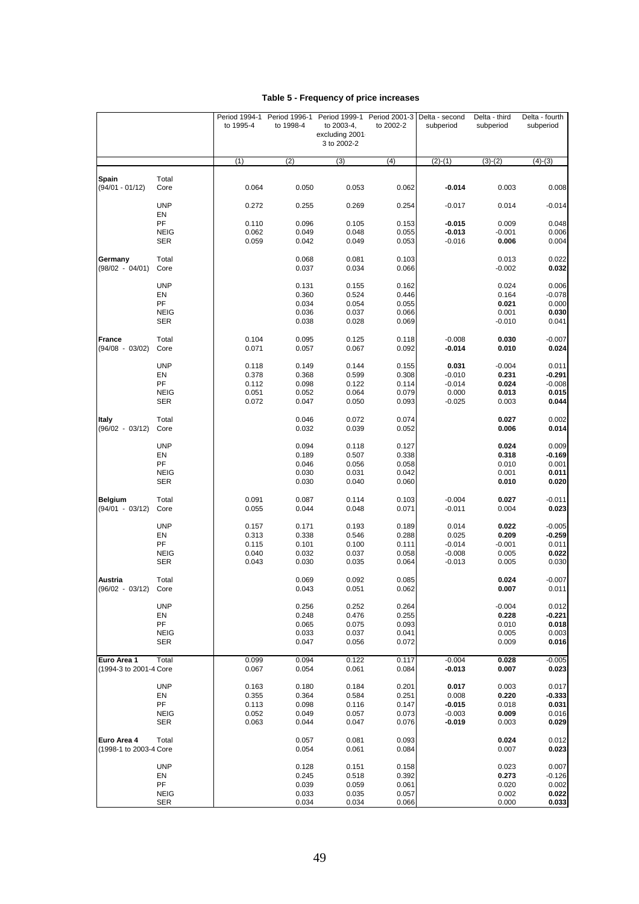## Table 5 - Frequency of price increases

| | | Period 1994-1 to 1995-4 | Period 1996-1 to 1998-4 | Period 1999-1 to 2003-4, excluding 2001-3 to 2002-2 | Period 2001-3 to 2002-2 | Delta - second subperiod | Delta - third subperiod | Delta - fourth subperiod |
|---|---|---|---|---|---|---|---|---|
| | | (1) | (2) | (3) | (4) | (2)-(1) | (3)-(2) | (4)-(3) |
| **Spain** (94/01 - 01/12) | Total | | | | | | | |
| | Core | 0.064 | 0.050 | 0.053 | 0.062 | **-0.014** | 0.003 | 0.008 |
| | UNP | 0.272 | 0.255 | 0.269 | 0.254 | -0.017 | 0.014 | -0.014 |
| | EN | | | | | | | |
| | PF | 0.110 | 0.096 | 0.105 | 0.153 | **-0.015** | 0.009 | 0.048 |
| | NEIG | 0.062 | 0.049 | 0.048 | 0.055 | **-0.013** | -0.001 | 0.006 |
| | SER | 0.059 | 0.042 | 0.049 | 0.053 | -0.016 | **0.006** | 0.004 |
| **Germany** (98/02 - 04/01) | Total | | 0.068 | 0.081 | 0.103 | | 0.013 | 0.022 |
| | Core | | 0.037 | 0.034 | 0.066 | | -0.002 | **0.032** |
| | UNP | | 0.131 | 0.155 | 0.162 | | 0.024 | 0.006 |
| | EN | | 0.360 | 0.524 | 0.446 | | 0.164 | -0.078 |
| | PF | | 0.034 | 0.054 | 0.055 | | **0.021** | 0.000 |
| | NEIG | | 0.036 | 0.037 | 0.066 | | 0.001 | **0.030** |
| | SER | | 0.038 | 0.028 | 0.069 | | -0.010 | 0.041 |
| **France** (94/08 - 03/02) | Total | 0.104 | 0.095 | 0.125 | 0.118 | -0.008 | **0.030** | -0.007 |
| | Core | 0.071 | 0.057 | 0.067 | 0.092 | **-0.014** | **0.010** | **0.024** |
| | UNP | 0.118 | 0.149 | 0.144 | 0.155 | **0.031** | -0.004 | 0.011 |
| | EN | 0.378 | 0.368 | 0.599 | 0.308 | -0.010 | **0.231** | **-0.291** |
| | PF | 0.112 | 0.098 | 0.122 | 0.114 | -0.014 | **0.024** | -0.008 |
| | NEIG | 0.051 | 0.052 | 0.064 | 0.079 | 0.000 | **0.013** | **0.015** |
| | SER | 0.072 | 0.047 | 0.050 | 0.093 | -0.025 | 0.003 | **0.044** |
| **Italy** (96/02 - 03/12) | Total | | 0.046 | 0.072 | 0.074 | | **0.027** | 0.002 |
| | Core | | 0.032 | 0.039 | 0.052 | | **0.006** | **0.014** |
| | UNP | | 0.094 | 0.118 | 0.127 | | **0.024** | 0.009 |
| | EN | | 0.189 | 0.507 | 0.338 | | **0.318** | **-0.169** |
| | PF | | 0.046 | 0.056 | 0.058 | | 0.010 | 0.001 |
| | NEIG | | 0.030 | 0.031 | 0.042 | | 0.001 | **0.011** |
| | SER | | 0.030 | 0.040 | 0.060 | | **0.010** | **0.020** |
| **Belgium** (94/01 - 03/12) | Total | 0.091 | 0.087 | 0.114 | 0.103 | -0.004 | **0.027** | -0.011 |
| | Core | 0.055 | 0.044 | 0.048 | 0.071 | -0.011 | 0.004 | **0.023** |
| | UNP | 0.157 | 0.171 | 0.193 | 0.189 | 0.014 | **0.022** | -0.005 |
| | EN | 0.313 | 0.338 | 0.546 | 0.288 | 0.025 | **0.209** | **-0.259** |
| | PF | 0.115 | 0.101 | 0.100 | 0.111 | -0.014 | -0.001 | 0.011 |
| | NEIG | 0.040 | 0.032 | 0.037 | 0.058 | -0.008 | 0.005 | **0.022** |
| | SER | 0.043 | 0.030 | 0.035 | 0.064 | -0.013 | 0.005 | 0.030 |
| **Austria** (96/02 - 03/12) | Total | | 0.069 | 0.092 | 0.085 | | **0.024** | -0.007 |
| | Core | | 0.043 | 0.051 | 0.062 | | **0.007** | 0.011 |
| | UNP | | 0.256 | 0.252 | 0.264 | | -0.004 | 0.012 |
| | EN | | 0.248 | 0.476 | 0.255 | | **0.228** | **-0.221** |
| | PF | | 0.065 | 0.075 | 0.093 | | 0.010 | **0.018** |
| | NEIG | | 0.033 | 0.037 | 0.041 | | 0.005 | 0.003 |
| | SER | | 0.047 | 0.056 | 0.072 | | 0.009 | **0.016** |
| **Euro Area 1** (1994-3 to 2001-4) | Total | 0.099 | 0.094 | 0.122 | 0.117 | -0.004 | **0.028** | -0.005 |
| | Core | 0.067 | 0.054 | 0.061 | 0.084 | **-0.013** | **0.007** | **0.023** |
| | UNP | 0.163 | 0.180 | 0.184 | 0.201 | **0.017** | 0.003 | 0.017 |
| | EN | 0.355 | 0.364 | 0.584 | 0.251 | 0.008 | **0.220** | **-0.333** |
| | PF | 0.113 | 0.098 | 0.116 | 0.147 | **-0.015** | 0.018 | **0.031** |
| | NEIG | 0.052 | 0.049 | 0.057 | 0.073 | -0.003 | **0.009** | 0.016 |
| | SER | 0.063 | 0.044 | 0.047 | 0.076 | **-0.019** | 0.003 | **0.029** |
| **Euro Area 4** (1998-1 to 2003-4) | Total | | 0.057 | 0.081 | 0.093 | | **0.024** | 0.012 |
| | Core | | 0.054 | 0.061 | 0.084 | | 0.007 | **0.023** |
| | UNP | | 0.128 | 0.151 | 0.158 | | 0.023 | 0.007 |
| | EN | | 0.245 | 0.518 | 0.392 | | **0.273** | -0.126 |
| | PF | | 0.039 | 0.059 | 0.061 | | 0.020 | 0.002 |
| | NEIG | | 0.033 | 0.035 | 0.057 | | 0.002 | **0.022** |
| | SER | | 0.034 | 0.034 | 0.066 | | 0.000 | **0.033** |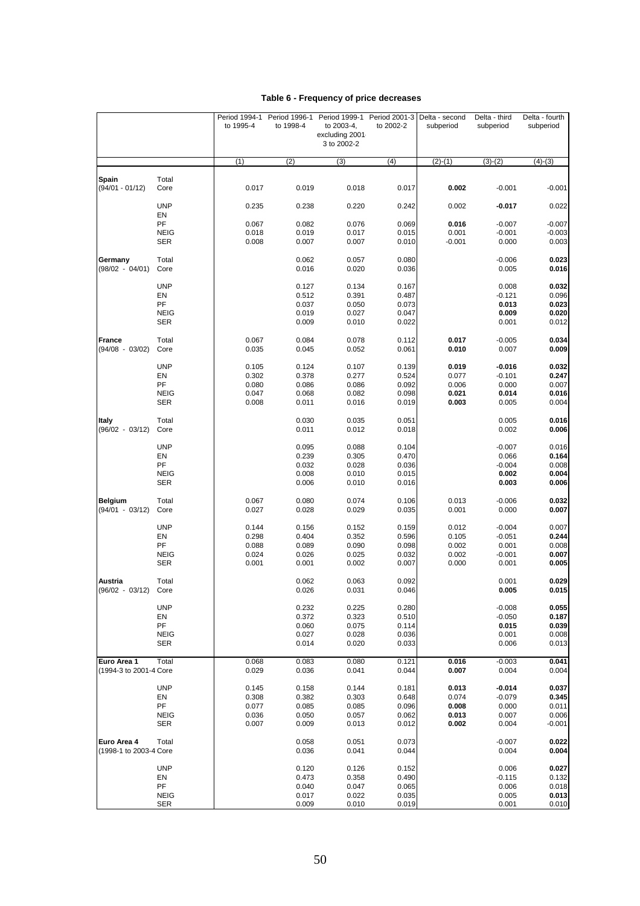# Table 6 - Frequency of price decreases

| | | Period 1994-1 to 1995-4 | Period 1996-1 to 1998-4 | Period 1999-1 to 2003-4, excluding 2001-3 to 2002-2 | Period 2001-3 to 2002-2 | Delta - second subperiod | Delta - third subperiod | Delta - fourth subperiod |
|---|---|---|---|---|---|---|---|---|
| | | (1) | (2) | (3) | (4) | (2)-(1) | (3)-(2) | (4)-(3) |
| **Spain** | Total | | | | | | | |
| (94/01 - 01/12) | Core | 0.017 | 0.019 | 0.018 | 0.017 | **0.002** | -0.001 | -0.001 |
| | UNP | 0.235 | 0.238 | 0.220 | 0.242 | 0.002 | **-0.017** | 0.022 |
| | EN | | | | | | | |
| | PF | 0.067 | 0.082 | 0.076 | 0.069 | **0.016** | -0.007 | -0.007 |
| | NEIG | 0.018 | 0.019 | 0.017 | 0.015 | 0.001 | -0.001 | -0.003 |
| | SER | 0.008 | 0.007 | 0.007 | 0.010 | -0.001 | 0.000 | 0.003 |
| **Germany** | Total | | 0.062 | 0.057 | 0.080 | | -0.006 | **0.023** |
| (98/02 - 04/01) | Core | | 0.016 | 0.020 | 0.036 | | 0.005 | **0.016** |
| | UNP | | 0.127 | 0.134 | 0.167 | | 0.008 | **0.032** |
| | EN | | 0.512 | 0.391 | 0.487 | | -0.121 | 0.096 |
| | PF | | 0.037 | 0.050 | 0.073 | | **0.013** | **0.023** |
| | NEIG | | 0.019 | 0.027 | 0.047 | | **0.009** | **0.020** |
| | SER | | 0.009 | 0.010 | 0.022 | | 0.001 | 0.012 |
| **France** | Total | 0.067 | 0.084 | 0.078 | 0.112 | **0.017** | -0.005 | **0.034** |
| (94/08 - 03/02) | Core | 0.035 | 0.045 | 0.052 | 0.061 | **0.010** | 0.007 | **0.009** |
| | UNP | 0.105 | 0.124 | 0.107 | 0.139 | **0.019** | **-0.016** | **0.032** |
| | EN | 0.302 | 0.378 | 0.277 | 0.524 | 0.077 | -0.101 | **0.247** |
| | PF | 0.080 | 0.086 | 0.086 | 0.092 | 0.006 | 0.000 | 0.007 |
| | NEIG | 0.047 | 0.068 | 0.082 | 0.098 | **0.021** | **0.014** | **0.016** |
| | SER | 0.008 | 0.011 | 0.016 | 0.019 | **0.003** | 0.005 | 0.004 |
| **Italy** | Total | | 0.030 | 0.035 | 0.051 | | 0.005 | **0.016** |
| (96/02 - 03/12) | Core | | 0.011 | 0.012 | 0.018 | | 0.002 | **0.006** |
| | UNP | | 0.095 | 0.088 | 0.104 | | -0.007 | 0.016 |
| | EN | | 0.239 | 0.305 | 0.470 | | 0.066 | **0.164** |
| | PF | | 0.032 | 0.028 | 0.036 | | -0.004 | 0.008 |
| | NEIG | | 0.008 | 0.010 | 0.015 | | **0.002** | **0.004** |
| | SER | | 0.006 | 0.010 | 0.016 | | **0.003** | **0.006** |
| **Belgium** | Total | 0.067 | 0.080 | 0.074 | 0.106 | 0.013 | -0.006 | **0.032** |
| (94/01 - 03/12) | Core | 0.027 | 0.028 | 0.029 | 0.035 | 0.001 | 0.000 | **0.007** |
| | UNP | 0.144 | 0.156 | 0.152 | 0.159 | 0.012 | -0.004 | 0.007 |
| | EN | 0.298 | 0.404 | 0.352 | 0.596 | 0.105 | -0.051 | **0.244** |
| | PF | 0.088 | 0.089 | 0.090 | 0.098 | 0.002 | 0.001 | 0.008 |
| | NEIG | 0.024 | 0.026 | 0.025 | 0.032 | 0.002 | -0.001 | **0.007** |
| | SER | 0.001 | 0.001 | 0.002 | 0.007 | 0.000 | 0.001 | **0.005** |
| **Austria** | Total | | 0.062 | 0.063 | 0.092 | | 0.001 | **0.029** |
| (96/02 - 03/12) | Core | | 0.026 | 0.031 | 0.046 | | **0.005** | **0.015** |
| | UNP | | 0.232 | 0.225 | 0.280 | | -0.008 | **0.055** |
| | EN | | 0.372 | 0.323 | 0.510 | | -0.050 | **0.187** |
| | PF | | 0.060 | 0.075 | 0.114 | | **0.015** | **0.039** |
| | NEIG | | 0.027 | 0.028 | 0.036 | | 0.001 | 0.008 |
| | SER | | 0.014 | 0.020 | 0.033 | | 0.006 | 0.013 |
| **Euro Area 1** | Total | 0.068 | 0.083 | 0.080 | 0.121 | **0.016** | -0.003 | **0.041** |
| (1994-3 to 2001-4 | Core | 0.029 | 0.036 | 0.041 | 0.044 | **0.007** | 0.004 | 0.004 |
| | UNP | 0.145 | 0.158 | 0.144 | 0.181 | **0.013** | **-0.014** | **0.037** |
| | EN | 0.308 | 0.382 | 0.303 | 0.648 | 0.074 | -0.079 | **0.345** |
| | PF | 0.077 | 0.085 | 0.085 | 0.096 | **0.008** | 0.000 | 0.011 |
| | NEIG | 0.036 | 0.050 | 0.057 | 0.062 | **0.013** | 0.007 | 0.006 |
| | SER | 0.007 | 0.009 | 0.013 | 0.012 | **0.002** | 0.004 | -0.001 |
| **Euro Area 4** | Total | | 0.058 | 0.051 | 0.073 | | -0.007 | **0.022** |
| (1998-1 to 2003-4 | Core | | 0.036 | 0.041 | 0.044 | | 0.004 | **0.004** |
| | UNP | | 0.120 | 0.126 | 0.152 | | 0.006 | **0.027** |
| | EN | | 0.473 | 0.358 | 0.490 | | -0.115 | 0.132 |
| | PF | | 0.040 | 0.047 | 0.065 | | 0.006 | 0.018 |
| | NEIG | | 0.017 | 0.022 | 0.035 | | 0.005 | **0.013** |
| | SER | | 0.009 | 0.010 | 0.019 | | 0.001 | 0.010 |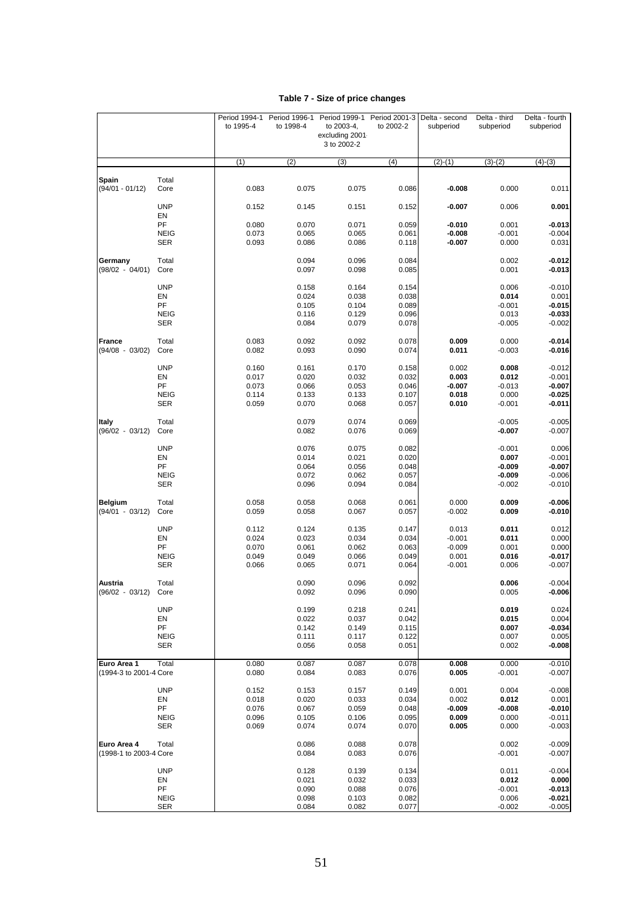**Table 7 - Size of price changes**

| | | Period 1994-1 to 1995-4 | Period 1996-1 to 1998-4 | Period 1999-1 to 2003-4, excluding 2001-3 to 2002-2 | Period 2001-3 to 2002-2 | Delta - second subperiod | Delta - third subperiod | Delta - fourth subperiod |
|---|---|---|---|---|---|---|---|---|
| | | (1) | (2) | (3) | (4) | (2)-(1) | (3)-(2) | (4)-(3) |
| **Spain** | Total | | | | | | | |
| (94/01 - 01/12) | Core | 0.083 | 0.075 | 0.075 | 0.086 | **-0.008** | 0.000 | 0.011 |
| | UNP | 0.152 | 0.145 | 0.151 | 0.152 | **-0.007** | 0.006 | **0.001** |
| | EN | | | | | | | |
| | PF | 0.080 | 0.070 | 0.071 | 0.059 | **-0.010** | 0.001 | **-0.013** |
| | NEIG | 0.073 | 0.065 | 0.065 | 0.061 | **-0.008** | -0.001 | -0.004 |
| | SER | 0.093 | 0.086 | 0.086 | 0.118 | **-0.007** | 0.000 | 0.031 |
| **Germany** | Total | | 0.094 | 0.096 | 0.084 | | 0.002 | **-0.012** |
| (98/02 - 04/01) | Core | | 0.097 | 0.098 | 0.085 | | 0.001 | **-0.013** |
| | UNP | | 0.158 | 0.164 | 0.154 | | 0.006 | -0.010 |
| | EN | | 0.024 | 0.038 | 0.038 | | **0.014** | 0.001 |
| | PF | | 0.105 | 0.104 | 0.089 | | -0.001 | **-0.015** |
| | NEIG | | 0.116 | 0.129 | 0.096 | | 0.013 | **-0.033** |
| | SER | | 0.084 | 0.079 | 0.078 | | -0.005 | -0.002 |
| **France** | Total | 0.083 | 0.092 | 0.092 | 0.078 | **0.009** | 0.000 | **-0.014** |
| (94/08 - 03/02) | Core | 0.082 | 0.093 | 0.090 | 0.074 | **0.011** | -0.003 | **-0.016** |
| | UNP | 0.160 | 0.161 | 0.170 | 0.158 | 0.002 | **0.008** | -0.012 |
| | EN | 0.017 | 0.020 | 0.032 | 0.032 | **0.003** | **0.012** | -0.001 |
| | PF | 0.073 | 0.066 | 0.053 | 0.046 | **-0.007** | -0.013 | **-0.007** |
| | NEIG | 0.114 | 0.133 | 0.133 | 0.107 | **0.018** | 0.000 | **-0.025** |
| | SER | 0.059 | 0.070 | 0.068 | 0.057 | **0.010** | -0.001 | **-0.011** |
| **Italy** | Total | | 0.079 | 0.074 | 0.069 | | -0.005 | -0.005 |
| (96/02 - 03/12) | Core | | 0.082 | 0.076 | 0.069 | | **-0.007** | -0.007 |
| | UNP | | 0.076 | 0.075 | 0.082 | | -0.001 | 0.006 |
| | EN | | 0.014 | 0.021 | 0.020 | | **0.007** | -0.001 |
| | PF | | 0.064 | 0.056 | 0.048 | | **-0.009** | **-0.007** |
| | NEIG | | 0.072 | 0.062 | 0.057 | | **-0.009** | -0.006 |
| | SER | | 0.096 | 0.094 | 0.084 | | -0.002 | -0.010 |
| **Belgium** | Total | 0.058 | 0.058 | 0.068 | 0.061 | 0.000 | **0.009** | **-0.006** |
| (94/01 - 03/12) | Core | 0.059 | 0.058 | 0.067 | 0.057 | -0.002 | **0.009** | **-0.010** |
| | UNP | 0.112 | 0.124 | 0.135 | 0.147 | 0.013 | **0.011** | 0.012 |
| | EN | 0.024 | 0.023 | 0.034 | 0.034 | -0.001 | **0.011** | 0.000 |
| | PF | 0.070 | 0.061 | 0.062 | 0.063 | -0.009 | 0.001 | 0.000 |
| | NEIG | 0.049 | 0.049 | 0.066 | 0.049 | 0.001 | **0.016** | **-0.017** |
| | SER | 0.066 | 0.065 | 0.071 | 0.064 | -0.001 | 0.006 | -0.007 |
| **Austria** | Total | | 0.090 | 0.096 | 0.092 | | **0.006** | -0.004 |
| (96/02 - 03/12) | Core | | 0.092 | 0.096 | 0.090 | | 0.005 | **-0.006** |
| | UNP | | 0.199 | 0.218 | 0.241 | | **0.019** | 0.024 |
| | EN | | 0.022 | 0.037 | 0.042 | | **0.015** | 0.004 |
| | PF | | 0.142 | 0.149 | 0.115 | | **0.007** | **-0.034** |
| | NEIG | | 0.111 | 0.117 | 0.122 | | 0.007 | 0.005 |
| | SER | | 0.056 | 0.058 | 0.051 | | 0.002 | **-0.008** |
| **Euro Area 1** | Total | 0.080 | 0.087 | 0.087 | 0.078 | **0.008** | 0.000 | -0.010 |
| (1994-3 to 2001-4 | Core | 0.080 | 0.084 | 0.083 | 0.076 | **0.005** | -0.001 | -0.007 |
| | UNP | 0.152 | 0.153 | 0.157 | 0.149 | 0.001 | 0.004 | -0.008 |
| | EN | 0.018 | 0.020 | 0.033 | 0.034 | 0.002 | **0.012** | 0.001 |
| | PF | 0.076 | 0.067 | 0.059 | 0.048 | **-0.009** | **-0.008** | **-0.010** |
| | NEIG | 0.096 | 0.105 | 0.106 | 0.095 | **0.009** | 0.000 | -0.011 |
| | SER | 0.069 | 0.074 | 0.074 | 0.070 | **0.005** | 0.000 | -0.003 |
| **Euro Area 4** | Total | | 0.086 | 0.088 | 0.078 | | 0.002 | -0.009 |
| (1998-1 to 2003-4 | Core | | 0.084 | 0.083 | 0.076 | | -0.001 | -0.007 |
| | UNP | | 0.128 | 0.139 | 0.134 | | 0.011 | -0.004 |
| | EN | | 0.021 | 0.032 | 0.033 | | **0.012** | **0.000** |
| | PF | | 0.090 | 0.088 | 0.076 | | -0.001 | **-0.013** |
| | NEIG | | 0.098 | 0.103 | 0.082 | | 0.006 | **-0.021** |
| | SER | | 0.084 | 0.082 | 0.077 | | -0.002 | -0.005 |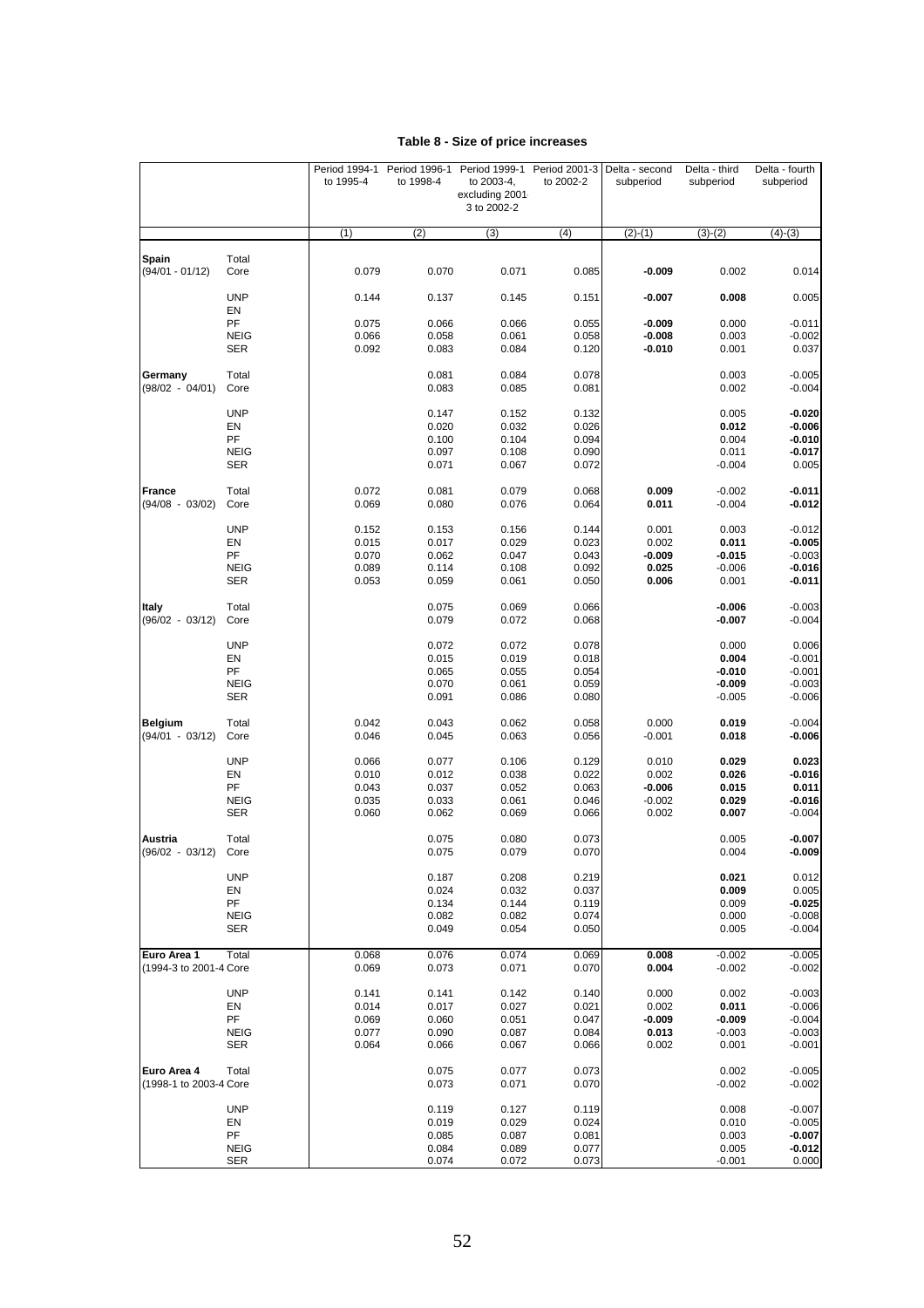**Table 8 - Size of price increases**

| | | Period 1994-1 to 1995-4 | Period 1996-1 to 1998-4 | Period 1999-1 to 2003-4, excluding 2001-3 to 2002-2 | Period 2001-3 to 2002-2 | Delta - second subperiod | Delta - third subperiod | Delta - fourth subperiod |
|---|---|---|---|---|---|---|---|---|
| | | (1) | (2) | (3) | (4) | (2)-(1) | (3)-(2) | (4)-(3) |
| **Spain** | Total | | | | | | | |
| (94/01 - 01/12) | Core | 0.079 | 0.070 | 0.071 | 0.085 | **-0.009** | 0.002 | 0.014 |
| | UNP | 0.144 | 0.137 | 0.145 | 0.151 | **-0.007** | **0.008** | 0.005 |
| | EN | | | | | | | |
| | PF | 0.075 | 0.066 | 0.066 | 0.055 | **-0.009** | 0.000 | -0.011 |
| | NEIG | 0.066 | 0.058 | 0.061 | 0.058 | **-0.008** | 0.003 | -0.002 |
| | SER | 0.092 | 0.083 | 0.084 | 0.120 | **-0.010** | 0.001 | 0.037 |
| **Germany** | Total | | 0.081 | 0.084 | 0.078 | | 0.003 | -0.005 |
| (98/02 - 04/01) | Core | | 0.083 | 0.085 | 0.081 | | 0.002 | -0.004 |
| | UNP | | 0.147 | 0.152 | 0.132 | | 0.005 | **-0.020** |
| | EN | | 0.020 | 0.032 | 0.026 | | **0.012** | **-0.006** |
| | PF | | 0.100 | 0.104 | 0.094 | | 0.004 | **-0.010** |
| | NEIG | | 0.097 | 0.108 | 0.090 | | 0.011 | **-0.017** |
| | SER | | 0.071 | 0.067 | 0.072 | | -0.004 | 0.005 |
| **France** | Total | 0.072 | 0.081 | 0.079 | 0.068 | **0.009** | -0.002 | **-0.011** |
| (94/08 - 03/02) | Core | 0.069 | 0.080 | 0.076 | 0.064 | **0.011** | -0.004 | **-0.012** |
| | UNP | 0.152 | 0.153 | 0.156 | 0.144 | 0.001 | 0.003 | -0.012 |
| | EN | 0.015 | 0.017 | 0.029 | 0.023 | 0.002 | **0.011** | **-0.005** |
| | PF | 0.070 | 0.062 | 0.047 | 0.043 | **-0.009** | **-0.015** | -0.003 |
| | NEIG | 0.089 | 0.114 | 0.108 | 0.092 | **0.025** | -0.006 | **-0.016** |
| | SER | 0.053 | 0.059 | 0.061 | 0.050 | **0.006** | 0.001 | **-0.011** |
| **Italy** | Total | | 0.075 | 0.069 | 0.066 | | **-0.006** | -0.003 |
| (96/02 - 03/12) | Core | | 0.079 | 0.072 | 0.068 | | **-0.007** | -0.004 |
| | UNP | | 0.072 | 0.072 | 0.078 | | 0.000 | 0.006 |
| | EN | | 0.015 | 0.019 | 0.018 | | **0.004** | -0.001 |
| | PF | | 0.065 | 0.055 | 0.054 | | **-0.010** | -0.001 |
| | NEIG | | 0.070 | 0.061 | 0.059 | | **-0.009** | -0.003 |
| | SER | | 0.091 | 0.086 | 0.080 | | -0.005 | -0.006 |
| **Belgium** | Total | 0.042 | 0.043 | 0.062 | 0.058 | 0.000 | **0.019** | -0.004 |
| (94/01 - 03/12) | Core | 0.046 | 0.045 | 0.063 | 0.056 | -0.001 | **0.018** | **-0.006** |
| | UNP | 0.066 | 0.077 | 0.106 | 0.129 | 0.010 | **0.029** | **0.023** |
| | EN | 0.010 | 0.012 | 0.038 | 0.022 | 0.002 | **0.026** | **-0.016** |
| | PF | 0.043 | 0.037 | 0.052 | 0.063 | **-0.006** | **0.015** | **0.011** |
| | NEIG | 0.035 | 0.033 | 0.061 | 0.046 | -0.002 | **0.029** | **-0.016** |
| | SER | 0.060 | 0.062 | 0.069 | 0.066 | 0.002 | **0.007** | -0.004 |
| **Austria** | Total | | 0.075 | 0.080 | 0.073 | | 0.005 | **-0.007** |
| (96/02 - 03/12) | Core | | 0.075 | 0.079 | 0.070 | | 0.004 | **-0.009** |
| | UNP | | 0.187 | 0.208 | 0.219 | | **0.021** | 0.012 |
| | EN | | 0.024 | 0.032 | 0.037 | | **0.009** | 0.005 |
| | PF | | 0.134 | 0.144 | 0.119 | | 0.009 | **-0.025** |
| | NEIG | | 0.082 | 0.082 | 0.074 | | 0.000 | -0.008 |
| | SER | | 0.049 | 0.054 | 0.050 | | 0.005 | -0.004 |
| **Euro Area 1** | Total | 0.068 | 0.076 | 0.074 | 0.069 | **0.008** | -0.002 | -0.005 |
| (1994-3 to 2001-4) | Core | 0.069 | 0.073 | 0.071 | 0.070 | **0.004** | -0.002 | -0.002 |
| | UNP | 0.141 | 0.141 | 0.142 | 0.140 | 0.000 | 0.002 | -0.003 |
| | EN | 0.014 | 0.017 | 0.027 | 0.021 | 0.002 | **0.011** | -0.006 |
| | PF | 0.069 | 0.060 | 0.051 | 0.047 | **-0.009** | **-0.009** | -0.004 |
| | NEIG | 0.077 | 0.090 | 0.087 | 0.084 | **0.013** | -0.003 | -0.003 |
| | SER | 0.064 | 0.066 | 0.067 | 0.066 | 0.002 | 0.001 | -0.001 |
| **Euro Area 4** | Total | | 0.075 | 0.077 | 0.073 | | 0.002 | -0.005 |
| (1998-1 to 2003-4) | Core | | 0.073 | 0.071 | 0.070 | | -0.002 | -0.002 |
| | UNP | | 0.119 | 0.127 | 0.119 | | 0.008 | -0.007 |
| | EN | | 0.019 | 0.029 | 0.024 | | 0.010 | -0.005 |
| | PF | | 0.085 | 0.087 | 0.081 | | 0.003 | **-0.007** |
| | NEIG | | 0.084 | 0.089 | 0.077 | | 0.005 | **-0.012** |
| | SER | | 0.074 | 0.072 | 0.073 | | -0.001 | 0.000 |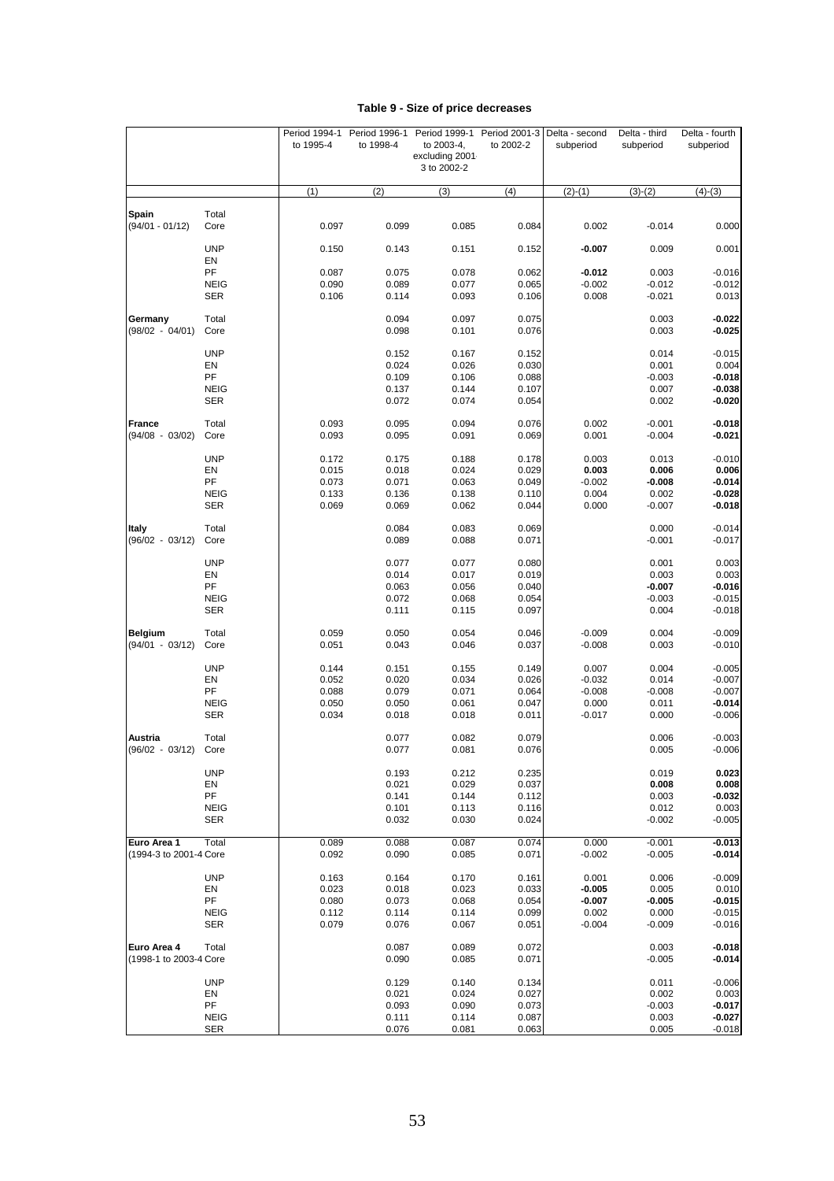# Table 9 - Size of price decreases

| | | Period 1994-1 to 1995-4 | Period 1996-1 to 1998-4 | Period 1999-1 to 2003-4, excluding 2001-3 to 2002-2 | Period 2001-3 to 2002-2 | Delta - second subperiod | Delta - third subperiod | Delta - fourth subperiod |
|---|---|---|---|---|---|---|---|---|
| | | (1) | (2) | (3) | (4) | (2)-(1) | (3)-(2) | (4)-(3) |
| **Spain** | Total | | | | | | | |
| (94/01 - 01/12) | Core | 0.097 | 0.099 | 0.085 | 0.084 | 0.002 | -0.014 | 0.000 |
| | UNP | 0.150 | 0.143 | 0.151 | 0.152 | **-0.007** | 0.009 | 0.001 |
| | EN | | | | | | | |
| | PF | 0.087 | 0.075 | 0.078 | 0.062 | **-0.012** | 0.003 | -0.016 |
| | NEIG | 0.090 | 0.089 | 0.077 | 0.065 | -0.002 | -0.012 | -0.012 |
| | SER | 0.106 | 0.114 | 0.093 | 0.106 | 0.008 | -0.021 | 0.013 |
| **Germany** | Total | | 0.094 | 0.097 | 0.075 | | 0.003 | **-0.022** |
| (98/02 - 04/01) | Core | | 0.098 | 0.101 | 0.076 | | 0.003 | **-0.025** |
| | UNP | | 0.152 | 0.167 | 0.152 | | 0.014 | -0.015 |
| | EN | | 0.024 | 0.026 | 0.030 | | 0.001 | 0.004 |
| | PF | | 0.109 | 0.106 | 0.088 | | -0.003 | **-0.018** |
| | NEIG | | 0.137 | 0.144 | 0.107 | | 0.007 | **-0.038** |
| | SER | | 0.072 | 0.074 | 0.054 | | 0.002 | **-0.020** |
| **France** | Total | 0.093 | 0.095 | 0.094 | 0.076 | 0.002 | -0.001 | **-0.018** |
| (94/08 - 03/02) | Core | 0.093 | 0.095 | 0.091 | 0.069 | 0.001 | -0.004 | **-0.021** |
| | UNP | 0.172 | 0.175 | 0.188 | 0.178 | 0.003 | 0.013 | -0.010 |
| | EN | 0.015 | 0.018 | 0.024 | 0.029 | **0.003** | **0.006** | **0.006** |
| | PF | 0.073 | 0.071 | 0.063 | 0.049 | -0.002 | **-0.008** | **-0.014** |
| | NEIG | 0.133 | 0.136 | 0.138 | 0.110 | 0.004 | 0.002 | **-0.028** |
| | SER | 0.069 | 0.069 | 0.062 | 0.044 | 0.000 | -0.007 | **-0.018** |
| **Italy** | Total | | 0.084 | 0.083 | 0.069 | | 0.000 | -0.014 |
| (96/02 - 03/12) | Core | | 0.089 | 0.088 | 0.071 | | -0.001 | -0.017 |
| | UNP | | 0.077 | 0.077 | 0.080 | | 0.001 | 0.003 |
| | EN | | 0.014 | 0.017 | 0.019 | | 0.003 | 0.003 |
| | PF | | 0.063 | 0.056 | 0.040 | | **-0.007** | **-0.016** |
| | NEIG | | 0.072 | 0.068 | 0.054 | | -0.003 | -0.015 |
| | SER | | 0.111 | 0.115 | 0.097 | | 0.004 | -0.018 |
| **Belgium** | Total | 0.059 | 0.050 | 0.054 | 0.046 | -0.009 | 0.004 | -0.009 |
| (94/01 - 03/12) | Core | 0.051 | 0.043 | 0.046 | 0.037 | -0.008 | 0.003 | -0.010 |
| | UNP | 0.144 | 0.151 | 0.155 | 0.149 | 0.007 | 0.004 | -0.005 |
| | EN | 0.052 | 0.020 | 0.034 | 0.026 | -0.032 | 0.014 | -0.007 |
| | PF | 0.088 | 0.079 | 0.071 | 0.064 | -0.008 | -0.008 | -0.007 |
| | NEIG | 0.050 | 0.050 | 0.061 | 0.047 | 0.000 | 0.011 | **-0.014** |
| | SER | 0.034 | 0.018 | 0.018 | 0.011 | -0.017 | 0.000 | -0.006 |
| **Austria** | Total | | 0.077 | 0.082 | 0.079 | | 0.006 | -0.003 |
| (96/02 - 03/12) | Core | | 0.077 | 0.081 | 0.076 | | 0.005 | -0.006 |
| | UNP | | 0.193 | 0.212 | 0.235 | | 0.019 | **0.023** |
| | EN | | 0.021 | 0.029 | 0.037 | | **0.008** | **0.008** |
| | PF | | 0.141 | 0.144 | 0.112 | | 0.003 | **-0.032** |
| | NEIG | | 0.101 | 0.113 | 0.116 | | 0.012 | 0.003 |
| | SER | | 0.032 | 0.030 | 0.024 | | -0.002 | -0.005 |
| **Euro Area 1** | Total | 0.089 | 0.088 | 0.087 | 0.074 | 0.000 | -0.001 | **-0.013** |
| (1994-3 to 2001-4) | Core | 0.092 | 0.090 | 0.085 | 0.071 | -0.002 | -0.005 | **-0.014** |
| | UNP | 0.163 | 0.164 | 0.170 | 0.161 | 0.001 | 0.006 | -0.009 |
| | EN | 0.023 | 0.018 | 0.023 | 0.033 | **-0.005** | 0.005 | 0.010 |
| | PF | 0.080 | 0.073 | 0.068 | 0.054 | **-0.007** | **-0.005** | **-0.015** |
| | NEIG | 0.112 | 0.114 | 0.114 | 0.099 | 0.002 | 0.000 | -0.015 |
| | SER | 0.079 | 0.076 | 0.067 | 0.051 | -0.004 | -0.009 | -0.016 |
| **Euro Area 4** | Total | | 0.087 | 0.089 | 0.072 | | 0.003 | **-0.018** |
| (1998-1 to 2003-4) | Core | | 0.090 | 0.085 | 0.071 | | -0.005 | **-0.014** |
| | UNP | | 0.129 | 0.140 | 0.134 | | 0.011 | -0.006 |
| | EN | | 0.021 | 0.024 | 0.027 | | 0.002 | 0.003 |
| | PF | | 0.093 | 0.090 | 0.073 | | -0.003 | **-0.017** |
| | NEIG | | 0.111 | 0.114 | 0.087 | | 0.003 | **-0.027** |
| | SER | | 0.076 | 0.081 | 0.063 | | 0.005 | -0.018 |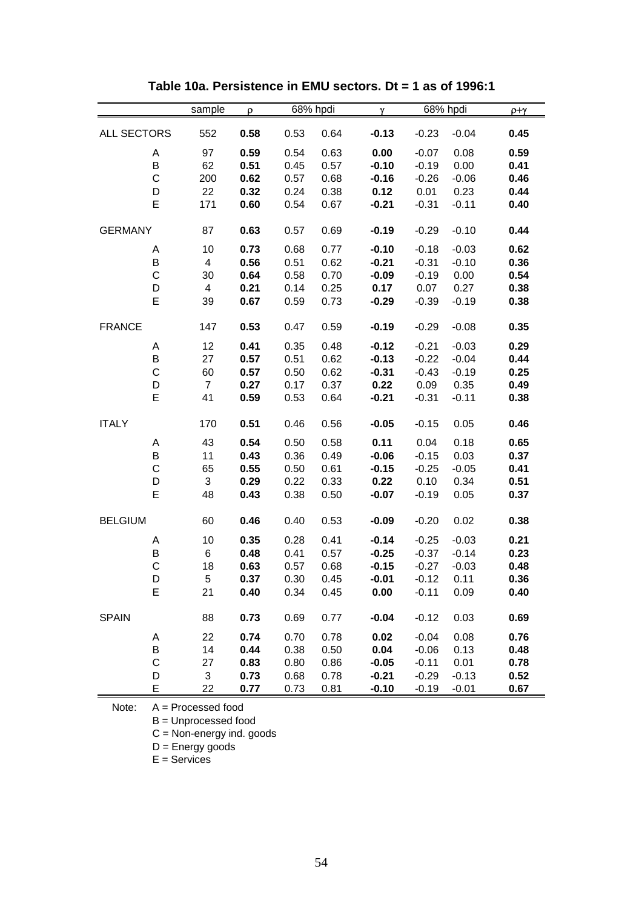**Table 10a. Persistence in EMU sectors. Dt = 1 as of 1996:1**

| | sample | $\rho$ | 68% hpdi | | $\gamma$ | 68% hpdi | | $\rho$+$\gamma$ |
|---|---|---|---|---|---|---|---|---|
| ALL SECTORS | 552 | **0.58** | 0.53 | 0.64 | **-0.13** | -0.23 | -0.04 | **0.45** |
| A | 97 | **0.59** | 0.54 | 0.63 | **0.00** | -0.07 | 0.08 | **0.59** |
| B | 62 | **0.51** | 0.45 | 0.57 | **-0.10** | -0.19 | 0.00 | **0.41** |
| C | 200 | **0.62** | 0.57 | 0.68 | **-0.16** | -0.26 | -0.06 | **0.46** |
| D | 22 | **0.32** | 0.24 | 0.38 | **0.12** | 0.01 | 0.23 | **0.44** |
| E | 171 | **0.60** | 0.54 | 0.67 | **-0.21** | -0.31 | -0.11 | **0.40** |
| GERMANY | 87 | **0.63** | 0.57 | 0.69 | **-0.19** | -0.29 | -0.10 | **0.44** |
| A | 10 | **0.73** | 0.68 | 0.77 | **-0.10** | -0.18 | -0.03 | **0.62** |
| B | 4 | **0.56** | 0.51 | 0.62 | **-0.21** | -0.31 | -0.10 | **0.36** |
| C | 30 | **0.64** | 0.58 | 0.70 | **-0.09** | -0.19 | 0.00 | **0.54** |
| D | 4 | **0.21** | 0.14 | 0.25 | **0.17** | 0.07 | 0.27 | **0.38** |
| E | 39 | **0.67** | 0.59 | 0.73 | **-0.29** | -0.39 | -0.19 | **0.38** |
| FRANCE | 147 | **0.53** | 0.47 | 0.59 | **-0.19** | -0.29 | -0.08 | **0.35** |
| A | 12 | **0.41** | 0.35 | 0.48 | **-0.12** | -0.21 | -0.03 | **0.29** |
| B | 27 | **0.57** | 0.51 | 0.62 | **-0.13** | -0.22 | -0.04 | **0.44** |
| C | 60 | **0.57** | 0.50 | 0.62 | **-0.31** | -0.43 | -0.19 | **0.25** |
| D | 7 | **0.27** | 0.17 | 0.37 | **0.22** | 0.09 | 0.35 | **0.49** |
| E | 41 | **0.59** | 0.53 | 0.64 | **-0.21** | -0.31 | -0.11 | **0.38** |
| ITALY | 170 | **0.51** | 0.46 | 0.56 | **-0.05** | -0.15 | 0.05 | **0.46** |
| A | 43 | **0.54** | 0.50 | 0.58 | **0.11** | 0.04 | 0.18 | **0.65** |
| B | 11 | **0.43** | 0.36 | 0.49 | **-0.06** | -0.15 | 0.03 | **0.37** |
| C | 65 | **0.55** | 0.50 | 0.61 | **-0.15** | -0.25 | -0.05 | **0.41** |
| D | 3 | **0.29** | 0.22 | 0.33 | **0.22** | 0.10 | 0.34 | **0.51** |
| E | 48 | **0.43** | 0.38 | 0.50 | **-0.07** | -0.19 | 0.05 | **0.37** |
| BELGIUM | 60 | **0.46** | 0.40 | 0.53 | **-0.09** | -0.20 | 0.02 | **0.38** |
| A | 10 | **0.35** | 0.28 | 0.41 | **-0.14** | -0.25 | -0.03 | **0.21** |
| B | 6 | **0.48** | 0.41 | 0.57 | **-0.25** | -0.37 | -0.14 | **0.23** |
| C | 18 | **0.63** | 0.57 | 0.68 | **-0.15** | -0.27 | -0.03 | **0.48** |
| D | 5 | **0.37** | 0.30 | 0.45 | **-0.01** | -0.12 | 0.11 | **0.36** |
| E | 21 | **0.40** | 0.34 | 0.45 | **0.00** | -0.11 | 0.09 | **0.40** |
| SPAIN | 88 | **0.73** | 0.69 | 0.77 | **-0.04** | -0.12 | 0.03 | **0.69** |
| A | 22 | **0.74** | 0.70 | 0.78 | **0.02** | -0.04 | 0.08 | **0.76** |
| B | 14 | **0.44** | 0.38 | 0.50 | **0.04** | -0.06 | 0.13 | **0.48** |
| C | 27 | **0.83** | 0.80 | 0.86 | **-0.05** | -0.11 | 0.01 | **0.78** |
| D | 3 | **0.73** | 0.68 | 0.78 | **-0.21** | -0.29 | -0.13 | **0.52** |
| E | 22 | **0.77** | 0.73 | 0.81 | **-0.10** | -0.19 | -0.01 | **0.67** |

Note: A = Processed food
B = Unprocessed food
C = Non-energy ind. goods
D = Energy goods
E = Services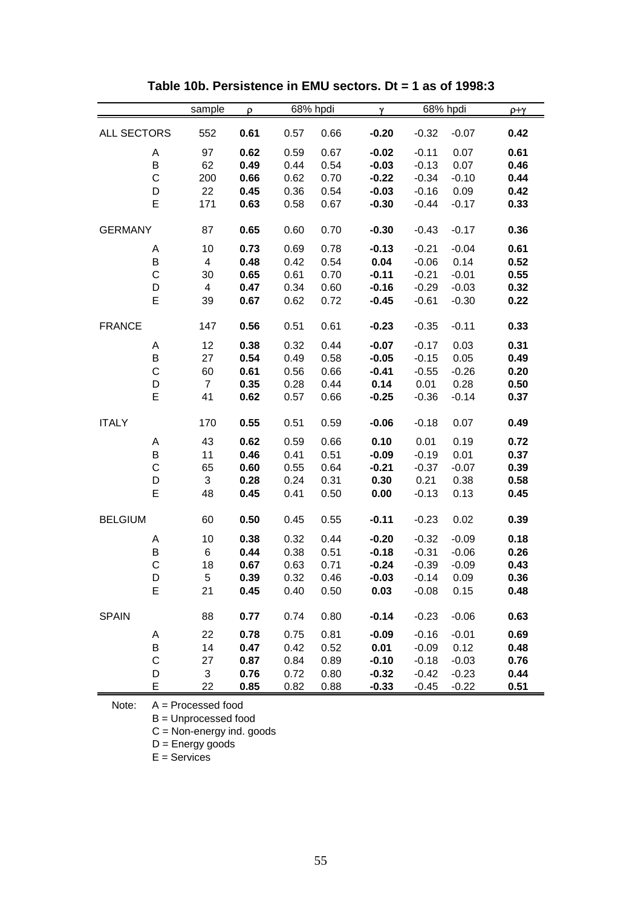**Table 10b. Persistence in EMU sectors. Dt = 1 as of 1998:3**

| | sample | ρ | 68% hpdi | | γ | 68% hpdi | | ρ+γ |
|---|---|---|---|---|---|---|---|---|
| ALL SECTORS | 552 | **0.61** | 0.57 | 0.66 | **-0.20** | -0.32 | -0.07 | **0.42** |
| A | 97 | **0.62** | 0.59 | 0.67 | **-0.02** | -0.11 | 0.07 | **0.61** |
| B | 62 | **0.49** | 0.44 | 0.54 | **-0.03** | -0.13 | 0.07 | **0.46** |
| C | 200 | **0.66** | 0.62 | 0.70 | **-0.22** | -0.34 | -0.10 | **0.44** |
| D | 22 | **0.45** | 0.36 | 0.54 | **-0.03** | -0.16 | 0.09 | **0.42** |
| E | 171 | **0.63** | 0.58 | 0.67 | **-0.30** | -0.44 | -0.17 | **0.33** |
| GERMANY | 87 | **0.65** | 0.60 | 0.70 | **-0.30** | -0.43 | -0.17 | **0.36** |
| A | 10 | **0.73** | 0.69 | 0.78 | **-0.13** | -0.21 | -0.04 | **0.61** |
| B | 4 | **0.48** | 0.42 | 0.54 | **0.04** | -0.06 | 0.14 | **0.52** |
| C | 30 | **0.65** | 0.61 | 0.70 | **-0.11** | -0.21 | -0.01 | **0.55** |
| D | 4 | **0.47** | 0.34 | 0.60 | **-0.16** | -0.29 | -0.03 | **0.32** |
| E | 39 | **0.67** | 0.62 | 0.72 | **-0.45** | -0.61 | -0.30 | **0.22** |
| FRANCE | 147 | **0.56** | 0.51 | 0.61 | **-0.23** | -0.35 | -0.11 | **0.33** |
| A | 12 | **0.38** | 0.32 | 0.44 | **-0.07** | -0.17 | 0.03 | **0.31** |
| B | 27 | **0.54** | 0.49 | 0.58 | **-0.05** | -0.15 | 0.05 | **0.49** |
| C | 60 | **0.61** | 0.56 | 0.66 | **-0.41** | -0.55 | -0.26 | **0.20** |
| D | 7 | **0.35** | 0.28 | 0.44 | **0.14** | 0.01 | 0.28 | **0.50** |
| E | 41 | **0.62** | 0.57 | 0.66 | **-0.25** | -0.36 | -0.14 | **0.37** |
| ITALY | 170 | **0.55** | 0.51 | 0.59 | **-0.06** | -0.18 | 0.07 | **0.49** |
| A | 43 | **0.62** | 0.59 | 0.66 | **0.10** | 0.01 | 0.19 | **0.72** |
| B | 11 | **0.46** | 0.41 | 0.51 | **-0.09** | -0.19 | 0.01 | **0.37** |
| C | 65 | **0.60** | 0.55 | 0.64 | **-0.21** | -0.37 | -0.07 | **0.39** |
| D | 3 | **0.28** | 0.24 | 0.31 | **0.30** | 0.21 | 0.38 | **0.58** |
| E | 48 | **0.45** | 0.41 | 0.50 | **0.00** | -0.13 | 0.13 | **0.45** |
| BELGIUM | 60 | **0.50** | 0.45 | 0.55 | **-0.11** | -0.23 | 0.02 | **0.39** |
| A | 10 | **0.38** | 0.32 | 0.44 | **-0.20** | -0.32 | -0.09 | **0.18** |
| B | 6 | **0.44** | 0.38 | 0.51 | **-0.18** | -0.31 | -0.06 | **0.26** |
| C | 18 | **0.67** | 0.63 | 0.71 | **-0.24** | -0.39 | -0.09 | **0.43** |
| D | 5 | **0.39** | 0.32 | 0.46 | **-0.03** | -0.14 | 0.09 | **0.36** |
| E | 21 | **0.45** | 0.40 | 0.50 | **0.03** | -0.08 | 0.15 | **0.48** |
| SPAIN | 88 | **0.77** | 0.74 | 0.80 | **-0.14** | -0.23 | -0.06 | **0.63** |
| A | 22 | **0.78** | 0.75 | 0.81 | **-0.09** | -0.16 | -0.01 | **0.69** |
| B | 14 | **0.47** | 0.42 | 0.52 | **0.01** | -0.09 | 0.12 | **0.48** |
| C | 27 | **0.87** | 0.84 | 0.89 | **-0.10** | -0.18 | -0.03 | **0.76** |
| D | 3 | **0.76** | 0.72 | 0.80 | **-0.32** | -0.42 | -0.23 | **0.44** |
| E | 22 | **0.85** | 0.82 | 0.88 | **-0.33** | -0.45 | -0.22 | **0.51** |

Note: A = Processed food
B = Unprocessed food
C = Non-energy ind. goods
D = Energy goods
E = Services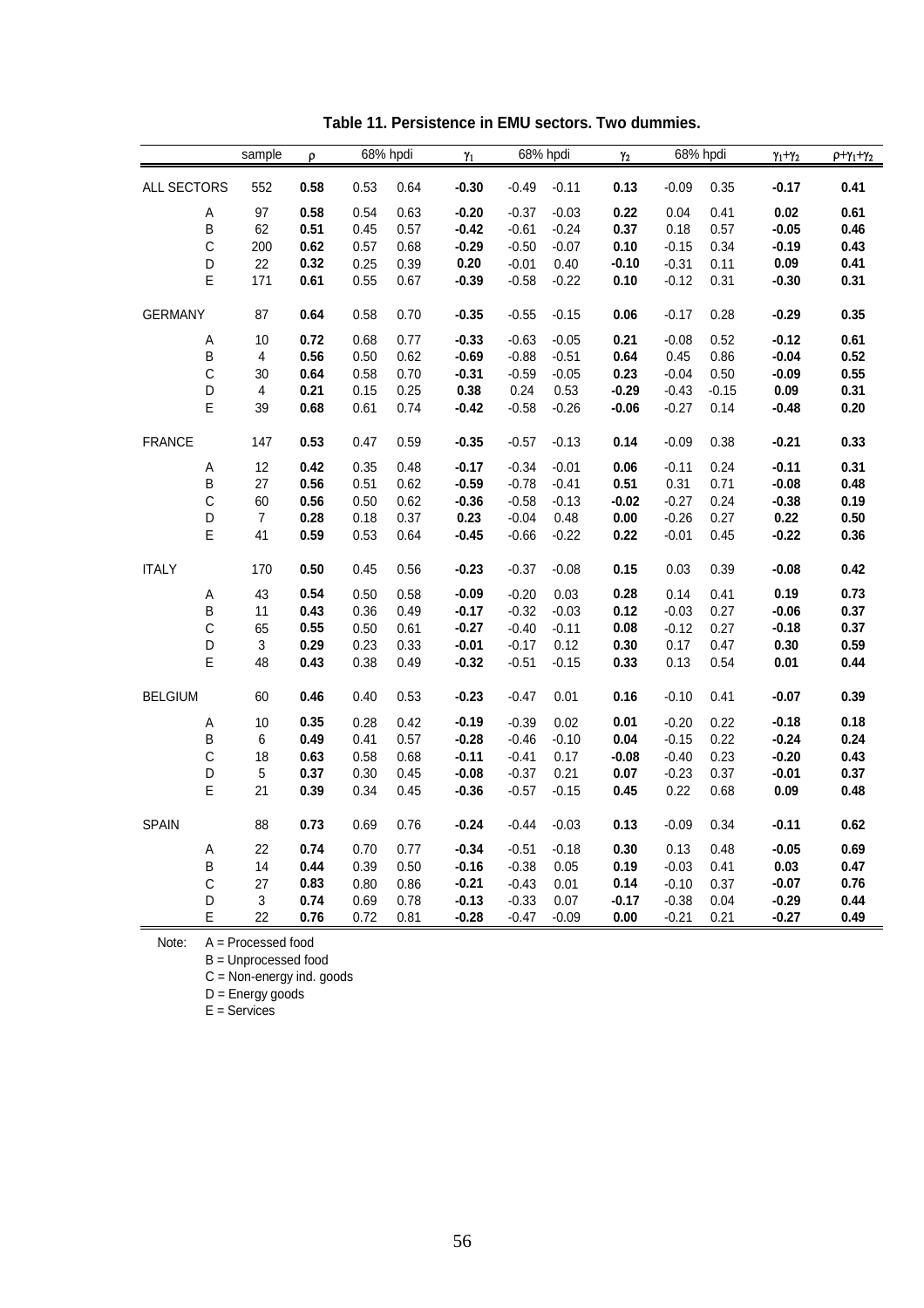**Table 11. Persistence in EMU sectors. Two dummies.**

| | | sample | $\rho$ | 68% hpdi | | $\gamma_1$ | 68% hpdi | | $\gamma_2$ | 68% hpdi | | $\gamma_1+\gamma_2$ | $\rho+\gamma_1+\gamma_2$ |
|---|---|---|---|---|---|---|---|---|---|---|---|---|---|
| ALL SECTORS | | 552 | **0.58** | 0.53 | 0.64 | **-0.30** | -0.49 | -0.11 | **0.13** | -0.09 | 0.35 | **-0.17** | **0.41** |
| | A | 97 | **0.58** | 0.54 | 0.63 | **-0.20** | -0.37 | -0.03 | **0.22** | 0.04 | 0.41 | **0.02** | **0.61** |
| | B | 62 | **0.51** | 0.45 | 0.57 | **-0.42** | -0.61 | -0.24 | **0.37** | 0.18 | 0.57 | **-0.05** | **0.46** |
| | C | 200 | **0.62** | 0.57 | 0.68 | **-0.29** | -0.50 | -0.07 | **0.10** | -0.15 | 0.34 | **-0.19** | **0.43** |
| | D | 22 | **0.32** | 0.25 | 0.39 | **0.20** | -0.01 | 0.40 | **-0.10** | -0.31 | 0.11 | **0.09** | **0.41** |
| | E | 171 | **0.61** | 0.55 | 0.67 | **-0.39** | -0.58 | -0.22 | **0.10** | -0.12 | 0.31 | **-0.30** | **0.31** |
| GERMANY | | 87 | **0.64** | 0.58 | 0.70 | **-0.35** | -0.55 | -0.15 | **0.06** | -0.17 | 0.28 | **-0.29** | **0.35** |
| | A | 10 | **0.72** | 0.68 | 0.77 | **-0.33** | -0.63 | -0.05 | **0.21** | -0.08 | 0.52 | **-0.12** | **0.61** |
| | B | 4 | **0.56** | 0.50 | 0.62 | **-0.69** | -0.88 | -0.51 | **0.64** | 0.45 | 0.86 | **-0.04** | **0.52** |
| | C | 30 | **0.64** | 0.58 | 0.70 | **-0.31** | -0.59 | -0.05 | **0.23** | -0.04 | 0.50 | **-0.09** | **0.55** |
| | D | 4 | **0.21** | 0.15 | 0.25 | **0.38** | 0.24 | 0.53 | **-0.29** | -0.43 | -0.15 | **0.09** | **0.31** |
| | E | 39 | **0.68** | 0.61 | 0.74 | **-0.42** | -0.58 | -0.26 | **-0.06** | -0.27 | 0.14 | **-0.48** | **0.20** |
| FRANCE | | 147 | **0.53** | 0.47 | 0.59 | **-0.35** | -0.57 | -0.13 | **0.14** | -0.09 | 0.38 | **-0.21** | **0.33** |
| | A | 12 | **0.42** | 0.35 | 0.48 | **-0.17** | -0.34 | -0.01 | **0.06** | -0.11 | 0.24 | **-0.11** | **0.31** |
| | B | 27 | **0.56** | 0.51 | 0.62 | **-0.59** | -0.78 | -0.41 | **0.51** | 0.31 | 0.71 | **-0.08** | **0.48** |
| | C | 60 | **0.56** | 0.50 | 0.62 | **-0.36** | -0.58 | -0.13 | **-0.02** | -0.27 | 0.24 | **-0.38** | **0.19** |
| | D | 7 | **0.28** | 0.18 | 0.37 | **0.23** | -0.04 | 0.48 | **0.00** | -0.26 | 0.27 | **0.22** | **0.50** |
| | E | 41 | **0.59** | 0.53 | 0.64 | **-0.45** | -0.66 | -0.22 | **0.22** | -0.01 | 0.45 | **-0.22** | **0.36** |
| ITALY | | 170 | **0.50** | 0.45 | 0.56 | **-0.23** | -0.37 | -0.08 | **0.15** | 0.03 | 0.39 | **-0.08** | **0.42** |
| | A | 43 | **0.54** | 0.50 | 0.58 | **-0.09** | -0.20 | 0.03 | **0.28** | 0.14 | 0.41 | **0.19** | **0.73** |
| | B | 11 | **0.43** | 0.36 | 0.49 | **-0.17** | -0.32 | -0.03 | **0.12** | -0.03 | 0.27 | **-0.06** | **0.37** |
| | C | 65 | **0.55** | 0.50 | 0.61 | **-0.27** | -0.40 | -0.11 | **0.08** | -0.12 | 0.27 | **-0.18** | **0.37** |
| | D | 3 | **0.29** | 0.23 | 0.33 | **-0.01** | -0.17 | 0.12 | **0.30** | 0.17 | 0.47 | **0.30** | **0.59** |
| | E | 48 | **0.43** | 0.38 | 0.49 | **-0.32** | -0.51 | -0.15 | **0.33** | 0.13 | 0.54 | **0.01** | **0.44** |
| BELGIUM | | 60 | **0.46** | 0.40 | 0.53 | **-0.23** | -0.47 | 0.01 | **0.16** | -0.10 | 0.41 | **-0.07** | **0.39** |
| | A | 10 | **0.35** | 0.28 | 0.42 | **-0.19** | -0.39 | 0.02 | **0.01** | -0.20 | 0.22 | **-0.18** | **0.18** |
| | B | 6 | **0.49** | 0.41 | 0.57 | **-0.28** | -0.46 | -0.10 | **0.04** | -0.15 | 0.22 | **-0.24** | **0.24** |
| | C | 18 | **0.63** | 0.58 | 0.68 | **-0.11** | -0.41 | 0.17 | **-0.08** | -0.40 | 0.23 | **-0.20** | **0.43** |
| | D | 5 | **0.37** | 0.30 | 0.45 | **-0.08** | -0.37 | 0.21 | **0.07** | -0.23 | 0.37 | **-0.01** | **0.37** |
| | E | 21 | **0.39** | 0.34 | 0.45 | **-0.36** | -0.57 | -0.15 | **0.45** | 0.22 | 0.68 | **0.09** | **0.48** |
| SPAIN | | 88 | **0.73** | 0.69 | 0.76 | **-0.24** | -0.44 | -0.03 | **0.13** | -0.09 | 0.34 | **-0.11** | **0.62** |
| | A | 22 | **0.74** | 0.70 | 0.77 | **-0.34** | -0.51 | -0.18 | **0.30** | 0.13 | 0.48 | **-0.05** | **0.69** |
| | B | 14 | **0.44** | 0.39 | 0.50 | **-0.16** | -0.38 | 0.05 | **0.19** | -0.03 | 0.41 | **0.03** | **0.47** |
| | C | 27 | **0.83** | 0.80 | 0.86 | **-0.21** | -0.43 | 0.01 | **0.14** | -0.10 | 0.37 | **-0.07** | **0.76** |
| | D | 3 | **0.74** | 0.69 | 0.78 | **-0.13** | -0.33 | 0.07 | **-0.17** | -0.38 | 0.04 | **-0.29** | **0.44** |
| | E | 22 | **0.76** | 0.72 | 0.81 | **-0.28** | -0.47 | -0.09 | **0.00** | -0.21 | 0.21 | **-0.27** | **0.49** |

Note: A = Processed food
B = Unprocessed food
C = Non-energy ind. goods
D = Energy goods
E = Services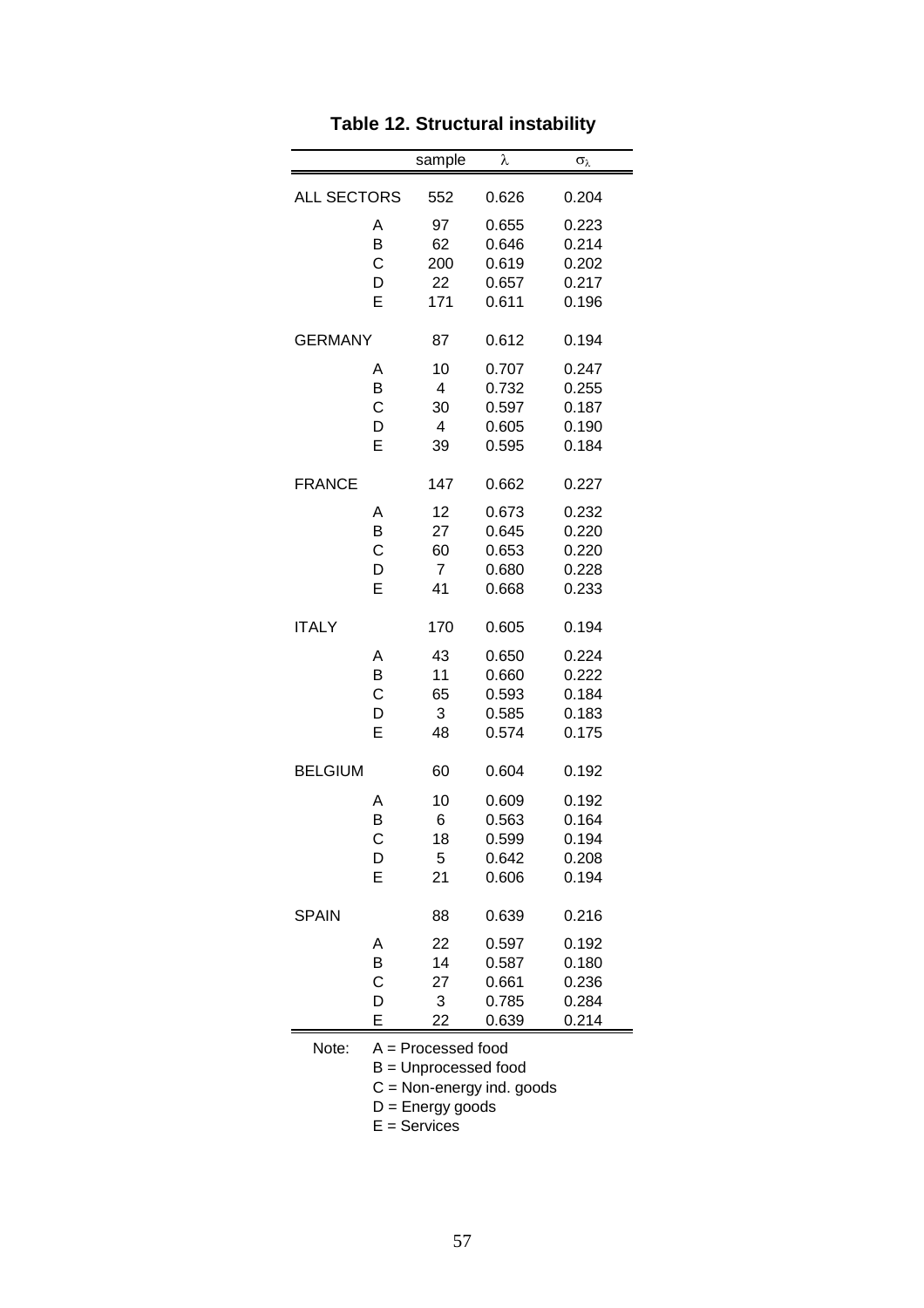# Table 12. Structural instability

| | | sample | $\lambda$ | $\sigma_{\lambda}$ |
|---|---|---|---|---|
| ALL SECTORS | | 552 | 0.626 | 0.204 |
| | A | 97 | 0.655 | 0.223 |
| | B | 62 | 0.646 | 0.214 |
| | C | 200 | 0.619 | 0.202 |
| | D | 22 | 0.657 | 0.217 |
| | E | 171 | 0.611 | 0.196 |
| GERMANY | | 87 | 0.612 | 0.194 |
| | A | 10 | 0.707 | 0.247 |
| | B | 4 | 0.732 | 0.255 |
| | C | 30 | 0.597 | 0.187 |
| | D | 4 | 0.605 | 0.190 |
| | E | 39 | 0.595 | 0.184 |
| FRANCE | | 147 | 0.662 | 0.227 |
| | A | 12 | 0.673 | 0.232 |
| | B | 27 | 0.645 | 0.220 |
| | C | 60 | 0.653 | 0.220 |
| | D | 7 | 0.680 | 0.228 |
| | E | 41 | 0.668 | 0.233 |
| ITALY | | 170 | 0.605 | 0.194 |
| | A | 43 | 0.650 | 0.224 |
| | B | 11 | 0.660 | 0.222 |
| | C | 65 | 0.593 | 0.184 |
| | D | 3 | 0.585 | 0.183 |
| | E | 48 | 0.574 | 0.175 |
| BELGIUM | | 60 | 0.604 | 0.192 |
| | A | 10 | 0.609 | 0.192 |
| | B | 6 | 0.563 | 0.164 |
| | C | 18 | 0.599 | 0.194 |
| | D | 5 | 0.642 | 0.208 |
| | E | 21 | 0.606 | 0.194 |
| SPAIN | | 88 | 0.639 | 0.216 |
| | A | 22 | 0.597 | 0.192 |
| | B | 14 | 0.587 | 0.180 |
| | C | 27 | 0.661 | 0.236 |
| | D | 3 | 0.785 | 0.284 |
| | E | 22 | 0.639 | 0.214 |

Note: A = Processed food
B = Unprocessed food
C = Non-energy ind. goods
D = Energy goods
E = Services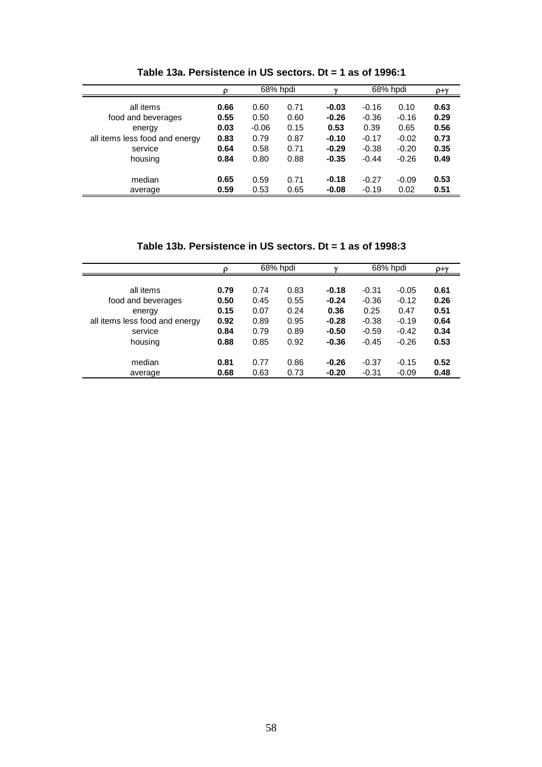**Table 13a. Persistence in US sectors. Dt = 1 as of 1996:1**

| | $\rho$ | 68% hpdi | | $\gamma$ | 68% hpdi | | $\rho+\gamma$ |
|---|---|---|---|---|---|---|---|
| all items | **0.66** | 0.60 | 0.71 | **-0.03** | -0.16 | 0.10 | **0.63** |
| food and beverages | **0.55** | 0.50 | 0.60 | **-0.26** | -0.36 | -0.16 | **0.29** |
| energy | **0.03** | -0.06 | 0.15 | **0.53** | 0.39 | 0.65 | **0.56** |
| all items less food and energy | **0.83** | 0.79 | 0.87 | **-0.10** | -0.17 | -0.02 | **0.73** |
| service | **0.64** | 0.58 | 0.71 | **-0.29** | -0.38 | -0.20 | **0.35** |
| housing | **0.84** | 0.80 | 0.88 | **-0.35** | -0.44 | -0.26 | **0.49** |
| median | **0.65** | 0.59 | 0.71 | **-0.18** | -0.27 | -0.09 | **0.53** |
| average | **0.59** | 0.53 | 0.65 | **-0.08** | -0.19 | 0.02 | **0.51** |

**Table 13b. Persistence in US sectors. Dt = 1 as of 1998:3**

| | $\rho$ | 68% hpdi | | $\gamma$ | 68% hpdi | | $\rho+\gamma$ |
|---|---|---|---|---|---|---|---|
| all items | **0.79** | 0.74 | 0.83 | **-0.18** | -0.31 | -0.05 | **0.61** |
| food and beverages | **0.50** | 0.45 | 0.55 | **-0.24** | -0.36 | -0.12 | **0.26** |
| energy | **0.15** | 0.07 | 0.24 | **0.36** | 0.25 | 0.47 | **0.51** |
| all items less food and energy | **0.92** | 0.89 | 0.95 | **-0.28** | -0.38 | -0.19 | **0.64** |
| service | **0.84** | 0.79 | 0.89 | **-0.50** | -0.59 | -0.42 | **0.34** |
| housing | **0.88** | 0.85 | 0.92 | **-0.36** | -0.45 | -0.26 | **0.53** |
| median | **0.81** | 0.77 | 0.86 | **-0.26** | -0.37 | -0.15 | **0.52** |
| average | **0.68** | 0.63 | 0.73 | **-0.20** | -0.31 | -0.09 | **0.48** |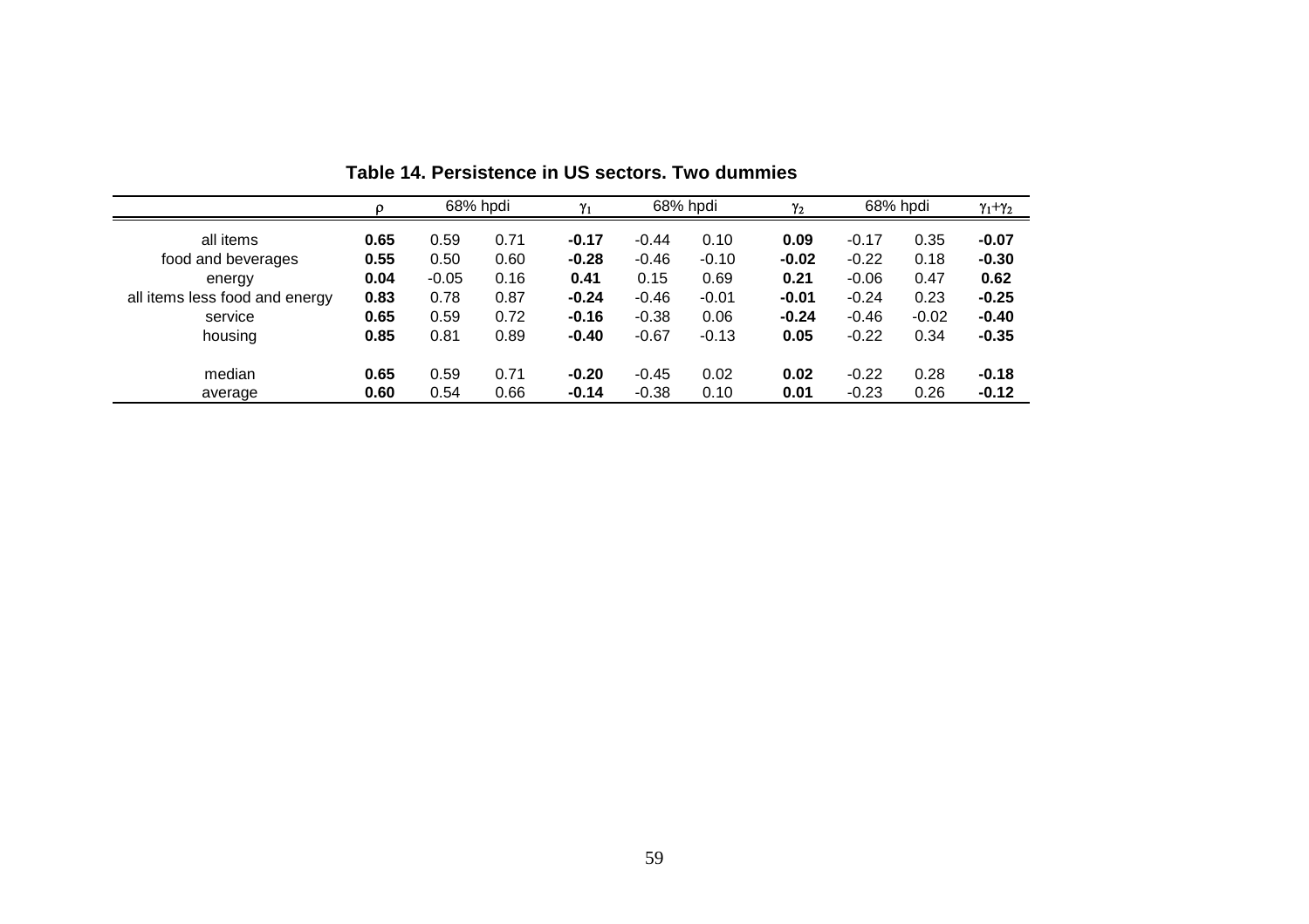**Table 14. Persistence in US sectors. Two dummies**

| | $\rho$ | 68% hpdi | | $\gamma_1$ | 68% hpdi | | $\gamma_2$ | 68% hpdi | | $\gamma_1+\gamma_2$ |
|---|---|---|---|---|---|---|---|---|---|---|
| all items | **0.65** | 0.59 | 0.71 | **-0.17** | -0.44 | 0.10 | **0.09** | -0.17 | 0.35 | **-0.07** |
| food and beverages | **0.55** | 0.50 | 0.60 | **-0.28** | -0.46 | -0.10 | **-0.02** | -0.22 | 0.18 | **-0.30** |
| energy | **0.04** | -0.05 | 0.16 | **0.41** | 0.15 | 0.69 | **0.21** | -0.06 | 0.47 | **0.62** |
| all items less food and energy | **0.83** | 0.78 | 0.87 | **-0.24** | -0.46 | -0.01 | **-0.01** | -0.24 | 0.23 | **-0.25** |
| service | **0.65** | 0.59 | 0.72 | **-0.16** | -0.38 | 0.06 | **-0.24** | -0.46 | -0.02 | **-0.40** |
| housing | **0.85** | 0.81 | 0.89 | **-0.40** | -0.67 | -0.13 | **0.05** | -0.22 | 0.34 | **-0.35** |
| median | **0.65** | 0.59 | 0.71 | **-0.20** | -0.45 | 0.02 | **0.02** | -0.22 | 0.28 | **-0.18** |
| average | **0.60** | 0.54 | 0.66 | **-0.14** | -0.38 | 0.10 | **0.01** | -0.23 | 0.26 | **-0.12** |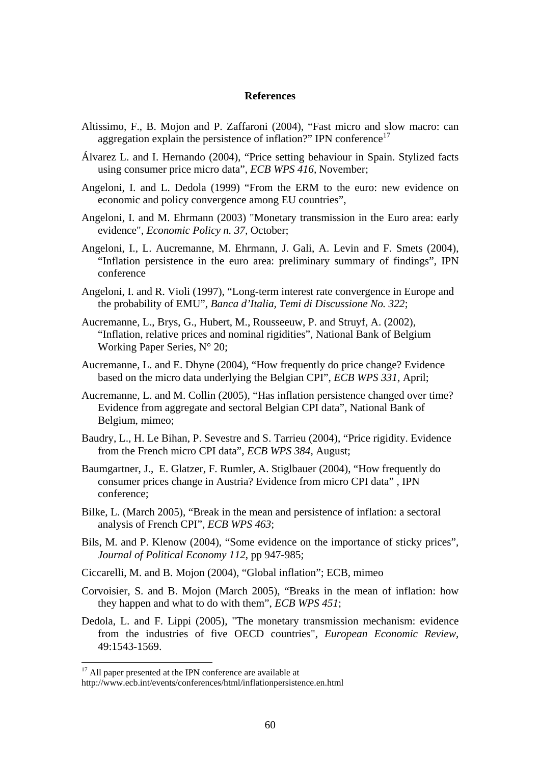**References**

Altissimo, F., B. Mojon and P. Zaffaroni (2004), "Fast micro and slow macro: can aggregation explain the persistence of inflation?" IPN conference[17]

Álvarez L. and I. Hernando (2004), "Price setting behaviour in Spain. Stylized facts using consumer price micro data", *ECB WPS 416*, November;

Angeloni, I. and L. Dedola (1999) "From the ERM to the euro: new evidence on economic and policy convergence among EU countries",

Angeloni, I. and M. Ehrmann (2003) "Monetary transmission in the Euro area: early evidence", *Economic Policy n. 37*, October;

Angeloni, I., L. Aucremanne, M. Ehrmann, J. Gali, A. Levin and F. Smets (2004), "Inflation persistence in the euro area: preliminary summary of findings", IPN conference

Angeloni, I. and R. Violi (1997), "Long-term interest rate convergence in Europe and the probability of EMU", *Banca d'Italia, Temi di Discussione No. 322*;

Aucremanne, L., Brys, G., Hubert, M., Rousseeuw, P. and Struyf, A. (2002), "Inflation, relative prices and nominal rigidities", National Bank of Belgium Working Paper Series, N° 20;

Aucremanne, L. and E. Dhyne (2004), "How frequently do price change? Evidence based on the micro data underlying the Belgian CPI", *ECB WPS 331*, April;

Aucremanne, L. and M. Collin (2005), "Has inflation persistence changed over time? Evidence from aggregate and sectoral Belgian CPI data", National Bank of Belgium, mimeo;

Baudry, L., H. Le Bihan, P. Sevestre and S. Tarrieu (2004), "Price rigidity. Evidence from the French micro CPI data", *ECB WPS 384*, August;

Baumgartner, J., E. Glatzer, F. Rumler, A. Stiglbauer (2004), "How frequently do consumer prices change in Austria? Evidence from micro CPI data" , IPN conference;

Bilke, L. (March 2005), "Break in the mean and persistence of inflation: a sectoral analysis of French CPI", *ECB WPS 463*;

Bils, M. and P. Klenow (2004), "Some evidence on the importance of sticky prices", *Journal of Political Economy 112*, pp 947-985;

Ciccarelli, M. and B. Mojon (2004), "Global inflation"; ECB, mimeo

Corvoisier, S. and B. Mojon (March 2005), "Breaks in the mean of inflation: how they happen and what to do with them", *ECB WPS 451*;

Dedola, L. and F. Lippi (2005), "The monetary transmission mechanism: evidence from the industries of five OECD countries", *European Economic Review*, 49:1543-1569.

[17] All paper presented at the IPN conference are available at http://www.ecb.int/events/conferences/html/inflationpersistence.en.html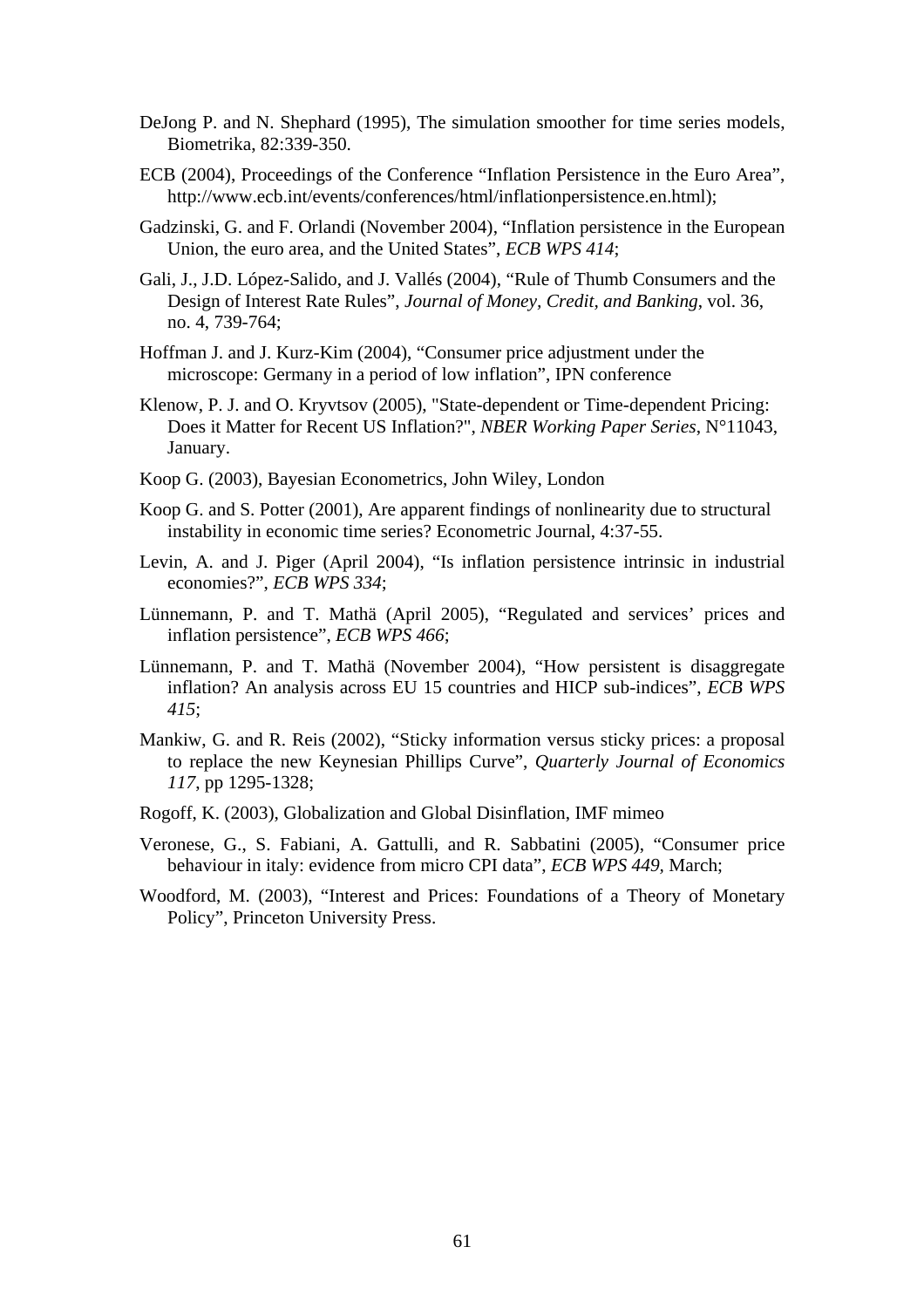DeJong P. and N. Shephard (1995), The simulation smoother for time series models, Biometrika, 82:339-350.

ECB (2004), Proceedings of the Conference “Inflation Persistence in the Euro Area”, http://www.ecb.int/events/conferences/html/inflationpersistence.en.html);

Gadzinski, G. and F. Orlandi (November 2004), “Inflation persistence in the European Union, the euro area, and the United States”, *ECB WPS 414*;

Gali, J., J.D. López-Salido, and J. Vallés (2004), “Rule of Thumb Consumers and the Design of Interest Rate Rules”, *Journal of Money, Credit, and Banking*, vol. 36, no. 4, 739-764;

Hoffman J. and J. Kurz-Kim (2004), “Consumer price adjustment under the microscope: Germany in a period of low inflation”, IPN conference

Klenow, P. J. and O. Kryvtsov (2005), "State-dependent or Time-dependent Pricing: Does it Matter for Recent US Inflation?", *NBER Working Paper Series*, N°11043, January.

Koop G. (2003), Bayesian Econometrics, John Wiley, London

Koop G. and S. Potter (2001), Are apparent findings of nonlinearity due to structural instability in economic time series? Econometric Journal, 4:37-55.

Levin, A. and J. Piger (April 2004), “Is inflation persistence intrinsic in industrial economies?”, *ECB WPS 334*;

Lünnemann, P. and T. Mathä (April 2005), “Regulated and services’ prices and inflation persistence”, *ECB WPS 466*;

Lünnemann, P. and T. Mathä (November 2004), “How persistent is disaggregate inflation? An analysis across EU 15 countries and HICP sub-indices”, *ECB WPS 415*;

Mankiw, G. and R. Reis (2002), “Sticky information versus sticky prices: a proposal to replace the new Keynesian Phillips Curve”, *Quarterly Journal of Economics 117*, pp 1295-1328;

Rogoff, K. (2003), Globalization and Global Disinflation, IMF mimeo

Veronese, G., S. Fabiani, A. Gattulli, and R. Sabbatini (2005), “Consumer price behaviour in italy: evidence from micro CPI data”, *ECB WPS 449*, March;

Woodford, M. (2003), “Interest and Prices: Foundations of a Theory of Monetary Policy”, Princeton University Press.